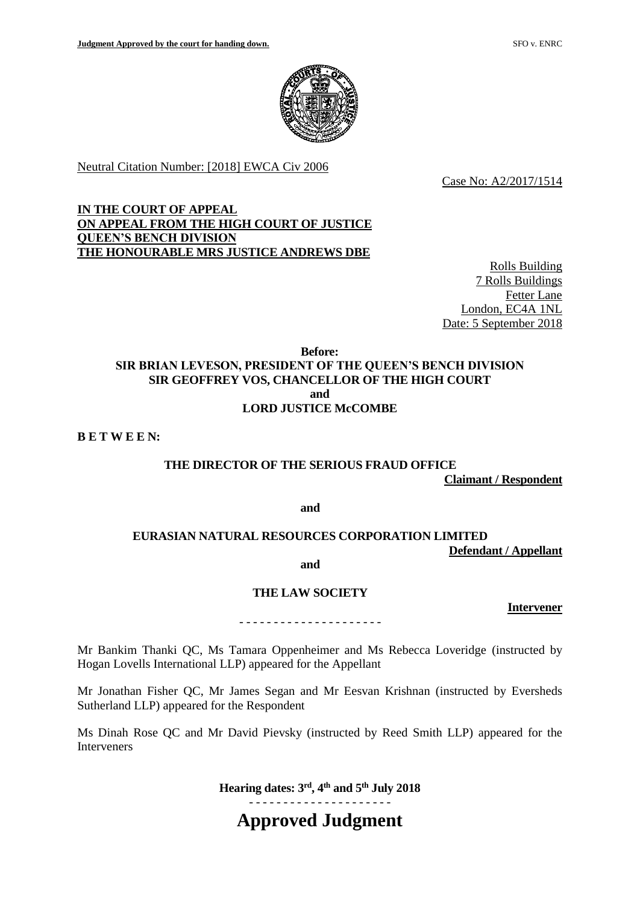Neutral Citation Number: [2018] EWCA Civ 2006

Case No: A2/2017/1514

**IN THE COURT OF APPEAL**
**ON APPEAL FROM THE HIGH COURT OF JUSTICE**
**QUEEN'S BENCH DIVISION**
**THE HONOURABLE MRS JUSTICE ANDREWS DBE**

Rolls Building
7 Rolls Buildings
Fetter Lane
London, EC4A 1NL
Date: 5 September 2018

**Before:**

**SIR BRIAN LEVESON, PRESIDENT OF THE QUEEN'S BENCH DIVISION**
**SIR GEOFFREY VOS, CHANCELLOR OF THE HIGH COURT**
**and**
**LORD JUSTICE McCOMBE**

**B E T W E E N:**

**THE DIRECTOR OF THE SERIOUS FRAUD OFFICE**
**Claimant / Respondent**

**and**

**EURASIAN NATURAL RESOURCES CORPORATION LIMITED**
**Defendant / Appellant**

**and**

**THE LAW SOCIETY**
**Intervener**

- - - - - - - - - - - - - - - - - - - -

Mr Bankim Thanki QC, Ms Tamara Oppenheimer and Ms Rebecca Loveridge (instructed by Hogan Lovells International LLP) appeared for the Appellant

Mr Jonathan Fisher QC, Mr James Segan and Mr Eesvan Krishnan (instructed by Eversheds Sutherland LLP) appeared for the Respondent

Ms Dinah Rose QC and Mr David Pievsky (instructed by Reed Smith LLP) appeared for the Interveners

**Hearing dates: 3rd, 4th and 5th July 2018**

- - - - - - - - - - - - - - - - - - - -

# Approved Judgment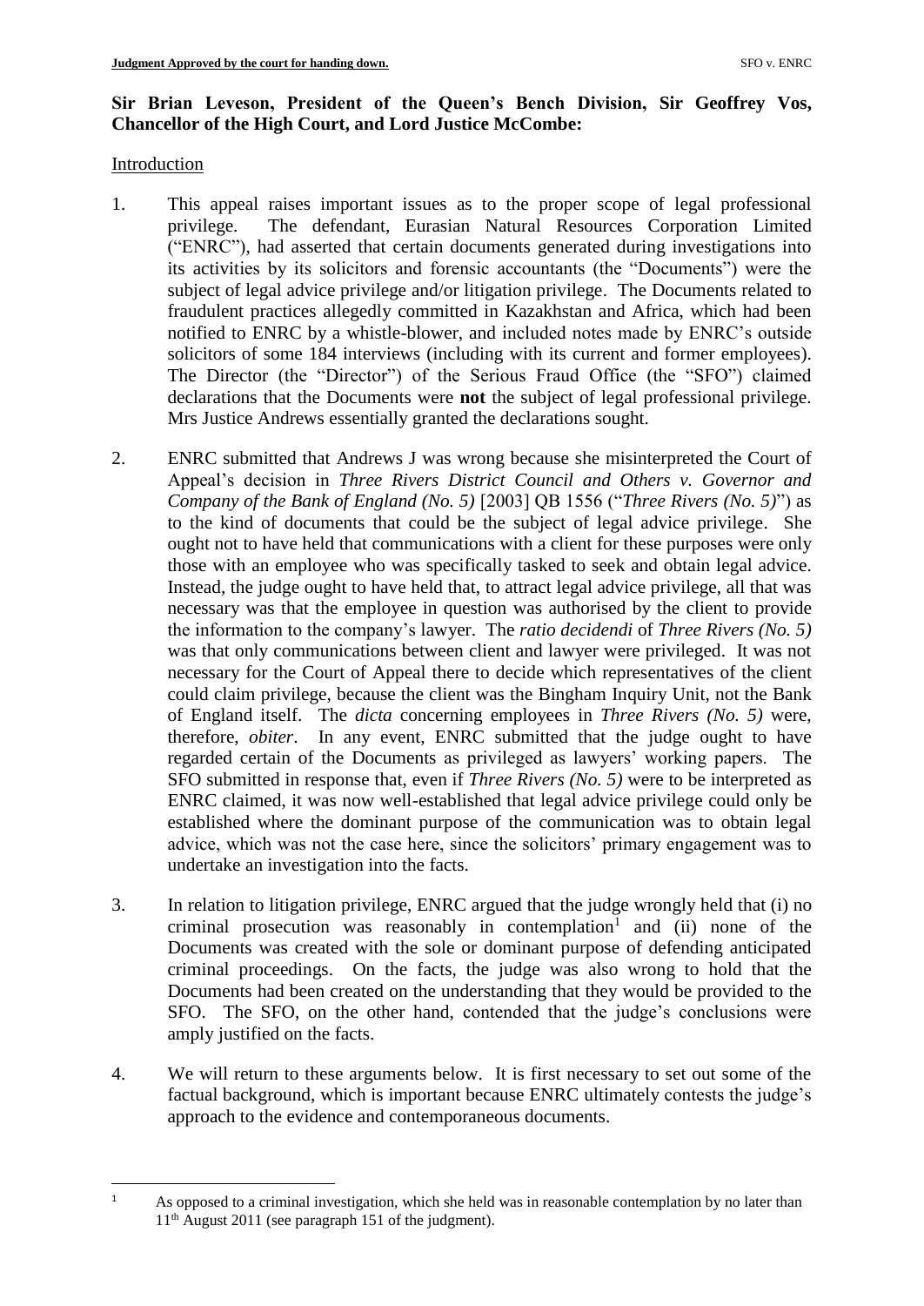**Sir Brian Leveson, President of the Queen's Bench Division, Sir Geoffrey Vos, Chancellor of the High Court, and Lord Justice McCombe:**

Introduction

1. This appeal raises important issues as to the proper scope of legal professional privilege. The defendant, Eurasian Natural Resources Corporation Limited ("ENRC"), had asserted that certain documents generated during investigations into its activities by its solicitors and forensic accountants (the "Documents") were the subject of legal advice privilege and/or litigation privilege. The Documents related to fraudulent practices allegedly committed in Kazakhstan and Africa, which had been notified to ENRC by a whistle-blower, and included notes made by ENRC's outside solicitors of some 184 interviews (including with its current and former employees). The Director (the "Director") of the Serious Fraud Office (the "SFO") claimed declarations that the Documents were **not** the subject of legal professional privilege. Mrs Justice Andrews essentially granted the declarations sought.

2. ENRC submitted that Andrews J was wrong because she misinterpreted the Court of Appeal's decision in *Three Rivers District Council and Others v. Governor and Company of the Bank of England (No. 5)* [2003] QB 1556 ("*Three Rivers (No. 5)*") as to the kind of documents that could be the subject of legal advice privilege. She ought not to have held that communications with a client for these purposes were only those with an employee who was specifically tasked to seek and obtain legal advice. Instead, the judge ought to have held that, to attract legal advice privilege, all that was necessary was that the employee in question was authorised by the client to provide the information to the company's lawyer. The *ratio decidendi* of *Three Rivers (No. 5)* was that only communications between client and lawyer were privileged. It was not necessary for the Court of Appeal there to decide which representatives of the client could claim privilege, because the client was the Bingham Inquiry Unit, not the Bank of England itself. The *dicta* concerning employees in *Three Rivers (No. 5)* were, therefore, *obiter*. In any event, ENRC submitted that the judge ought to have regarded certain of the Documents as privileged as lawyers' working papers. The SFO submitted in response that, even if *Three Rivers (No. 5)* were to be interpreted as ENRC claimed, it was now well-established that legal advice privilege could only be established where the dominant purpose of the communication was to obtain legal advice, which was not the case here, since the solicitors' primary engagement was to undertake an investigation into the facts.

3. In relation to litigation privilege, ENRC argued that the judge wrongly held that (i) no criminal prosecution was reasonably in contemplation[1] and (ii) none of the Documents was created with the sole or dominant purpose of defending anticipated criminal proceedings. On the facts, the judge was also wrong to hold that the Documents had been created on the understanding that they would be provided to the SFO. The SFO, on the other hand, contended that the judge's conclusions were amply justified on the facts.

4. We will return to these arguments below. It is first necessary to set out some of the factual background, which is important because ENRC ultimately contests the judge's approach to the evidence and contemporaneous documents.

---

[1] As opposed to a criminal investigation, which she held was in reasonable contemplation by no later than 11th August 2011 (see paragraph 151 of the judgment).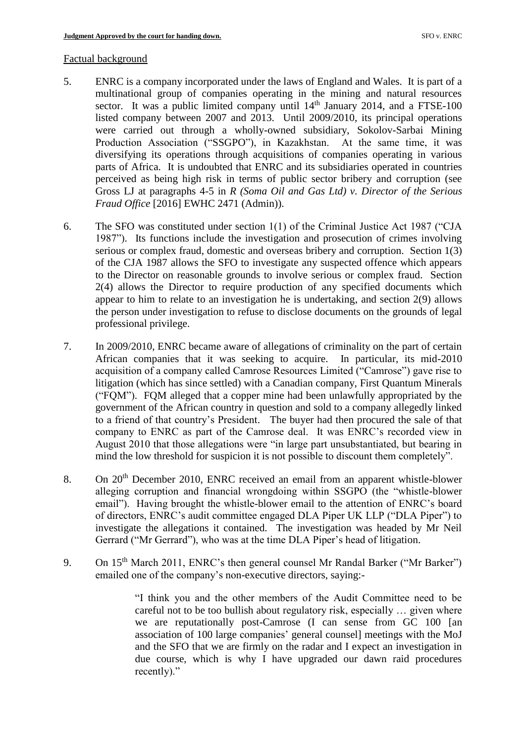Factual background

5. ENRC is a company incorporated under the laws of England and Wales. It is part of a multinational group of companies operating in the mining and natural resources sector. It was a public limited company until 14th January 2014, and a FTSE-100 listed company between 2007 and 2013. Until 2009/2010, its principal operations were carried out through a wholly-owned subsidiary, Sokolov-Sarbai Mining Production Association ("SSGPO"), in Kazakhstan. At the same time, it was diversifying its operations through acquisitions of companies operating in various parts of Africa. It is undoubted that ENRC and its subsidiaries operated in countries perceived as being high risk in terms of public sector bribery and corruption (see Gross LJ at paragraphs 4-5 in *R (Soma Oil and Gas Ltd) v. Director of the Serious Fraud Office* [2016] EWHC 2471 (Admin)).

6. The SFO was constituted under section 1(1) of the Criminal Justice Act 1987 ("CJA 1987"). Its functions include the investigation and prosecution of crimes involving serious or complex fraud, domestic and overseas bribery and corruption. Section 1(3) of the CJA 1987 allows the SFO to investigate any suspected offence which appears to the Director on reasonable grounds to involve serious or complex fraud. Section 2(4) allows the Director to require production of any specified documents which appear to him to relate to an investigation he is undertaking, and section 2(9) allows the person under investigation to refuse to disclose documents on the grounds of legal professional privilege.

7. In 2009/2010, ENRC became aware of allegations of criminality on the part of certain African companies that it was seeking to acquire. In particular, its mid-2010 acquisition of a company called Camrose Resources Limited ("Camrose") gave rise to litigation (which has since settled) with a Canadian company, First Quantum Minerals ("FQM"). FQM alleged that a copper mine had been unlawfully appropriated by the government of the African country in question and sold to a company allegedly linked to a friend of that country's President. The buyer had then procured the sale of that company to ENRC as part of the Camrose deal. It was ENRC's recorded view in August 2010 that those allegations were "in large part unsubstantiated, but bearing in mind the low threshold for suspicion it is not possible to discount them completely".

8. On 20th December 2010, ENRC received an email from an apparent whistle-blower alleging corruption and financial wrongdoing within SSGPO (the "whistle-blower email"). Having brought the whistle-blower email to the attention of ENRC's board of directors, ENRC's audit committee engaged DLA Piper UK LLP ("DLA Piper") to investigate the allegations it contained. The investigation was headed by Mr Neil Gerrard ("Mr Gerrard"), who was at the time DLA Piper's head of litigation.

9. On 15th March 2011, ENRC's then general counsel Mr Randal Barker ("Mr Barker") emailed one of the company's non-executive directors, saying:-

> "I think you and the other members of the Audit Committee need to be careful not to be too bullish about regulatory risk, especially … given where we are reputationally post-Camrose (I can sense from GC 100 [an association of 100 large companies' general counsel] meetings with the MoJ and the SFO that we are firmly on the radar and I expect an investigation in due course, which is why I have upgraded our dawn raid procedures recently)."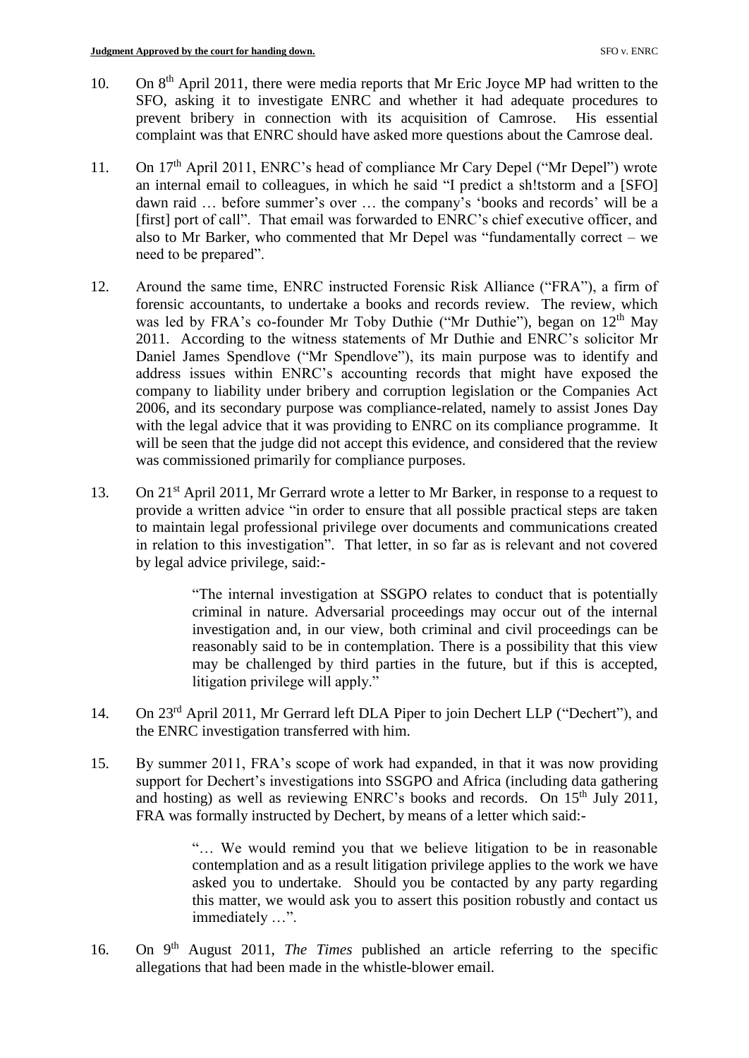10. On 8th April 2011, there were media reports that Mr Eric Joyce MP had written to the SFO, asking it to investigate ENRC and whether it had adequate procedures to prevent bribery in connection with its acquisition of Camrose. His essential complaint was that ENRC should have asked more questions about the Camrose deal.

11. On 17th April 2011, ENRC's head of compliance Mr Cary Depel ("Mr Depel") wrote an internal email to colleagues, in which he said "I predict a sh!tstorm and a [SFO] dawn raid … before summer's over … the company's 'books and records' will be a [first] port of call". That email was forwarded to ENRC's chief executive officer, and also to Mr Barker, who commented that Mr Depel was "fundamentally correct – we need to be prepared".

12. Around the same time, ENRC instructed Forensic Risk Alliance ("FRA"), a firm of forensic accountants, to undertake a books and records review. The review, which was led by FRA's co-founder Mr Toby Duthie ("Mr Duthie"), began on 12th May 2011. According to the witness statements of Mr Duthie and ENRC's solicitor Mr Daniel James Spendlove ("Mr Spendlove"), its main purpose was to identify and address issues within ENRC's accounting records that might have exposed the company to liability under bribery and corruption legislation or the Companies Act 2006, and its secondary purpose was compliance-related, namely to assist Jones Day with the legal advice that it was providing to ENRC on its compliance programme. It will be seen that the judge did not accept this evidence, and considered that the review was commissioned primarily for compliance purposes.

13. On 21st April 2011, Mr Gerrard wrote a letter to Mr Barker, in response to a request to provide a written advice "in order to ensure that all possible practical steps are taken to maintain legal professional privilege over documents and communications created in relation to this investigation". That letter, in so far as is relevant and not covered by legal advice privilege, said:-

> "The internal investigation at SSGPO relates to conduct that is potentially criminal in nature. Adversarial proceedings may occur out of the internal investigation and, in our view, both criminal and civil proceedings can be reasonably said to be in contemplation. There is a possibility that this view may be challenged by third parties in the future, but if this is accepted, litigation privilege will apply."

14. On 23rd April 2011, Mr Gerrard left DLA Piper to join Dechert LLP ("Dechert"), and the ENRC investigation transferred with him.

15. By summer 2011, FRA's scope of work had expanded, in that it was now providing support for Dechert's investigations into SSGPO and Africa (including data gathering and hosting) as well as reviewing ENRC's books and records. On 15th July 2011, FRA was formally instructed by Dechert, by means of a letter which said:-

> "… We would remind you that we believe litigation to be in reasonable contemplation and as a result litigation privilege applies to the work we have asked you to undertake. Should you be contacted by any party regarding this matter, we would ask you to assert this position robustly and contact us immediately …".

16. On 9th August 2011, *The Times* published an article referring to the specific allegations that had been made in the whistle-blower email.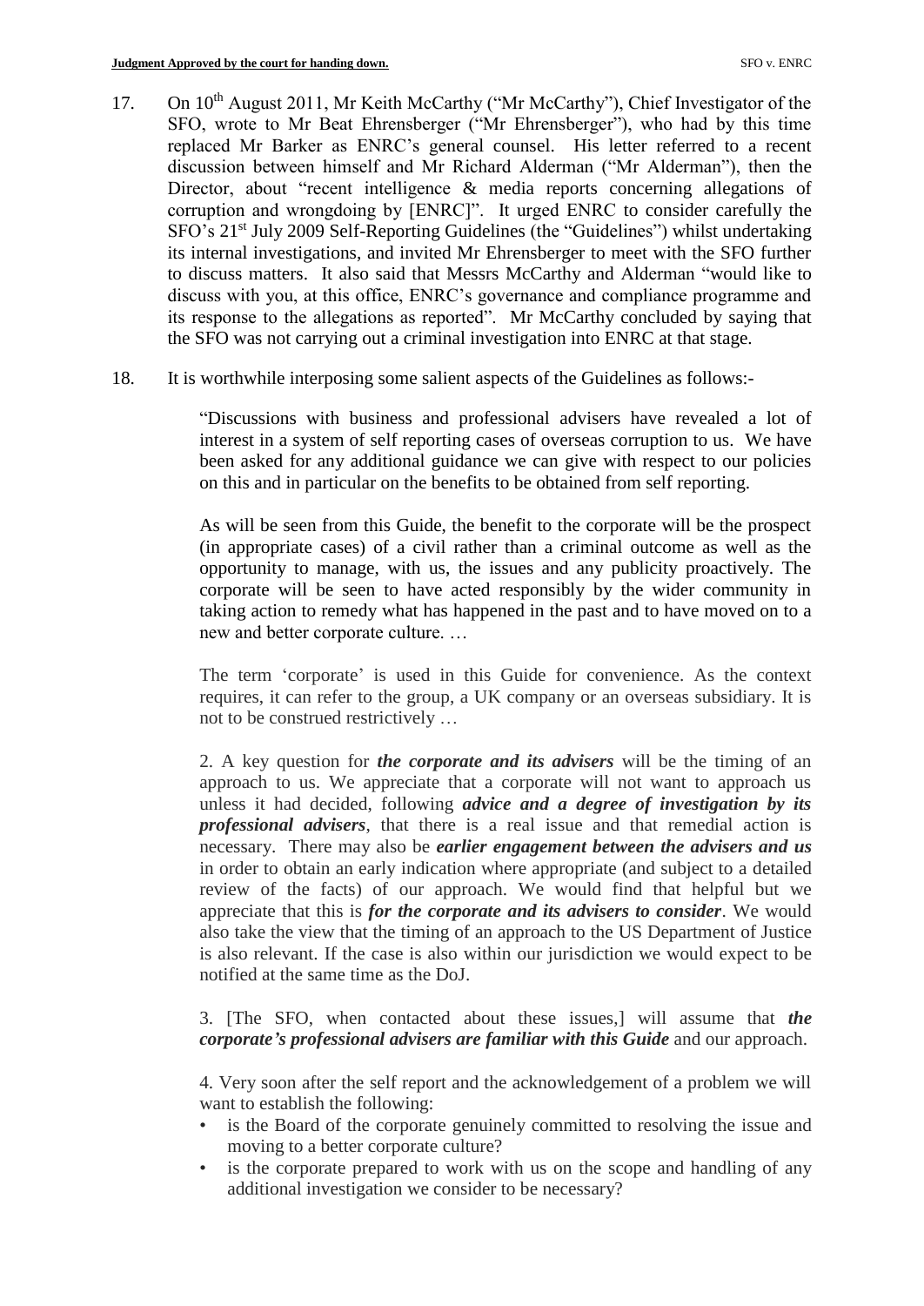17. On 10[th] August 2011, Mr Keith McCarthy ("Mr McCarthy"), Chief Investigator of the SFO, wrote to Mr Beat Ehrensberger ("Mr Ehrensberger"), who had by this time replaced Mr Barker as ENRC's general counsel. His letter referred to a recent discussion between himself and Mr Richard Alderman ("Mr Alderman"), then the Director, about "recent intelligence & media reports concerning allegations of corruption and wrongdoing by [ENRC]". It urged ENRC to consider carefully the SFO's 21[st] July 2009 Self-Reporting Guidelines (the "Guidelines") whilst undertaking its internal investigations, and invited Mr Ehrensberger to meet with the SFO further to discuss matters. It also said that Messrs McCarthy and Alderman "would like to discuss with you, at this office, ENRC's governance and compliance programme and its response to the allegations as reported". Mr McCarthy concluded by saying that the SFO was not carrying out a criminal investigation into ENRC at that stage.

18. It is worthwhile interposing some salient aspects of the Guidelines as follows:-

> "Discussions with business and professional advisers have revealed a lot of interest in a system of self reporting cases of overseas corruption to us. We have been asked for any additional guidance we can give with respect to our policies on this and in particular on the benefits to be obtained from self reporting.
>
> As will be seen from this Guide, the benefit to the corporate will be the prospect (in appropriate cases) of a civil rather than a criminal outcome as well as the opportunity to manage, with us, the issues and any publicity proactively. The corporate will be seen to have acted responsibly by the wider community in taking action to remedy what has happened in the past and to have moved on to a new and better corporate culture. …
>
> The term 'corporate' is used in this Guide for convenience. As the context requires, it can refer to the group, a UK company or an overseas subsidiary. It is not to be construed restrictively …
>
> 2. A key question for ***the corporate and its advisers*** will be the timing of an approach to us. We appreciate that a corporate will not want to approach us unless it had decided, following ***advice and a degree of investigation by its professional advisers***, that there is a real issue and that remedial action is necessary. There may also be ***earlier engagement between the advisers and us*** in order to obtain an early indication where appropriate (and subject to a detailed review of the facts) of our approach. We would find that helpful but we appreciate that this is ***for the corporate and its advisers to consider***. We would also take the view that the timing of an approach to the US Department of Justice is also relevant. If the case is also within our jurisdiction we would expect to be notified at the same time as the DoJ.
>
> 3. [The SFO, when contacted about these issues,] will assume that ***the corporate's professional advisers are familiar with this Guide*** and our approach.
>
> 4. Very soon after the self report and the acknowledgement of a problem we will want to establish the following:
>
> - is the Board of the corporate genuinely committed to resolving the issue and moving to a better corporate culture?
> - is the corporate prepared to work with us on the scope and handling of any additional investigation we consider to be necessary?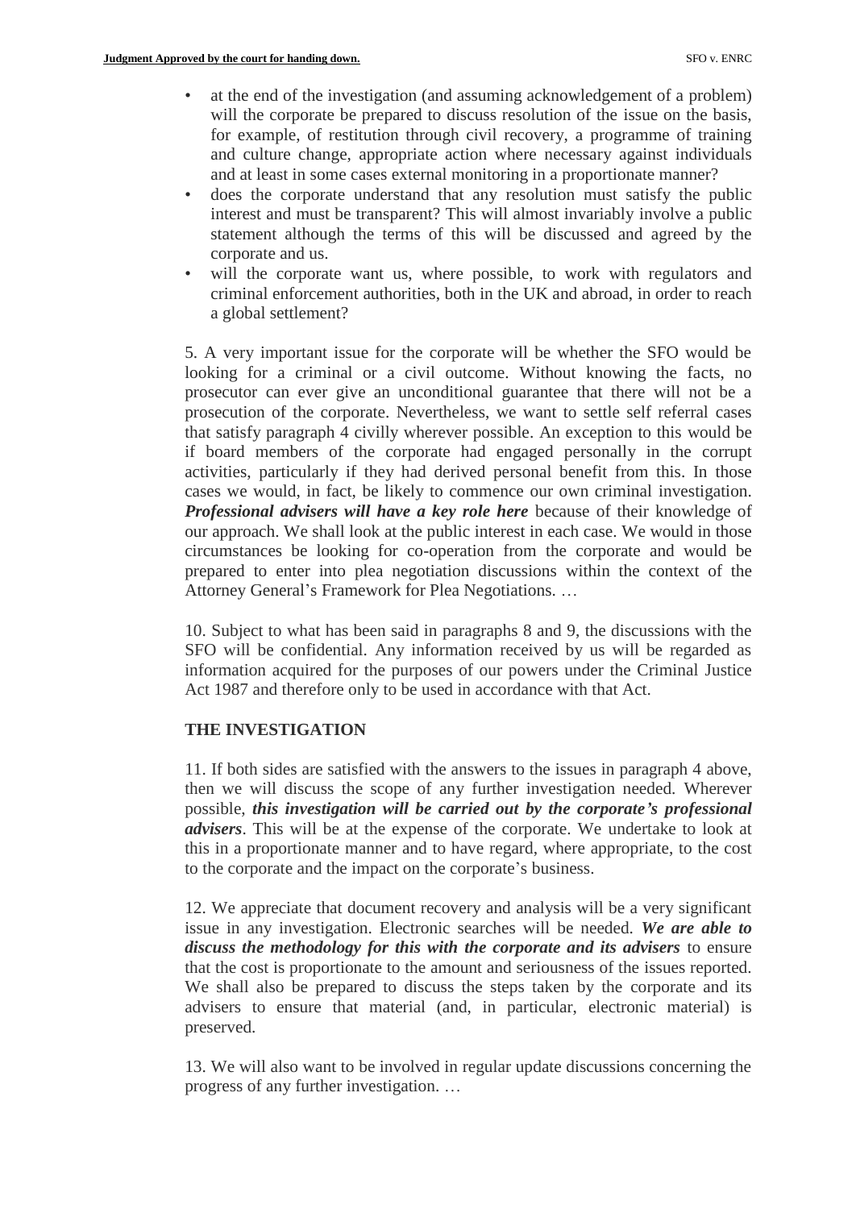- at the end of the investigation (and assuming acknowledgement of a problem) will the corporate be prepared to discuss resolution of the issue on the basis, for example, of restitution through civil recovery, a programme of training and culture change, appropriate action where necessary against individuals and at least in some cases external monitoring in a proportionate manner?
- does the corporate understand that any resolution must satisfy the public interest and must be transparent? This will almost invariably involve a public statement although the terms of this will be discussed and agreed by the corporate and us.
- will the corporate want us, where possible, to work with regulators and criminal enforcement authorities, both in the UK and abroad, in order to reach a global settlement?

5. A very important issue for the corporate will be whether the SFO would be looking for a criminal or a civil outcome. Without knowing the facts, no prosecutor can ever give an unconditional guarantee that there will not be a prosecution of the corporate. Nevertheless, we want to settle self referral cases that satisfy paragraph 4 civilly wherever possible. An exception to this would be if board members of the corporate had engaged personally in the corrupt activities, particularly if they had derived personal benefit from this. In those cases we would, in fact, be likely to commence our own criminal investigation. ***Professional advisers will have a key role here*** because of their knowledge of our approach. We shall look at the public interest in each case. We would in those circumstances be looking for co-operation from the corporate and would be prepared to enter into plea negotiation discussions within the context of the Attorney General's Framework for Plea Negotiations. …

10. Subject to what has been said in paragraphs 8 and 9, the discussions with the SFO will be confidential. Any information received by us will be regarded as information acquired for the purposes of our powers under the Criminal Justice Act 1987 and therefore only to be used in accordance with that Act.

**THE INVESTIGATION**

11. If both sides are satisfied with the answers to the issues in paragraph 4 above, then we will discuss the scope of any further investigation needed. Wherever possible, ***this investigation will be carried out by the corporate's professional advisers***. This will be at the expense of the corporate. We undertake to look at this in a proportionate manner and to have regard, where appropriate, to the cost to the corporate and the impact on the corporate's business.

12. We appreciate that document recovery and analysis will be a very significant issue in any investigation. Electronic searches will be needed. ***We are able to discuss the methodology for this with the corporate and its advisers*** to ensure that the cost is proportionate to the amount and seriousness of the issues reported. We shall also be prepared to discuss the steps taken by the corporate and its advisers to ensure that material (and, in particular, electronic material) is preserved.

13. We will also want to be involved in regular update discussions concerning the progress of any further investigation. …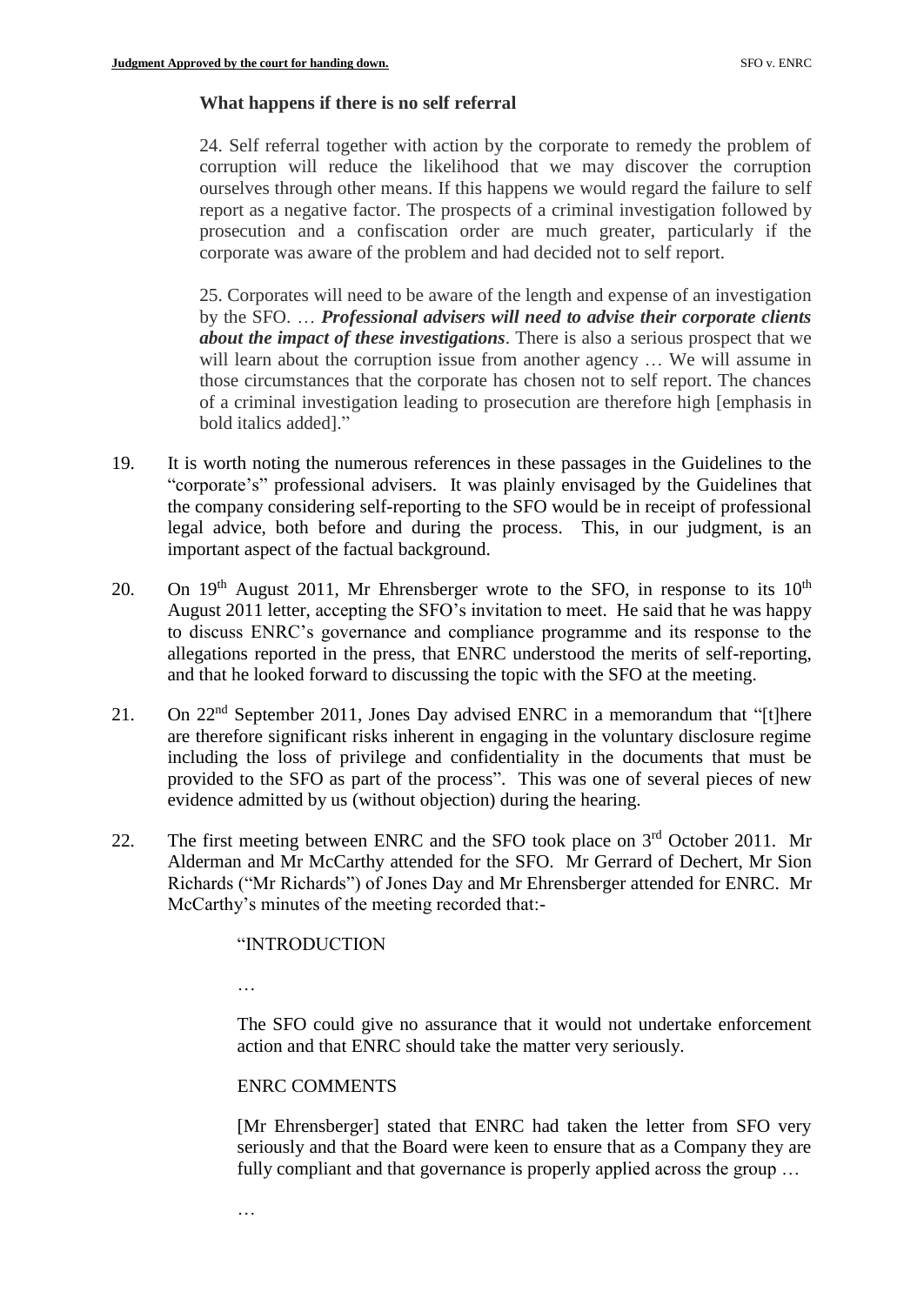**What happens if there is no self referral**

> 24. Self referral together with action by the corporate to remedy the problem of corruption will reduce the likelihood that we may discover the corruption ourselves through other means. If this happens we would regard the failure to self report as a negative factor. The prospects of a criminal investigation followed by prosecution and a confiscation order are much greater, particularly if the corporate was aware of the problem and had decided not to self report.
>
> 25. Corporates will need to be aware of the length and expense of an investigation by the SFO. … ***Professional advisers will need to advise their corporate clients about the impact of these investigations***. There is also a serious prospect that we will learn about the corruption issue from another agency … We will assume in those circumstances that the corporate has chosen not to self report. The chances of a criminal investigation leading to prosecution are therefore high [emphasis in bold italics added]."

19. It is worth noting the numerous references in these passages in the Guidelines to the "corporate's" professional advisers. It was plainly envisaged by the Guidelines that the company considering self-reporting to the SFO would be in receipt of professional legal advice, both before and during the process. This, in our judgment, is an important aspect of the factual background.

20. On 19th August 2011, Mr Ehrensberger wrote to the SFO, in response to its 10th August 2011 letter, accepting the SFO's invitation to meet. He said that he was happy to discuss ENRC's governance and compliance programme and its response to the allegations reported in the press, that ENRC understood the merits of self-reporting, and that he looked forward to discussing the topic with the SFO at the meeting.

21. On 22nd September 2011, Jones Day advised ENRC in a memorandum that "[t]here are therefore significant risks inherent in engaging in the voluntary disclosure regime including the loss of privilege and confidentiality in the documents that must be provided to the SFO as part of the process". This was one of several pieces of new evidence admitted by us (without objection) during the hearing.

22. The first meeting between ENRC and the SFO took place on 3rd October 2011. Mr Alderman and Mr McCarthy attended for the SFO. Mr Gerrard of Dechert, Mr Sion Richards ("Mr Richards") of Jones Day and Mr Ehrensberger attended for ENRC. Mr McCarthy's minutes of the meeting recorded that:-

> "INTRODUCTION
>
> …
>
> The SFO could give no assurance that it would not undertake enforcement action and that ENRC should take the matter very seriously.
>
> ENRC COMMENTS
>
> [Mr Ehrensberger] stated that ENRC had taken the letter from SFO very seriously and that the Board were keen to ensure that as a Company they are fully compliant and that governance is properly applied across the group …
>
> …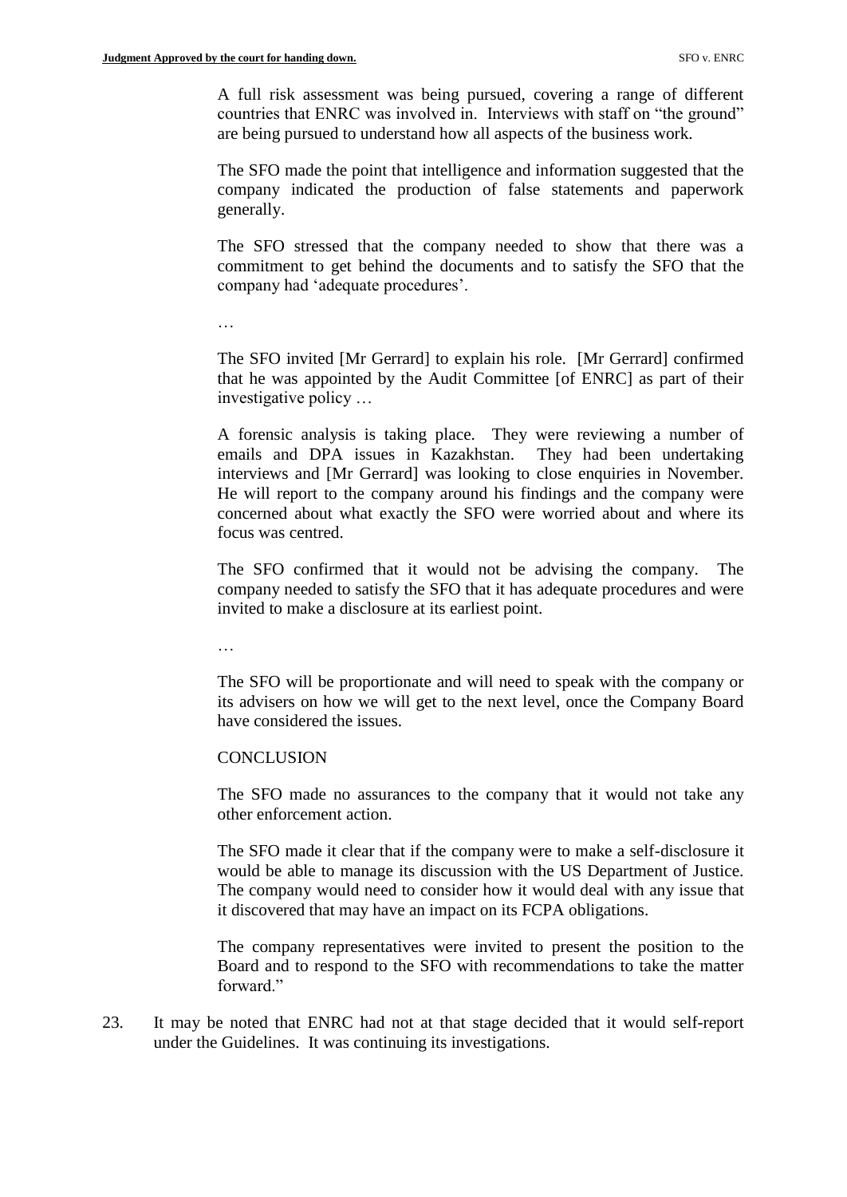> A full risk assessment was being pursued, covering a range of different countries that ENRC was involved in. Interviews with staff on "the ground" are being pursued to understand how all aspects of the business work.
>
> The SFO made the point that intelligence and information suggested that the company indicated the production of false statements and paperwork generally.
>
> The SFO stressed that the company needed to show that there was a commitment to get behind the documents and to satisfy the SFO that the company had 'adequate procedures'.
>
> …
>
> The SFO invited [Mr Gerrard] to explain his role. [Mr Gerrard] confirmed that he was appointed by the Audit Committee [of ENRC] as part of their investigative policy …
>
> A forensic analysis is taking place. They were reviewing a number of emails and DPA issues in Kazakhstan. They had been undertaking interviews and [Mr Gerrard] was looking to close enquiries in November. He will report to the company around his findings and the company were concerned about what exactly the SFO were worried about and where its focus was centred.
>
> The SFO confirmed that it would not be advising the company. The company needed to satisfy the SFO that it has adequate procedures and were invited to make a disclosure at its earliest point.
>
> …
>
> The SFO will be proportionate and will need to speak with the company or its advisers on how we will get to the next level, once the Company Board have considered the issues.
>
> CONCLUSION
>
> The SFO made no assurances to the company that it would not take any other enforcement action.
>
> The SFO made it clear that if the company were to make a self-disclosure it would be able to manage its discussion with the US Department of Justice. The company would need to consider how it would deal with any issue that it discovered that may have an impact on its FCPA obligations.
>
> The company representatives were invited to present the position to the Board and to respond to the SFO with recommendations to take the matter forward."

23. It may be noted that ENRC had not at that stage decided that it would self-report under the Guidelines. It was continuing its investigations.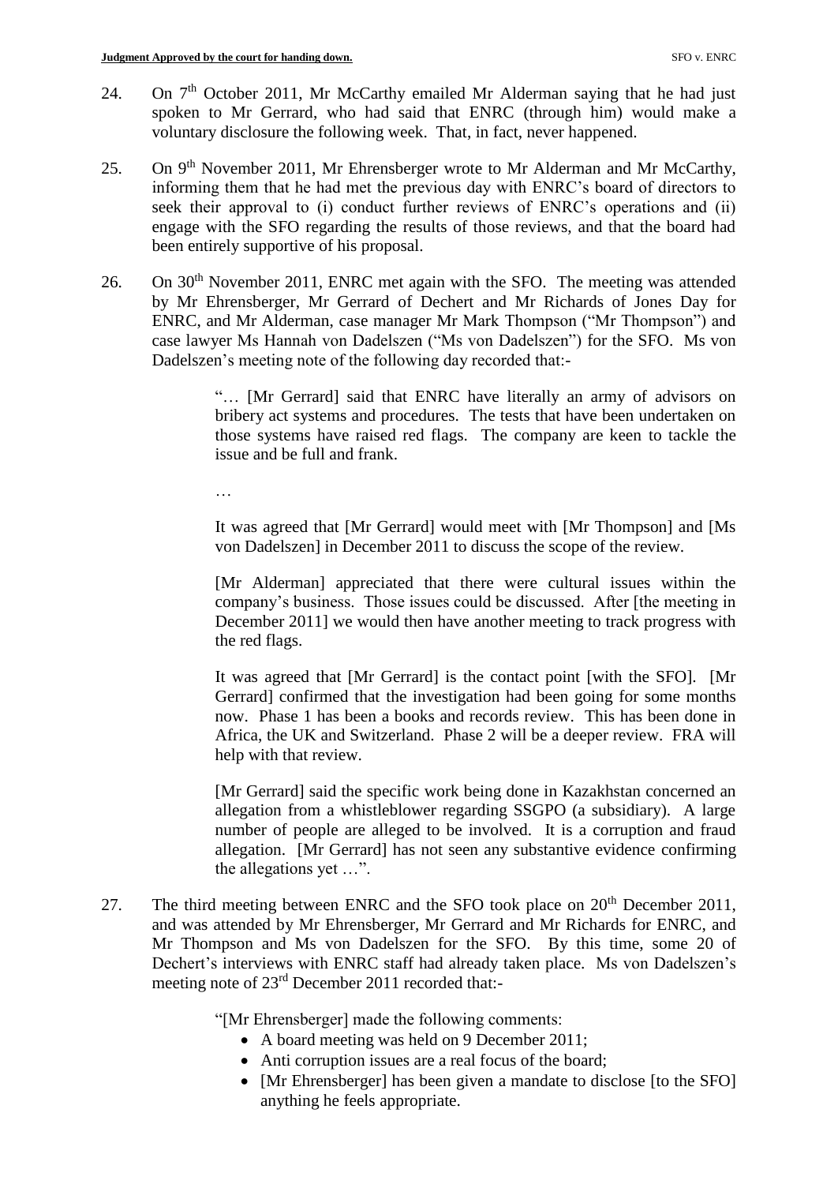24. On 7th October 2011, Mr McCarthy emailed Mr Alderman saying that he had just spoken to Mr Gerrard, who had said that ENRC (through him) would make a voluntary disclosure the following week. That, in fact, never happened.

25. On 9th November 2011, Mr Ehrensberger wrote to Mr Alderman and Mr McCarthy, informing them that he had met the previous day with ENRC's board of directors to seek their approval to (i) conduct further reviews of ENRC's operations and (ii) engage with the SFO regarding the results of those reviews, and that the board had been entirely supportive of his proposal.

26. On 30th November 2011, ENRC met again with the SFO. The meeting was attended by Mr Ehrensberger, Mr Gerrard of Dechert and Mr Richards of Jones Day for ENRC, and Mr Alderman, case manager Mr Mark Thompson ("Mr Thompson") and case lawyer Ms Hannah von Dadelszen ("Ms von Dadelszen") for the SFO. Ms von Dadelszen's meeting note of the following day recorded that:-

> "… [Mr Gerrard] said that ENRC have literally an army of advisors on bribery act systems and procedures. The tests that have been undertaken on those systems have raised red flags. The company are keen to tackle the issue and be full and frank.
>
> …
>
> It was agreed that [Mr Gerrard] would meet with [Mr Thompson] and [Ms von Dadelszen] in December 2011 to discuss the scope of the review.
>
> [Mr Alderman] appreciated that there were cultural issues within the company's business. Those issues could be discussed. After [the meeting in December 2011] we would then have another meeting to track progress with the red flags.
>
> It was agreed that [Mr Gerrard] is the contact point [with the SFO]. [Mr Gerrard] confirmed that the investigation had been going for some months now. Phase 1 has been a books and records review. This has been done in Africa, the UK and Switzerland. Phase 2 will be a deeper review. FRA will help with that review.
>
> [Mr Gerrard] said the specific work being done in Kazakhstan concerned an allegation from a whistleblower regarding SSGPO (a subsidiary). A large number of people are alleged to be involved. It is a corruption and fraud allegation. [Mr Gerrard] has not seen any substantive evidence confirming the allegations yet …".

27. The third meeting between ENRC and the SFO took place on 20th December 2011, and was attended by Mr Ehrensberger, Mr Gerrard and Mr Richards for ENRC, and Mr Thompson and Ms von Dadelszen for the SFO. By this time, some 20 of Dechert's interviews with ENRC staff had already taken place. Ms von Dadelszen's meeting note of 23rd December 2011 recorded that:-

> "[Mr Ehrensberger] made the following comments:
>
> - A board meeting was held on 9 December 2011;
> - Anti corruption issues are a real focus of the board;
> - [Mr Ehrensberger] has been given a mandate to disclose [to the SFO] anything he feels appropriate.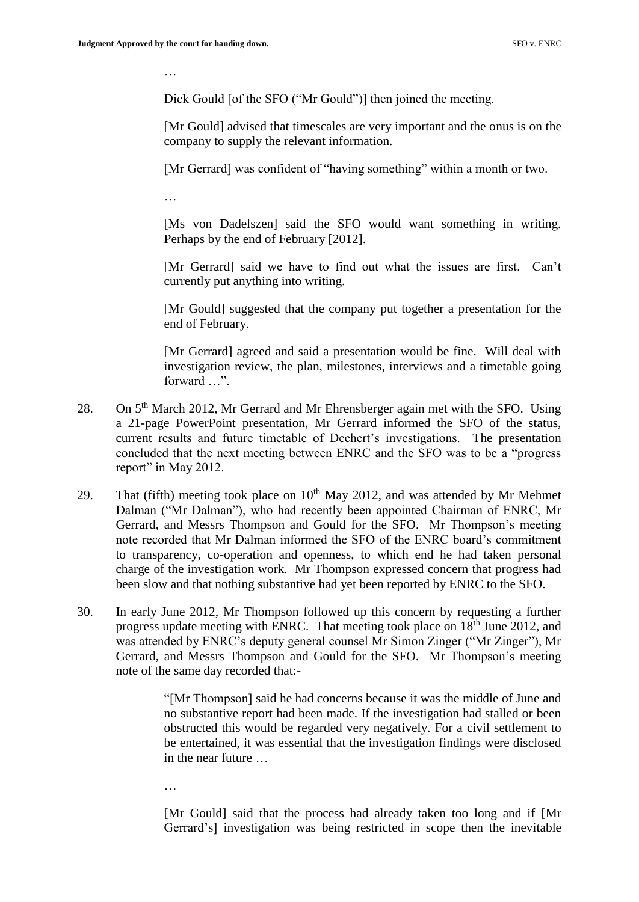…

Dick Gould [of the SFO ("Mr Gould")] then joined the meeting.

[Mr Gould] advised that timescales are very important and the onus is on the company to supply the relevant information.

[Mr Gerrard] was confident of "having something" within a month or two.

…

[Ms von Dadelszen] said the SFO would want something in writing. Perhaps by the end of February [2012].

[Mr Gerrard] said we have to find out what the issues are first. Can't currently put anything into writing.

[Mr Gould] suggested that the company put together a presentation for the end of February.

[Mr Gerrard] agreed and said a presentation would be fine. Will deal with investigation review, the plan, milestones, interviews and a timetable going forward …".

28. On 5th March 2012, Mr Gerrard and Mr Ehrensberger again met with the SFO. Using a 21-page PowerPoint presentation, Mr Gerrard informed the SFO of the status, current results and future timetable of Dechert's investigations. The presentation concluded that the next meeting between ENRC and the SFO was to be a "progress report" in May 2012.

29. That (fifth) meeting took place on 10th May 2012, and was attended by Mr Mehmet Dalman ("Mr Dalman"), who had recently been appointed Chairman of ENRC, Mr Gerrard, and Messrs Thompson and Gould for the SFO. Mr Thompson's meeting note recorded that Mr Dalman informed the SFO of the ENRC board's commitment to transparency, co-operation and openness, to which end he had taken personal charge of the investigation work. Mr Thompson expressed concern that progress had been slow and that nothing substantive had yet been reported by ENRC to the SFO.

30. In early June 2012, Mr Thompson followed up this concern by requesting a further progress update meeting with ENRC. That meeting took place on 18th June 2012, and was attended by ENRC's deputy general counsel Mr Simon Zinger ("Mr Zinger"), Mr Gerrard, and Messrs Thompson and Gould for the SFO. Mr Thompson's meeting note of the same day recorded that:-

> "[Mr Thompson] said he had concerns because it was the middle of June and no substantive report had been made. If the investigation had stalled or been obstructed this would be regarded very negatively. For a civil settlement to be entertained, it was essential that the investigation findings were disclosed in the near future …
>
> …
>
> [Mr Gould] said that the process had already taken too long and if [Mr Gerrard's] investigation was being restricted in scope then the inevitable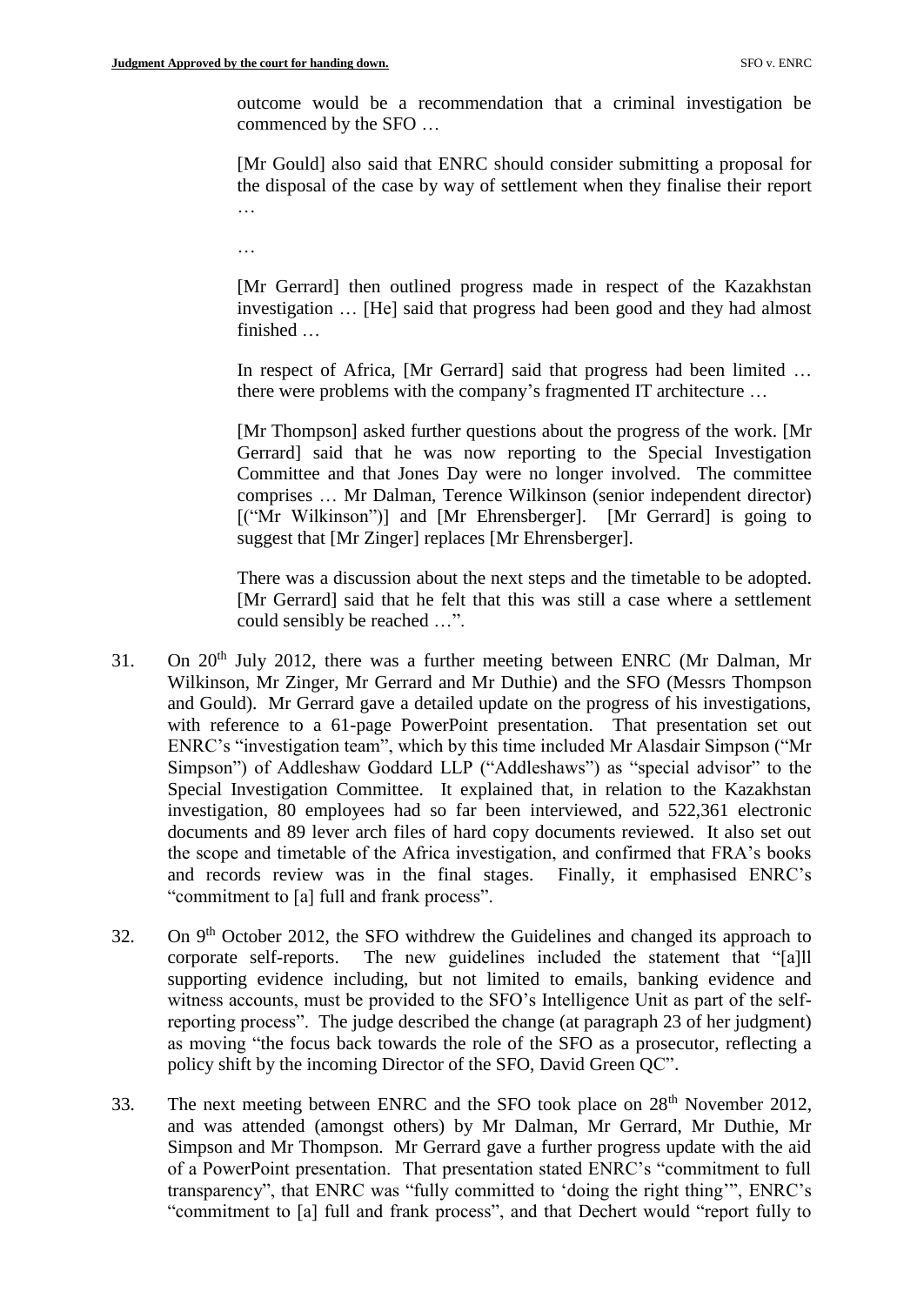> outcome would be a recommendation that a criminal investigation be commenced by the SFO …
>
> [Mr Gould] also said that ENRC should consider submitting a proposal for the disposal of the case by way of settlement when they finalise their report …
>
> …
>
> [Mr Gerrard] then outlined progress made in respect of the Kazakhstan investigation … [He] said that progress had been good and they had almost finished …
>
> In respect of Africa, [Mr Gerrard] said that progress had been limited … there were problems with the company's fragmented IT architecture …
>
> [Mr Thompson] asked further questions about the progress of the work. [Mr Gerrard] said that he was now reporting to the Special Investigation Committee and that Jones Day were no longer involved. The committee comprises … Mr Dalman, Terence Wilkinson (senior independent director) [("Mr Wilkinson")] and [Mr Ehrensberger]. [Mr Gerrard] is going to suggest that [Mr Zinger] replaces [Mr Ehrensberger].
>
> There was a discussion about the next steps and the timetable to be adopted. [Mr Gerrard] said that he felt that this was still a case where a settlement could sensibly be reached …".

31. On 20th July 2012, there was a further meeting between ENRC (Mr Dalman, Mr Wilkinson, Mr Zinger, Mr Gerrard and Mr Duthie) and the SFO (Messrs Thompson and Gould). Mr Gerrard gave a detailed update on the progress of his investigations, with reference to a 61-page PowerPoint presentation. That presentation set out ENRC's "investigation team", which by this time included Mr Alasdair Simpson ("Mr Simpson") of Addleshaw Goddard LLP ("Addleshaws") as "special advisor" to the Special Investigation Committee. It explained that, in relation to the Kazakhstan investigation, 80 employees had so far been interviewed, and 522,361 electronic documents and 89 lever arch files of hard copy documents reviewed. It also set out the scope and timetable of the Africa investigation, and confirmed that FRA's books and records review was in the final stages. Finally, it emphasised ENRC's "commitment to [a] full and frank process".

32. On 9th October 2012, the SFO withdrew the Guidelines and changed its approach to corporate self-reports. The new guidelines included the statement that "[a]ll supporting evidence including, but not limited to emails, banking evidence and witness accounts, must be provided to the SFO's Intelligence Unit as part of the self-reporting process". The judge described the change (at paragraph 23 of her judgment) as moving "the focus back towards the role of the SFO as a prosecutor, reflecting a policy shift by the incoming Director of the SFO, David Green QC".

33. The next meeting between ENRC and the SFO took place on 28th November 2012, and was attended (amongst others) by Mr Dalman, Mr Gerrard, Mr Duthie, Mr Simpson and Mr Thompson. Mr Gerrard gave a further progress update with the aid of a PowerPoint presentation. That presentation stated ENRC's "commitment to full transparency", that ENRC was "fully committed to 'doing the right thing'", ENRC's "commitment to [a] full and frank process", and that Dechert would "report fully to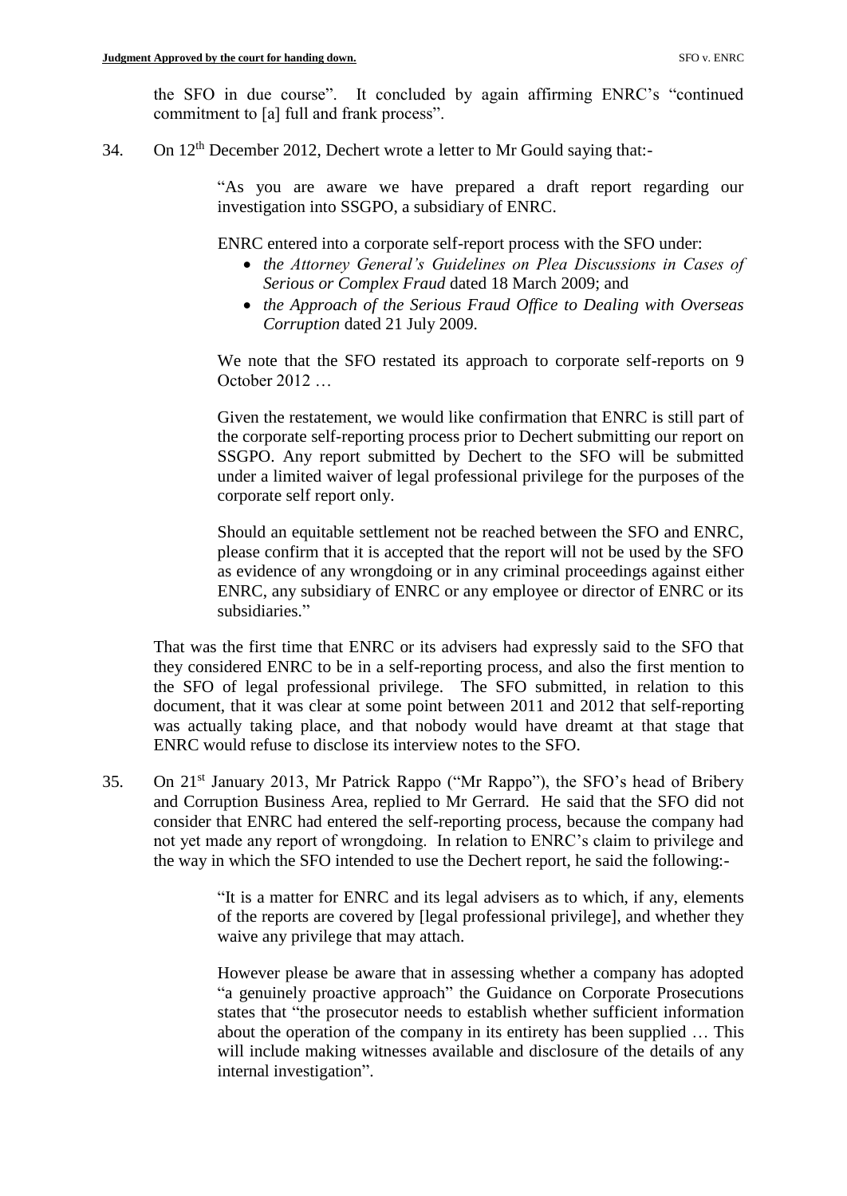the SFO in due course". It concluded by again affirming ENRC's "continued commitment to [a] full and frank process".

34. On 12th December 2012, Dechert wrote a letter to Mr Gould saying that:-

> "As you are aware we have prepared a draft report regarding our investigation into SSGPO, a subsidiary of ENRC.
>
> ENRC entered into a corporate self-report process with the SFO under:
>
> - *the Attorney General's Guidelines on Plea Discussions in Cases of Serious or Complex Fraud* dated 18 March 2009; and
> - *the Approach of the Serious Fraud Office to Dealing with Overseas Corruption* dated 21 July 2009.
>
> We note that the SFO restated its approach to corporate self-reports on 9 October 2012 …
>
> Given the restatement, we would like confirmation that ENRC is still part of the corporate self-reporting process prior to Dechert submitting our report on SSGPO. Any report submitted by Dechert to the SFO will be submitted under a limited waiver of legal professional privilege for the purposes of the corporate self report only.
>
> Should an equitable settlement not be reached between the SFO and ENRC, please confirm that it is accepted that the report will not be used by the SFO as evidence of any wrongdoing or in any criminal proceedings against either ENRC, any subsidiary of ENRC or any employee or director of ENRC or its subsidiaries."

That was the first time that ENRC or its advisers had expressly said to the SFO that they considered ENRC to be in a self-reporting process, and also the first mention to the SFO of legal professional privilege. The SFO submitted, in relation to this document, that it was clear at some point between 2011 and 2012 that self-reporting was actually taking place, and that nobody would have dreamt at that stage that ENRC would refuse to disclose its interview notes to the SFO.

35. On 21st January 2013, Mr Patrick Rappo ("Mr Rappo"), the SFO's head of Bribery and Corruption Business Area, replied to Mr Gerrard. He said that the SFO did not consider that ENRC had entered the self-reporting process, because the company had not yet made any report of wrongdoing. In relation to ENRC's claim to privilege and the way in which the SFO intended to use the Dechert report, he said the following:-

> "It is a matter for ENRC and its legal advisers as to which, if any, elements of the reports are covered by [legal professional privilege], and whether they waive any privilege that may attach.
>
> However please be aware that in assessing whether a company has adopted "a genuinely proactive approach" the Guidance on Corporate Prosecutions states that "the prosecutor needs to establish whether sufficient information about the operation of the company in its entirety has been supplied … This will include making witnesses available and disclosure of the details of any internal investigation".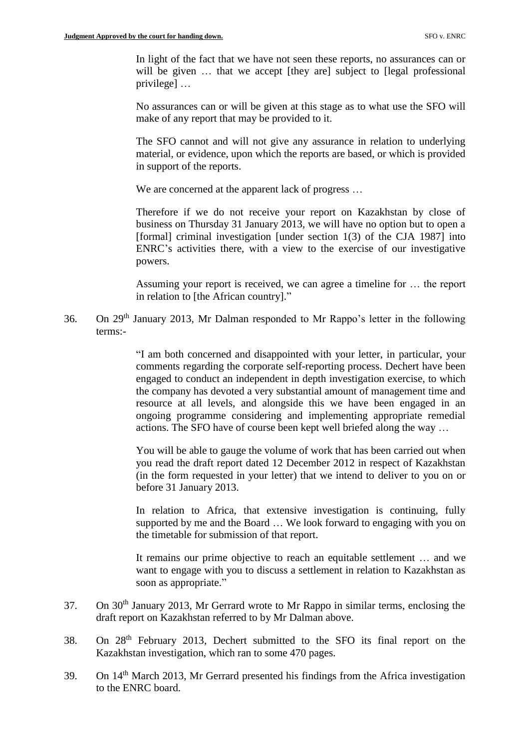> In light of the fact that we have not seen these reports, no assurances can or will be given … that we accept [they are] subject to [legal professional privilege] …
>
> No assurances can or will be given at this stage as to what use the SFO will make of any report that may be provided to it.
>
> The SFO cannot and will not give any assurance in relation to underlying material, or evidence, upon which the reports are based, or which is provided in support of the reports.
>
> We are concerned at the apparent lack of progress …
>
> Therefore if we do not receive your report on Kazakhstan by close of business on Thursday 31 January 2013, we will have no option but to open a [formal] criminal investigation [under section 1(3) of the CJA 1987] into ENRC's activities there, with a view to the exercise of our investigative powers.
>
> Assuming your report is received, we can agree a timeline for … the report in relation to [the African country]."

36. On 29th January 2013, Mr Dalman responded to Mr Rappo's letter in the following terms:-

> "I am both concerned and disappointed with your letter, in particular, your comments regarding the corporate self-reporting process. Dechert have been engaged to conduct an independent in depth investigation exercise, to which the company has devoted a very substantial amount of management time and resource at all levels, and alongside this we have been engaged in an ongoing programme considering and implementing appropriate remedial actions. The SFO have of course been kept well briefed along the way …
>
> You will be able to gauge the volume of work that has been carried out when you read the draft report dated 12 December 2012 in respect of Kazakhstan (in the form requested in your letter) that we intend to deliver to you on or before 31 January 2013.
>
> In relation to Africa, that extensive investigation is continuing, fully supported by me and the Board … We look forward to engaging with you on the timetable for submission of that report.
>
> It remains our prime objective to reach an equitable settlement … and we want to engage with you to discuss a settlement in relation to Kazakhstan as soon as appropriate."

37. On 30th January 2013, Mr Gerrard wrote to Mr Rappo in similar terms, enclosing the draft report on Kazakhstan referred to by Mr Dalman above.

38. On 28th February 2013, Dechert submitted to the SFO its final report on the Kazakhstan investigation, which ran to some 470 pages.

39. On 14th March 2013, Mr Gerrard presented his findings from the Africa investigation to the ENRC board.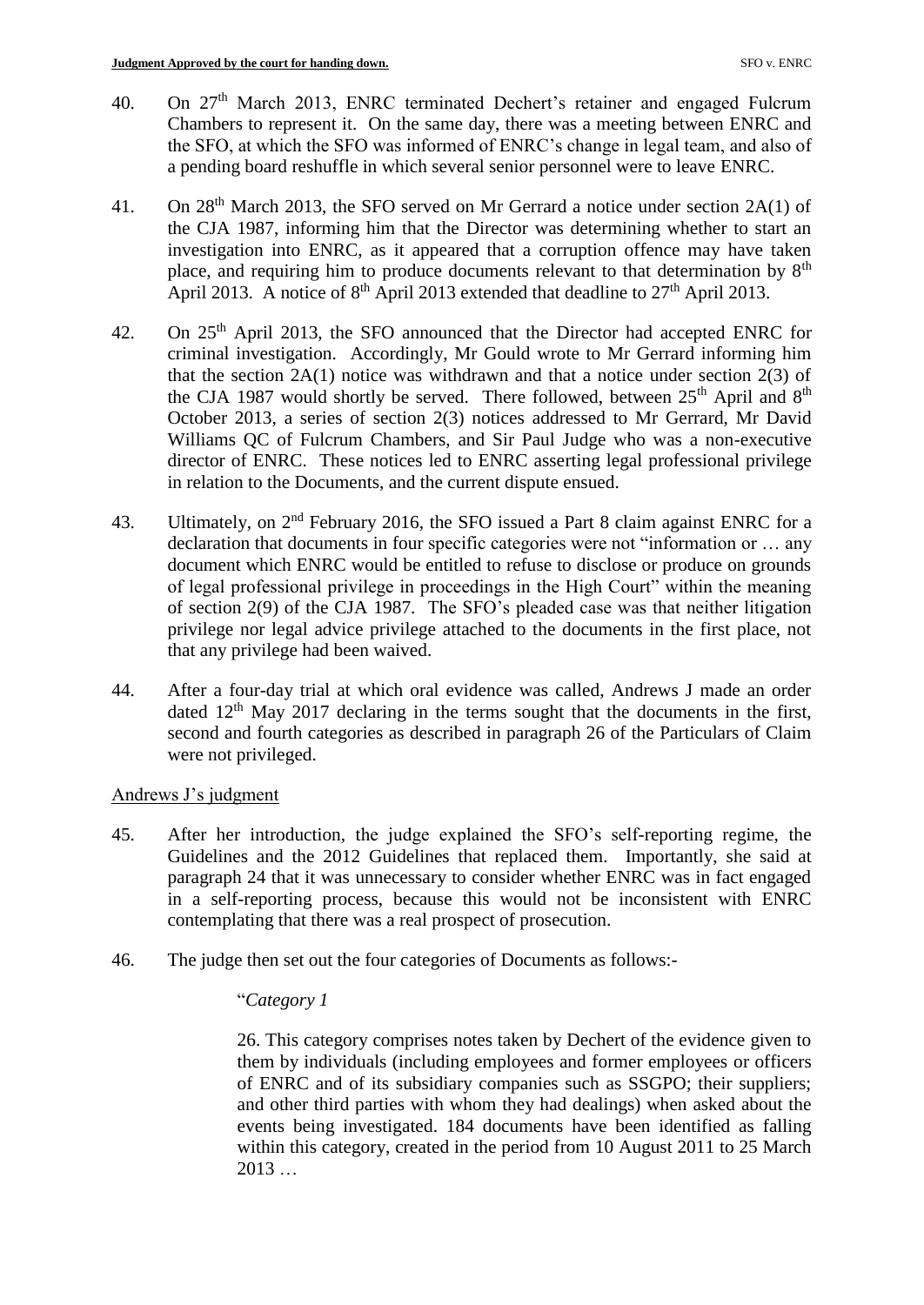40. On 27th March 2013, ENRC terminated Dechert's retainer and engaged Fulcrum Chambers to represent it. On the same day, there was a meeting between ENRC and the SFO, at which the SFO was informed of ENRC's change in legal team, and also of a pending board reshuffle in which several senior personnel were to leave ENRC.

41. On 28th March 2013, the SFO served on Mr Gerrard a notice under section 2A(1) of the CJA 1987, informing him that the Director was determining whether to start an investigation into ENRC, as it appeared that a corruption offence may have taken place, and requiring him to produce documents relevant to that determination by 8th April 2013. A notice of 8th April 2013 extended that deadline to 27th April 2013.

42. On 25th April 2013, the SFO announced that the Director had accepted ENRC for criminal investigation. Accordingly, Mr Gould wrote to Mr Gerrard informing him that the section 2A(1) notice was withdrawn and that a notice under section 2(3) of the CJA 1987 would shortly be served. There followed, between 25th April and 8th October 2013, a series of section 2(3) notices addressed to Mr Gerrard, Mr David Williams QC of Fulcrum Chambers, and Sir Paul Judge who was a non-executive director of ENRC. These notices led to ENRC asserting legal professional privilege in relation to the Documents, and the current dispute ensued.

43. Ultimately, on 2nd February 2016, the SFO issued a Part 8 claim against ENRC for a declaration that documents in four specific categories were not "information or … any document which ENRC would be entitled to refuse to disclose or produce on grounds of legal professional privilege in proceedings in the High Court" within the meaning of section 2(9) of the CJA 1987. The SFO's pleaded case was that neither litigation privilege nor legal advice privilege attached to the documents in the first place, not that any privilege had been waived.

44. After a four-day trial at which oral evidence was called, Andrews J made an order dated 12th May 2017 declaring in the terms sought that the documents in the first, second and fourth categories as described in paragraph 26 of the Particulars of Claim were not privileged.

Andrews J's judgment

45. After her introduction, the judge explained the SFO's self-reporting regime, the Guidelines and the 2012 Guidelines that replaced them. Importantly, she said at paragraph 24 that it was unnecessary to consider whether ENRC was in fact engaged in a self-reporting process, because this would not be inconsistent with ENRC contemplating that there was a real prospect of prosecution.

46. The judge then set out the four categories of Documents as follows:-

> "*Category 1*
>
> 26. This category comprises notes taken by Dechert of the evidence given to them by individuals (including employees and former employees or officers of ENRC and of its subsidiary companies such as SSGPO; their suppliers; and other third parties with whom they had dealings) when asked about the events being investigated. 184 documents have been identified as falling within this category, created in the period from 10 August 2011 to 25 March 2013 …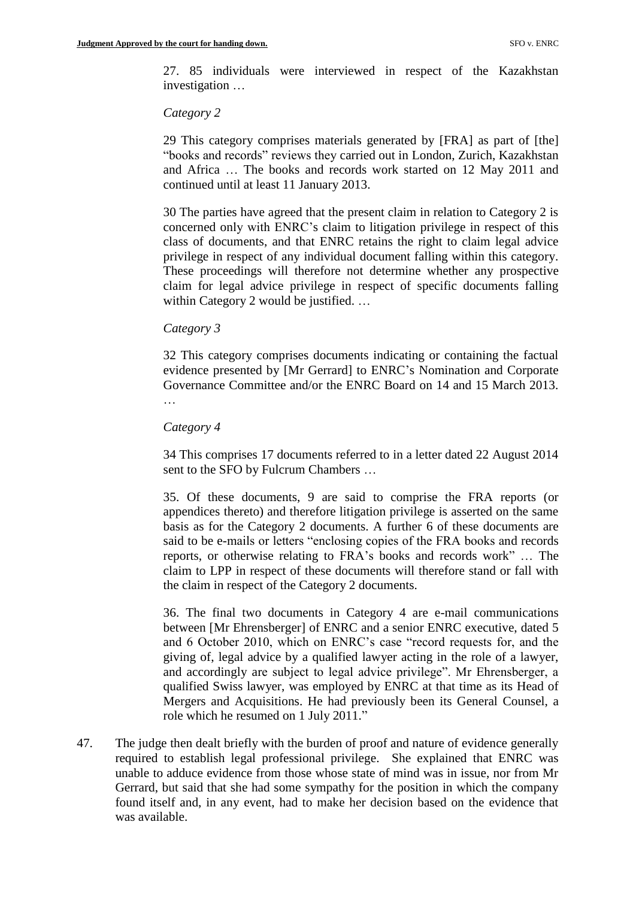27. 85 individuals were interviewed in respect of the Kazakhstan investigation …

*Category 2*

29 This category comprises materials generated by [FRA] as part of [the] "books and records" reviews they carried out in London, Zurich, Kazakhstan and Africa … The books and records work started on 12 May 2011 and continued until at least 11 January 2013.

30 The parties have agreed that the present claim in relation to Category 2 is concerned only with ENRC's claim to litigation privilege in respect of this class of documents, and that ENRC retains the right to claim legal advice privilege in respect of any individual document falling within this category. These proceedings will therefore not determine whether any prospective claim for legal advice privilege in respect of specific documents falling within Category 2 would be justified. …

*Category 3*

32 This category comprises documents indicating or containing the factual evidence presented by [Mr Gerrard] to ENRC's Nomination and Corporate Governance Committee and/or the ENRC Board on 14 and 15 March 2013. …

*Category 4*

34 This comprises 17 documents referred to in a letter dated 22 August 2014 sent to the SFO by Fulcrum Chambers …

35. Of these documents, 9 are said to comprise the FRA reports (or appendices thereto) and therefore litigation privilege is asserted on the same basis as for the Category 2 documents. A further 6 of these documents are said to be e-mails or letters "enclosing copies of the FRA books and records reports, or otherwise relating to FRA's books and records work" … The claim to LPP in respect of these documents will therefore stand or fall with the claim in respect of the Category 2 documents.

36. The final two documents in Category 4 are e-mail communications between [Mr Ehrensberger] of ENRC and a senior ENRC executive, dated 5 and 6 October 2010, which on ENRC's case "record requests for, and the giving of, legal advice by a qualified lawyer acting in the role of a lawyer, and accordingly are subject to legal advice privilege". Mr Ehrensberger, a qualified Swiss lawyer, was employed by ENRC at that time as its Head of Mergers and Acquisitions. He had previously been its General Counsel, a role which he resumed on 1 July 2011."

47. The judge then dealt briefly with the burden of proof and nature of evidence generally required to establish legal professional privilege. She explained that ENRC was unable to adduce evidence from those whose state of mind was in issue, nor from Mr Gerrard, but said that she had some sympathy for the position in which the company found itself and, in any event, had to make her decision based on the evidence that was available.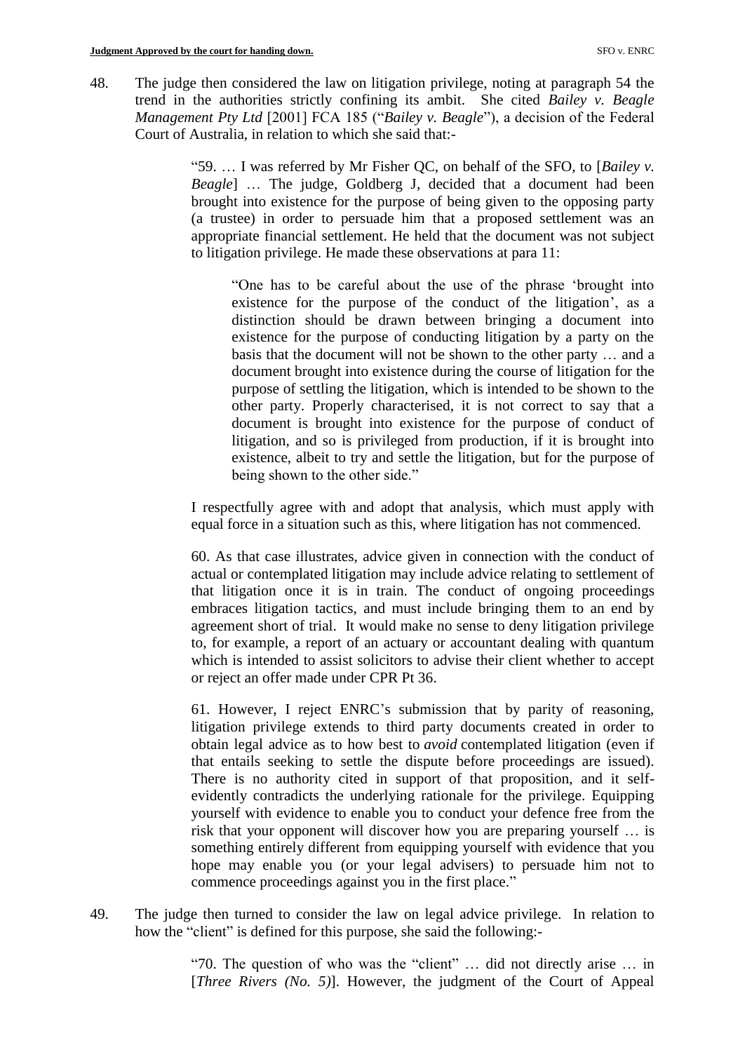48. The judge then considered the law on litigation privilege, noting at paragraph 54 the trend in the authorities strictly confining its ambit. She cited *Bailey v. Beagle Management Pty Ltd* [2001] FCA 185 ("*Bailey v. Beagle*"), a decision of the Federal Court of Australia, in relation to which she said that:-

> "59. … I was referred by Mr Fisher QC, on behalf of the SFO, to [*Bailey v. Beagle*] … The judge, Goldberg J, decided that a document had been brought into existence for the purpose of being given to the opposing party (a trustee) in order to persuade him that a proposed settlement was an appropriate financial settlement. He held that the document was not subject to litigation privilege. He made these observations at para 11:
>
> > "One has to be careful about the use of the phrase 'brought into existence for the purpose of the conduct of the litigation', as a distinction should be drawn between bringing a document into existence for the purpose of conducting litigation by a party on the basis that the document will not be shown to the other party … and a document brought into existence during the course of litigation for the purpose of settling the litigation, which is intended to be shown to the other party. Properly characterised, it is not correct to say that a document is brought into existence for the purpose of conduct of litigation, and so is privileged from production, if it is brought into existence, albeit to try and settle the litigation, but for the purpose of being shown to the other side."
>
> I respectfully agree with and adopt that analysis, which must apply with equal force in a situation such as this, where litigation has not commenced.
>
> 60. As that case illustrates, advice given in connection with the conduct of actual or contemplated litigation may include advice relating to settlement of that litigation once it is in train. The conduct of ongoing proceedings embraces litigation tactics, and must include bringing them to an end by agreement short of trial. It would make no sense to deny litigation privilege to, for example, a report of an actuary or accountant dealing with quantum which is intended to assist solicitors to advise their client whether to accept or reject an offer made under CPR Pt 36.
>
> 61. However, I reject ENRC's submission that by parity of reasoning, litigation privilege extends to third party documents created in order to obtain legal advice as to how best to *avoid* contemplated litigation (even if that entails seeking to settle the dispute before proceedings are issued). There is no authority cited in support of that proposition, and it self-evidently contradicts the underlying rationale for the privilege. Equipping yourself with evidence to enable you to conduct your defence free from the risk that your opponent will discover how you are preparing yourself … is something entirely different from equipping yourself with evidence that you hope may enable you (or your legal advisers) to persuade him not to commence proceedings against you in the first place."

49. The judge then turned to consider the law on legal advice privilege. In relation to how the "client" is defined for this purpose, she said the following:-

> "70. The question of who was the "client" … did not directly arise … in [*Three Rivers (No. 5)*]. However, the judgment of the Court of Appeal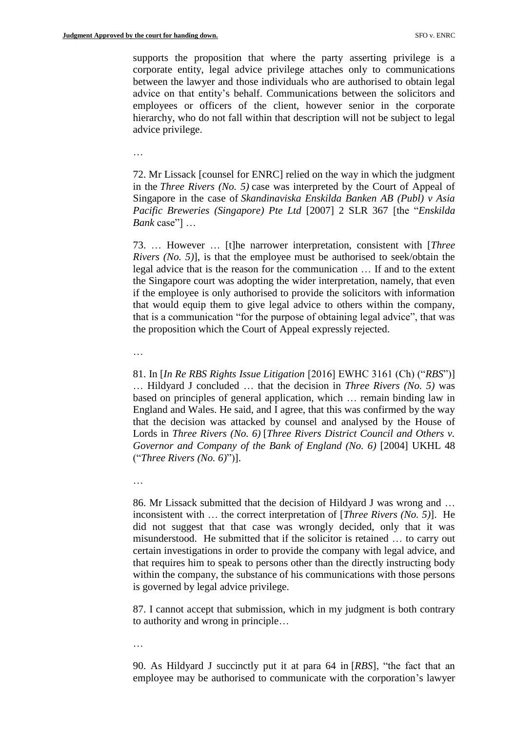supports the proposition that where the party asserting privilege is a corporate entity, legal advice privilege attaches only to communications between the lawyer and those individuals who are authorised to obtain legal advice on that entity's behalf. Communications between the solicitors and employees or officers of the client, however senior in the corporate hierarchy, who do not fall within that description will not be subject to legal advice privilege.

…

72. Mr Lissack [counsel for ENRC] relied on the way in which the judgment in the *Three Rivers (No. 5)* case was interpreted by the Court of Appeal of Singapore in the case of *Skandinaviska Enskilda Banken AB (Publ) v Asia Pacific Breweries (Singapore) Pte Ltd* [2007] 2 SLR 367 [the "*Enskilda Bank* case"] …

73. … However … [t]he narrower interpretation, consistent with [*Three Rivers (No. 5)*], is that the employee must be authorised to seek/obtain the legal advice that is the reason for the communication … If and to the extent the Singapore court was adopting the wider interpretation, namely, that even if the employee is only authorised to provide the solicitors with information that would equip them to give legal advice to others within the company, that is a communication "for the purpose of obtaining legal advice", that was the proposition which the Court of Appeal expressly rejected.

…

81. In [*In Re RBS Rights Issue Litigation* [2016] EWHC 3161 (Ch) ("*RBS*")] … Hildyard J concluded … that the decision in *Three Rivers (No. 5)* was based on principles of general application, which … remain binding law in England and Wales. He said, and I agree, that this was confirmed by the way that the decision was attacked by counsel and analysed by the House of Lords in *Three Rivers (No. 6)* [*Three Rivers District Council and Others v. Governor and Company of the Bank of England (No. 6)* [2004] UKHL 48 ("*Three Rivers (No. 6)*")].

…

86. Mr Lissack submitted that the decision of Hildyard J was wrong and … inconsistent with … the correct interpretation of [*Three Rivers (No. 5)*]. He did not suggest that that case was wrongly decided, only that it was misunderstood. He submitted that if the solicitor is retained … to carry out certain investigations in order to provide the company with legal advice, and that requires him to speak to persons other than the directly instructing body within the company, the substance of his communications with those persons is governed by legal advice privilege.

87. I cannot accept that submission, which in my judgment is both contrary to authority and wrong in principle…

…

90. As Hildyard J succinctly put it at para 64 in [*RBS*], "the fact that an employee may be authorised to communicate with the corporation's lawyer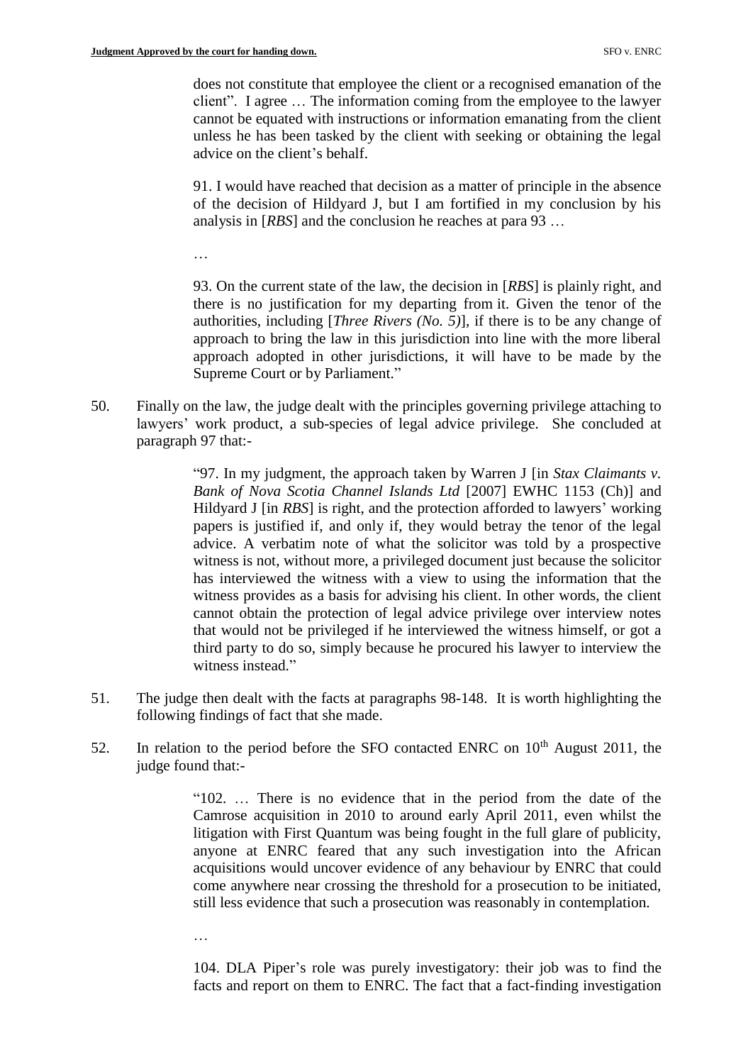does not constitute that employee the client or a recognised emanation of the client". I agree … The information coming from the employee to the lawyer cannot be equated with instructions or information emanating from the client unless he has been tasked by the client with seeking or obtaining the legal advice on the client's behalf.

> 91. I would have reached that decision as a matter of principle in the absence of the decision of Hildyard J, but I am fortified in my conclusion by his analysis in [*RBS*] and the conclusion he reaches at para 93 …
>
> …
>
> 93. On the current state of the law, the decision in [*RBS*] is plainly right, and there is no justification for my departing from it. Given the tenor of the authorities, including [*Three Rivers (No. 5)*], if there is to be any change of approach to bring the law in this jurisdiction into line with the more liberal approach adopted in other jurisdictions, it will have to be made by the Supreme Court or by Parliament."

50. Finally on the law, the judge dealt with the principles governing privilege attaching to lawyers' work product, a sub-species of legal advice privilege. She concluded at paragraph 97 that:-

> "97. In my judgment, the approach taken by Warren J [in *Stax Claimants v. Bank of Nova Scotia Channel Islands Ltd* [2007] EWHC 1153 (Ch)] and Hildyard J [in *RBS*] is right, and the protection afforded to lawyers' working papers is justified if, and only if, they would betray the tenor of the legal advice. A verbatim note of what the solicitor was told by a prospective witness is not, without more, a privileged document just because the solicitor has interviewed the witness with a view to using the information that the witness provides as a basis for advising his client. In other words, the client cannot obtain the protection of legal advice privilege over interview notes that would not be privileged if he interviewed the witness himself, or got a third party to do so, simply because he procured his lawyer to interview the witness instead."

51. The judge then dealt with the facts at paragraphs 98-148. It is worth highlighting the following findings of fact that she made.

52. In relation to the period before the SFO contacted ENRC on 10th August 2011, the judge found that:-

> "102. … There is no evidence that in the period from the date of the Camrose acquisition in 2010 to around early April 2011, even whilst the litigation with First Quantum was being fought in the full glare of publicity, anyone at ENRC feared that any such investigation into the African acquisitions would uncover evidence of any behaviour by ENRC that could come anywhere near crossing the threshold for a prosecution to be initiated, still less evidence that such a prosecution was reasonably in contemplation.
>
> …
>
> 104. DLA Piper's role was purely investigatory: their job was to find the facts and report on them to ENRC. The fact that a fact-finding investigation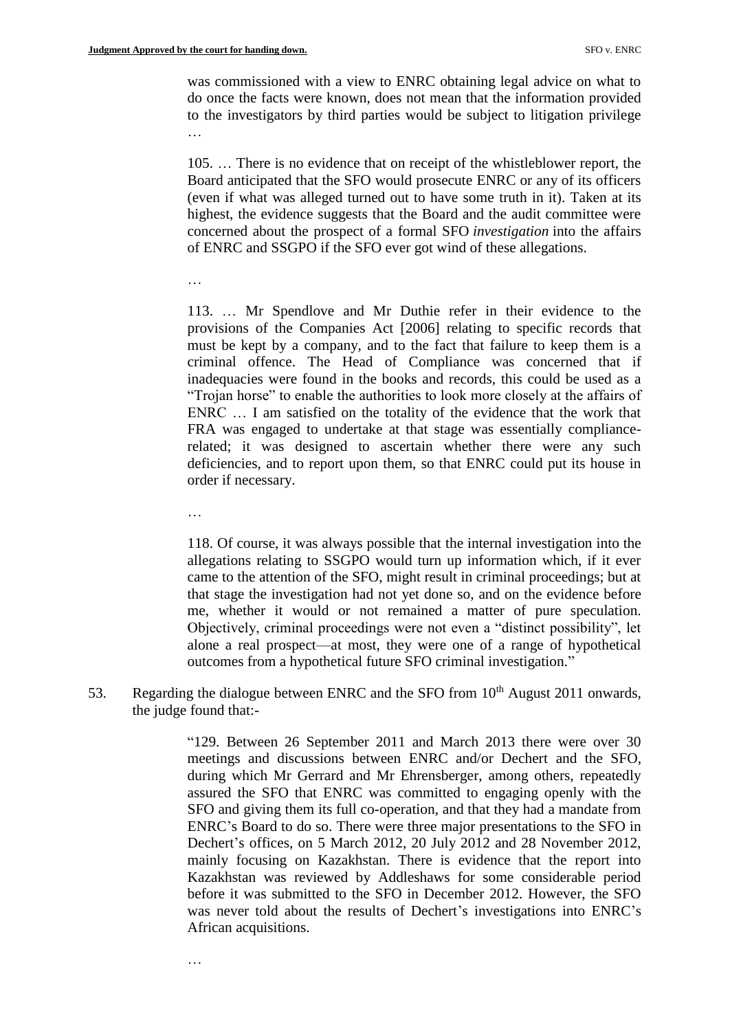was commissioned with a view to ENRC obtaining legal advice on what to do once the facts were known, does not mean that the information provided to the investigators by third parties would be subject to litigation privilege …

> 105. … There is no evidence that on receipt of the whistleblower report, the Board anticipated that the SFO would prosecute ENRC or any of its officers (even if what was alleged turned out to have some truth in it). Taken at its highest, the evidence suggests that the Board and the audit committee were concerned about the prospect of a formal SFO *investigation* into the affairs of ENRC and SSGPO if the SFO ever got wind of these allegations.
>
> …
>
> 113. … Mr Spendlove and Mr Duthie refer in their evidence to the provisions of the Companies Act [2006] relating to specific records that must be kept by a company, and to the fact that failure to keep them is a criminal offence. The Head of Compliance was concerned that if inadequacies were found in the books and records, this could be used as a "Trojan horse" to enable the authorities to look more closely at the affairs of ENRC … I am satisfied on the totality of the evidence that the work that FRA was engaged to undertake at that stage was essentially compliance-related; it was designed to ascertain whether there were any such deficiencies, and to report upon them, so that ENRC could put its house in order if necessary.
>
> …
>
> 118. Of course, it was always possible that the internal investigation into the allegations relating to SSGPO would turn up information which, if it ever came to the attention of the SFO, might result in criminal proceedings; but at that stage the investigation had not yet done so, and on the evidence before me, whether it would or not remained a matter of pure speculation. Objectively, criminal proceedings were not even a "distinct possibility", let alone a real prospect—at most, they were one of a range of hypothetical outcomes from a hypothetical future SFO criminal investigation."

53. Regarding the dialogue between ENRC and the SFO from 10th August 2011 onwards, the judge found that:-

> "129. Between 26 September 2011 and March 2013 there were over 30 meetings and discussions between ENRC and/or Dechert and the SFO, during which Mr Gerrard and Mr Ehrensberger, among others, repeatedly assured the SFO that ENRC was committed to engaging openly with the SFO and giving them its full co-operation, and that they had a mandate from ENRC's Board to do so. There were three major presentations to the SFO in Dechert's offices, on 5 March 2012, 20 July 2012 and 28 November 2012, mainly focusing on Kazakhstan. There is evidence that the report into Kazakhstan was reviewed by Addleshaws for some considerable period before it was submitted to the SFO in December 2012. However, the SFO was never told about the results of Dechert's investigations into ENRC's African acquisitions.
>
> …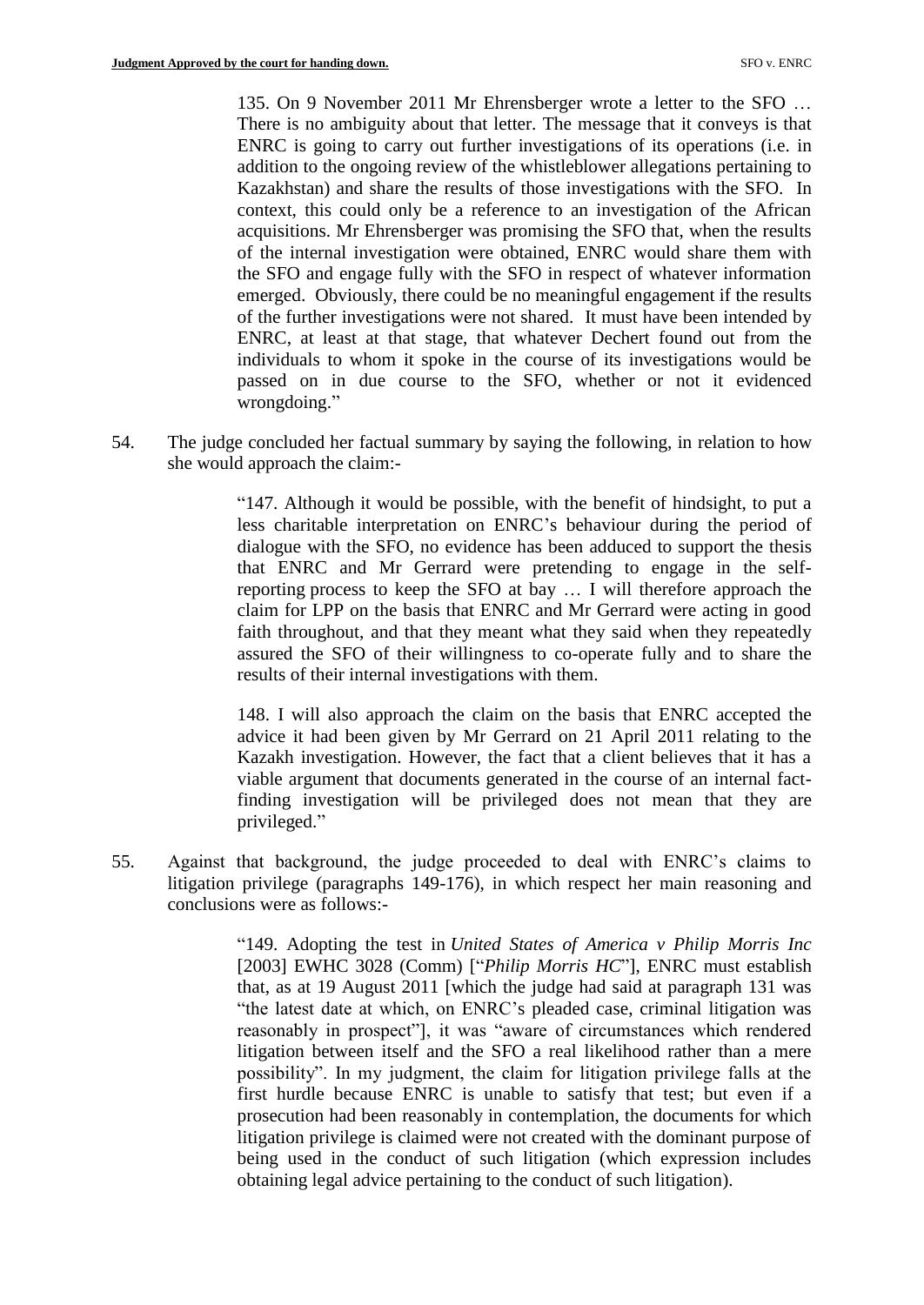135. On 9 November 2011 Mr Ehrensberger wrote a letter to the SFO … There is no ambiguity about that letter. The message that it conveys is that ENRC is going to carry out further investigations of its operations (i.e. in addition to the ongoing review of the whistleblower allegations pertaining to Kazakhstan) and share the results of those investigations with the SFO. In context, this could only be a reference to an investigation of the African acquisitions. Mr Ehrensberger was promising the SFO that, when the results of the internal investigation were obtained, ENRC would share them with the SFO and engage fully with the SFO in respect of whatever information emerged. Obviously, there could be no meaningful engagement if the results of the further investigations were not shared. It must have been intended by ENRC, at least at that stage, that whatever Dechert found out from the individuals to whom it spoke in the course of its investigations would be passed on in due course to the SFO, whether or not it evidenced wrongdoing."

54. The judge concluded her factual summary by saying the following, in relation to how she would approach the claim:-

> "147. Although it would be possible, with the benefit of hindsight, to put a less charitable interpretation on ENRC's behaviour during the period of dialogue with the SFO, no evidence has been adduced to support the thesis that ENRC and Mr Gerrard were pretending to engage in the self-reporting process to keep the SFO at bay … I will therefore approach the claim for LPP on the basis that ENRC and Mr Gerrard were acting in good faith throughout, and that they meant what they said when they repeatedly assured the SFO of their willingness to co-operate fully and to share the results of their internal investigations with them.
>
> 148. I will also approach the claim on the basis that ENRC accepted the advice it had been given by Mr Gerrard on 21 April 2011 relating to the Kazakh investigation. However, the fact that a client believes that it has a viable argument that documents generated in the course of an internal fact-finding investigation will be privileged does not mean that they are privileged."

55. Against that background, the judge proceeded to deal with ENRC's claims to litigation privilege (paragraphs 149-176), in which respect her main reasoning and conclusions were as follows:-

> "149. Adopting the test in *United States of America v Philip Morris Inc* [2003] EWHC 3028 (Comm) ["*Philip Morris HC*"], ENRC must establish that, as at 19 August 2011 [which the judge had said at paragraph 131 was "the latest date at which, on ENRC's pleaded case, criminal litigation was reasonably in prospect"], it was "aware of circumstances which rendered litigation between itself and the SFO a real likelihood rather than a mere possibility". In my judgment, the claim for litigation privilege falls at the first hurdle because ENRC is unable to satisfy that test; but even if a prosecution had been reasonably in contemplation, the documents for which litigation privilege is claimed were not created with the dominant purpose of being used in the conduct of such litigation (which expression includes obtaining legal advice pertaining to the conduct of such litigation).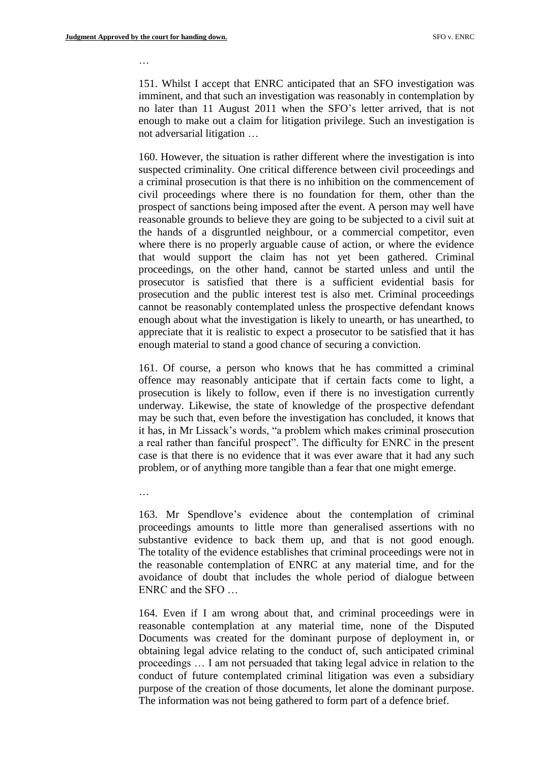…

151. Whilst I accept that ENRC anticipated that an SFO investigation was imminent, and that such an investigation was reasonably in contemplation by no later than 11 August 2011 when the SFO's letter arrived, that is not enough to make out a claim for litigation privilege. Such an investigation is not adversarial litigation …

160. However, the situation is rather different where the investigation is into suspected criminality. One critical difference between civil proceedings and a criminal prosecution is that there is no inhibition on the commencement of civil proceedings where there is no foundation for them, other than the prospect of sanctions being imposed after the event. A person may well have reasonable grounds to believe they are going to be subjected to a civil suit at the hands of a disgruntled neighbour, or a commercial competitor, even where there is no properly arguable cause of action, or where the evidence that would support the claim has not yet been gathered. Criminal proceedings, on the other hand, cannot be started unless and until the prosecutor is satisfied that there is a sufficient evidential basis for prosecution and the public interest test is also met. Criminal proceedings cannot be reasonably contemplated unless the prospective defendant knows enough about what the investigation is likely to unearth, or has unearthed, to appreciate that it is realistic to expect a prosecutor to be satisfied that it has enough material to stand a good chance of securing a conviction.

161. Of course, a person who knows that he has committed a criminal offence may reasonably anticipate that if certain facts come to light, a prosecution is likely to follow, even if there is no investigation currently underway. Likewise, the state of knowledge of the prospective defendant may be such that, even before the investigation has concluded, it knows that it has, in Mr Lissack's words, "a problem which makes criminal prosecution a real rather than fanciful prospect". The difficulty for ENRC in the present case is that there is no evidence that it was ever aware that it had any such problem, or of anything more tangible than a fear that one might emerge.

…

163. Mr Spendlove's evidence about the contemplation of criminal proceedings amounts to little more than generalised assertions with no substantive evidence to back them up, and that is not good enough. The totality of the evidence establishes that criminal proceedings were not in the reasonable contemplation of ENRC at any material time, and for the avoidance of doubt that includes the whole period of dialogue between ENRC and the SFO …

164. Even if I am wrong about that, and criminal proceedings were in reasonable contemplation at any material time, none of the Disputed Documents was created for the dominant purpose of deployment in, or obtaining legal advice relating to the conduct of, such anticipated criminal proceedings … I am not persuaded that taking legal advice in relation to the conduct of future contemplated criminal litigation was even a subsidiary purpose of the creation of those documents, let alone the dominant purpose. The information was not being gathered to form part of a defence brief.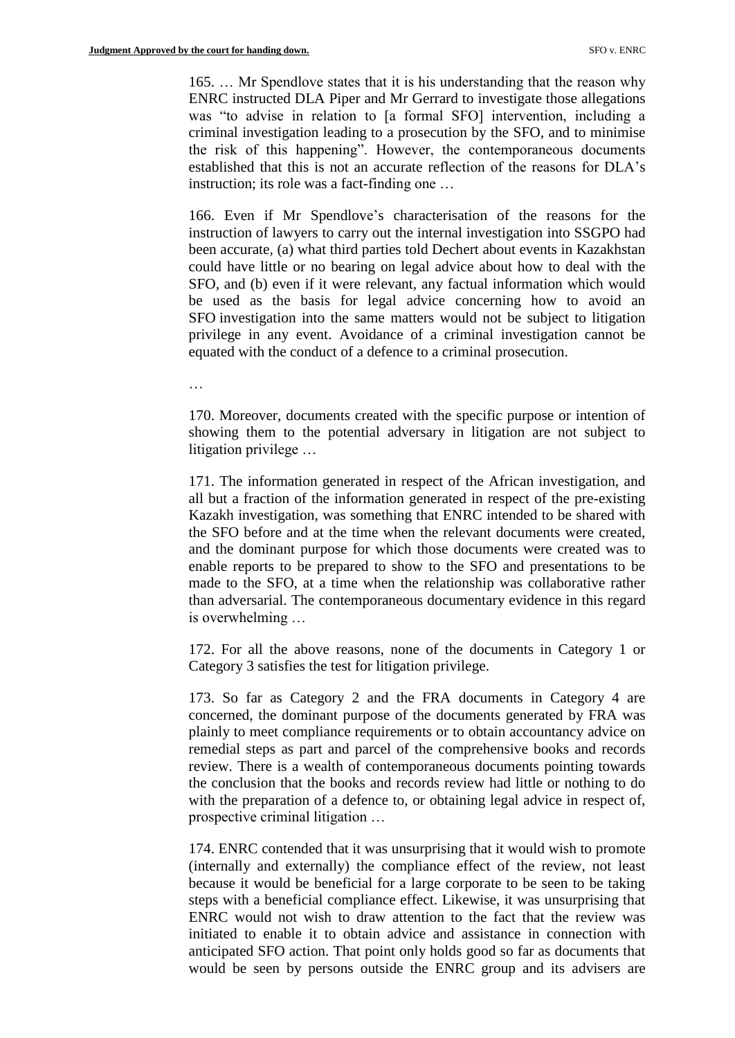165. … Mr Spendlove states that it is his understanding that the reason why ENRC instructed DLA Piper and Mr Gerrard to investigate those allegations was "to advise in relation to [a formal SFO] intervention, including a criminal investigation leading to a prosecution by the SFO, and to minimise the risk of this happening". However, the contemporaneous documents established that this is not an accurate reflection of the reasons for DLA's instruction; its role was a fact-finding one …

166. Even if Mr Spendlove's characterisation of the reasons for the instruction of lawyers to carry out the internal investigation into SSGPO had been accurate, (a) what third parties told Dechert about events in Kazakhstan could have little or no bearing on legal advice about how to deal with the SFO, and (b) even if it were relevant, any factual information which would be used as the basis for legal advice concerning how to avoid an SFO investigation into the same matters would not be subject to litigation privilege in any event. Avoidance of a criminal investigation cannot be equated with the conduct of a defence to a criminal prosecution.

…

170. Moreover, documents created with the specific purpose or intention of showing them to the potential adversary in litigation are not subject to litigation privilege …

171. The information generated in respect of the African investigation, and all but a fraction of the information generated in respect of the pre-existing Kazakh investigation, was something that ENRC intended to be shared with the SFO before and at the time when the relevant documents were created, and the dominant purpose for which those documents were created was to enable reports to be prepared to show to the SFO and presentations to be made to the SFO, at a time when the relationship was collaborative rather than adversarial. The contemporaneous documentary evidence in this regard is overwhelming …

172. For all the above reasons, none of the documents in Category 1 or Category 3 satisfies the test for litigation privilege.

173. So far as Category 2 and the FRA documents in Category 4 are concerned, the dominant purpose of the documents generated by FRA was plainly to meet compliance requirements or to obtain accountancy advice on remedial steps as part and parcel of the comprehensive books and records review. There is a wealth of contemporaneous documents pointing towards the conclusion that the books and records review had little or nothing to do with the preparation of a defence to, or obtaining legal advice in respect of, prospective criminal litigation …

174. ENRC contended that it was unsurprising that it would wish to promote (internally and externally) the compliance effect of the review, not least because it would be beneficial for a large corporate to be seen to be taking steps with a beneficial compliance effect. Likewise, it was unsurprising that ENRC would not wish to draw attention to the fact that the review was initiated to enable it to obtain advice and assistance in connection with anticipated SFO action. That point only holds good so far as documents that would be seen by persons outside the ENRC group and its advisers are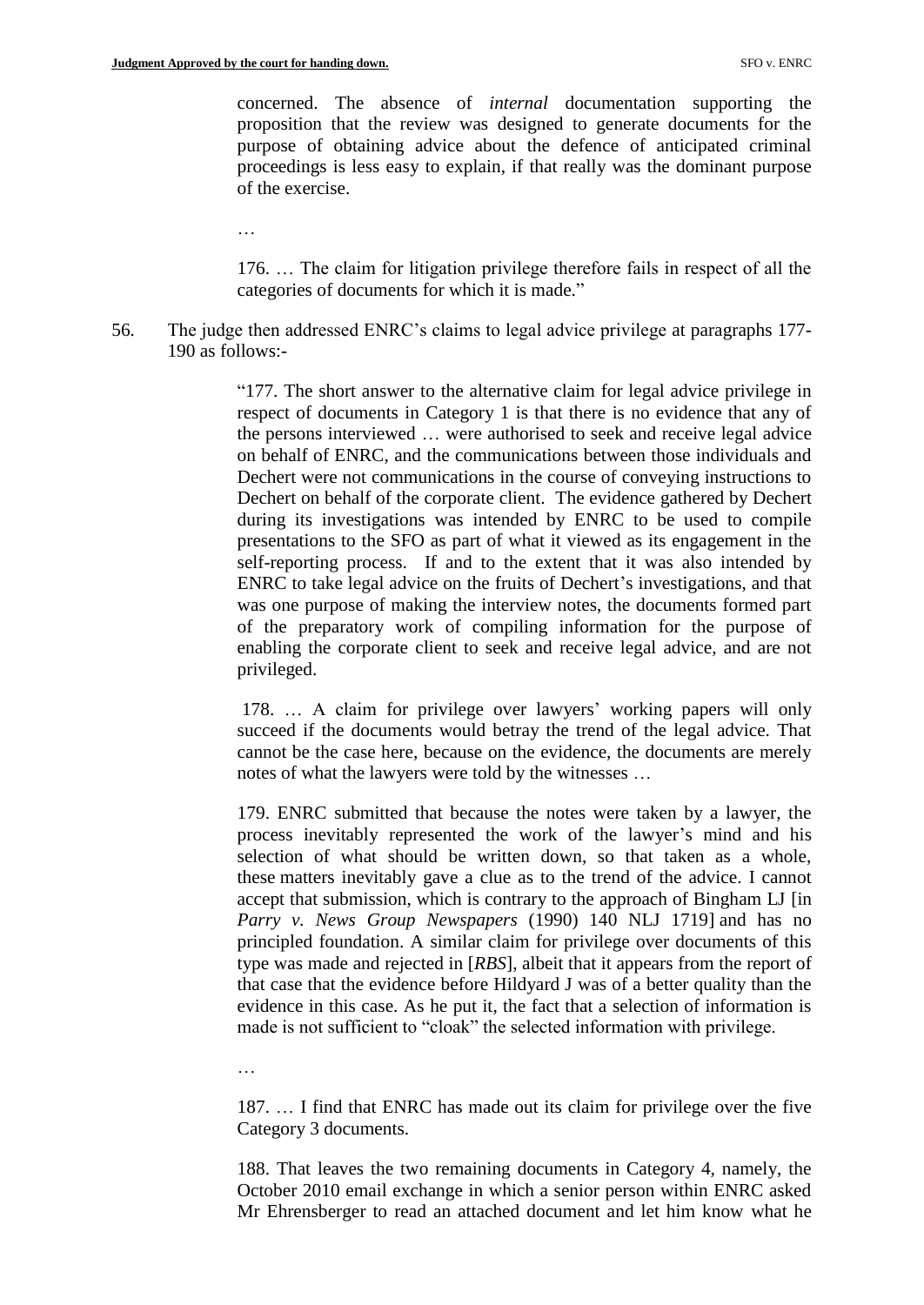concerned. The absence of *internal* documentation supporting the proposition that the review was designed to generate documents for the purpose of obtaining advice about the defence of anticipated criminal proceedings is less easy to explain, if that really was the dominant purpose of the exercise.

…

176. … The claim for litigation privilege therefore fails in respect of all the categories of documents for which it is made."

56. The judge then addressed ENRC's claims to legal advice privilege at paragraphs 177-190 as follows:-

> "177. The short answer to the alternative claim for legal advice privilege in respect of documents in Category 1 is that there is no evidence that any of the persons interviewed … were authorised to seek and receive legal advice on behalf of ENRC, and the communications between those individuals and Dechert were not communications in the course of conveying instructions to Dechert on behalf of the corporate client. The evidence gathered by Dechert during its investigations was intended by ENRC to be used to compile presentations to the SFO as part of what it viewed as its engagement in the self-reporting process. If and to the extent that it was also intended by ENRC to take legal advice on the fruits of Dechert's investigations, and that was one purpose of making the interview notes, the documents formed part of the preparatory work of compiling information for the purpose of enabling the corporate client to seek and receive legal advice, and are not privileged.
>
> 178. … A claim for privilege over lawyers' working papers will only succeed if the documents would betray the trend of the legal advice. That cannot be the case here, because on the evidence, the documents are merely notes of what the lawyers were told by the witnesses …
>
> 179. ENRC submitted that because the notes were taken by a lawyer, the process inevitably represented the work of the lawyer's mind and his selection of what should be written down, so that taken as a whole, these matters inevitably gave a clue as to the trend of the advice. I cannot accept that submission, which is contrary to the approach of Bingham LJ [in *Parry v. News Group Newspapers* (1990) 140 NLJ 1719] and has no principled foundation. A similar claim for privilege over documents of this type was made and rejected in [*RBS*], albeit that it appears from the report of that case that the evidence before Hildyard J was of a better quality than the evidence in this case. As he put it, the fact that a selection of information is made is not sufficient to "cloak" the selected information with privilege.
>
> …
>
> 187. … I find that ENRC has made out its claim for privilege over the five Category 3 documents.
>
> 188. That leaves the two remaining documents in Category 4, namely, the October 2010 email exchange in which a senior person within ENRC asked Mr Ehrensberger to read an attached document and let him know what he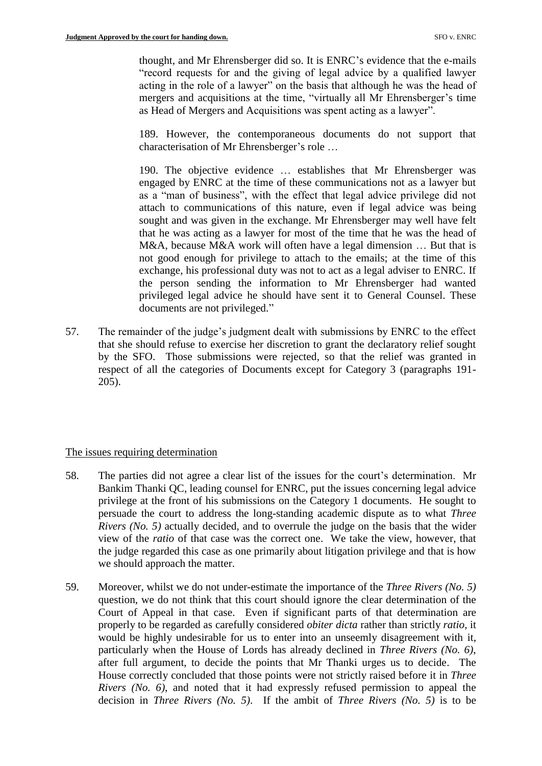> thought, and Mr Ehrensberger did so. It is ENRC's evidence that the e-mails "record requests for and the giving of legal advice by a qualified lawyer acting in the role of a lawyer" on the basis that although he was the head of mergers and acquisitions at the time, "virtually all Mr Ehrensberger's time as Head of Mergers and Acquisitions was spent acting as a lawyer".
>
> 189. However, the contemporaneous documents do not support that characterisation of Mr Ehrensberger's role …
>
> 190. The objective evidence … establishes that Mr Ehrensberger was engaged by ENRC at the time of these communications not as a lawyer but as a "man of business", with the effect that legal advice privilege did not attach to communications of this nature, even if legal advice was being sought and was given in the exchange. Mr Ehrensberger may well have felt that he was acting as a lawyer for most of the time that he was the head of M&A, because M&A work will often have a legal dimension … But that is not good enough for privilege to attach to the emails; at the time of this exchange, his professional duty was not to act as a legal adviser to ENRC. If the person sending the information to Mr Ehrensberger had wanted privileged legal advice he should have sent it to General Counsel. These documents are not privileged."

57. The remainder of the judge's judgment dealt with submissions by ENRC to the effect that she should refuse to exercise her discretion to grant the declaratory relief sought by the SFO. Those submissions were rejected, so that the relief was granted in respect of all the categories of Documents except for Category 3 (paragraphs 191-205).

## The issues requiring determination

58. The parties did not agree a clear list of the issues for the court's determination. Mr Bankim Thanki QC, leading counsel for ENRC, put the issues concerning legal advice privilege at the front of his submissions on the Category 1 documents. He sought to persuade the court to address the long-standing academic dispute as to what *Three Rivers (No. 5)* actually decided, and to overrule the judge on the basis that the wider view of the *ratio* of that case was the correct one. We take the view, however, that the judge regarded this case as one primarily about litigation privilege and that is how we should approach the matter.

59. Moreover, whilst we do not under-estimate the importance of the *Three Rivers (No. 5)* question, we do not think that this court should ignore the clear determination of the Court of Appeal in that case. Even if significant parts of that determination are properly to be regarded as carefully considered *obiter dicta* rather than strictly *ratio*, it would be highly undesirable for us to enter into an unseemly disagreement with it, particularly when the House of Lords has already declined in *Three Rivers (No. 6)*, after full argument, to decide the points that Mr Thanki urges us to decide. The House correctly concluded that those points were not strictly raised before it in *Three Rivers (No. 6)*, and noted that it had expressly refused permission to appeal the decision in *Three Rivers (No. 5)*. If the ambit of *Three Rivers (No. 5)* is to be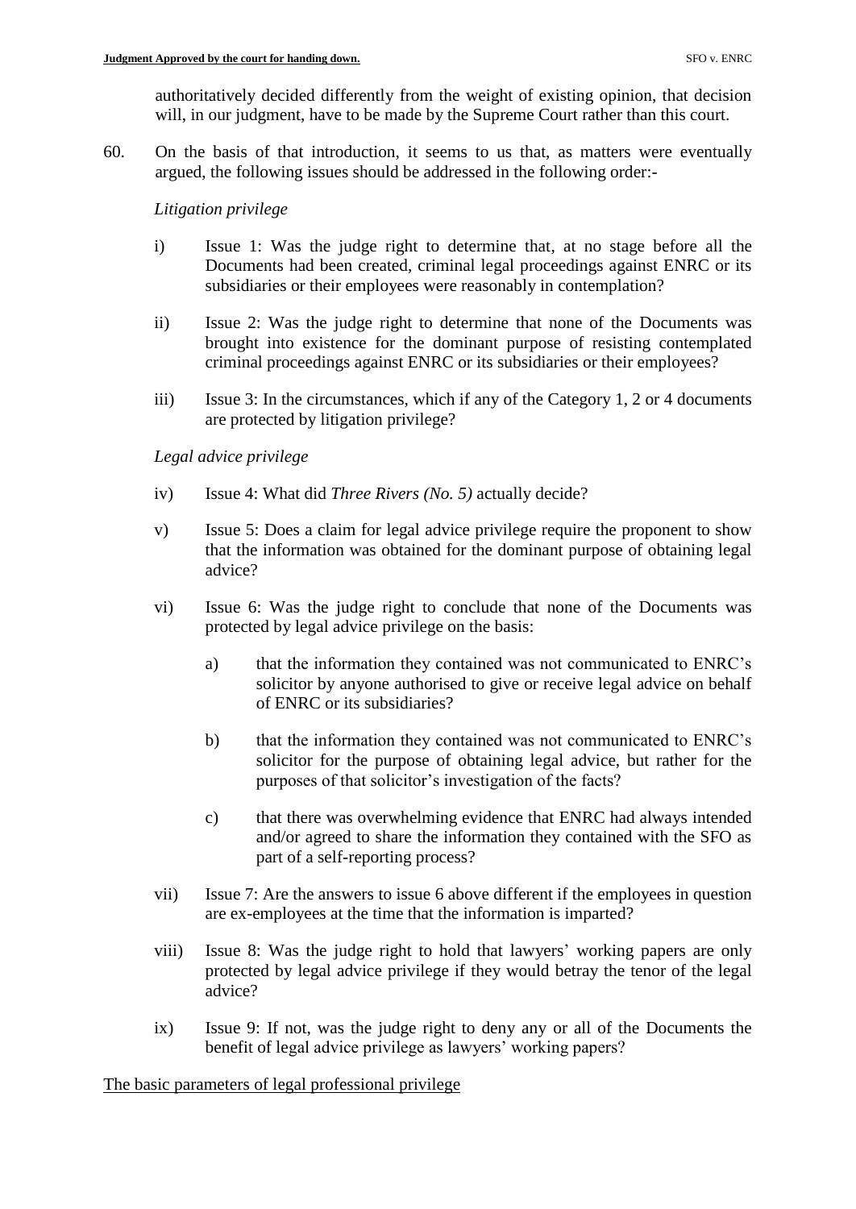authoritatively decided differently from the weight of existing opinion, that decision will, in our judgment, have to be made by the Supreme Court rather than this court.

60. On the basis of that introduction, it seems to us that, as matters were eventually argued, the following issues should be addressed in the following order:-

*Litigation privilege*

i) Issue 1: Was the judge right to determine that, at no stage before all the Documents had been created, criminal legal proceedings against ENRC or its subsidiaries or their employees were reasonably in contemplation?

ii) Issue 2: Was the judge right to determine that none of the Documents was brought into existence for the dominant purpose of resisting contemplated criminal proceedings against ENRC or its subsidiaries or their employees?

iii) Issue 3: In the circumstances, which if any of the Category 1, 2 or 4 documents are protected by litigation privilege?

*Legal advice privilege*

iv) Issue 4: What did *Three Rivers (No. 5)* actually decide?

v) Issue 5: Does a claim for legal advice privilege require the proponent to show that the information was obtained for the dominant purpose of obtaining legal advice?

vi) Issue 6: Was the judge right to conclude that none of the Documents was protected by legal advice privilege on the basis:

a) that the information they contained was not communicated to ENRC's solicitor by anyone authorised to give or receive legal advice on behalf of ENRC or its subsidiaries?

b) that the information they contained was not communicated to ENRC's solicitor for the purpose of obtaining legal advice, but rather for the purposes of that solicitor's investigation of the facts?

c) that there was overwhelming evidence that ENRC had always intended and/or agreed to share the information they contained with the SFO as part of a self-reporting process?

vii) Issue 7: Are the answers to issue 6 above different if the employees in question are ex-employees at the time that the information is imparted?

viii) Issue 8: Was the judge right to hold that lawyers' working papers are only protected by legal advice privilege if they would betray the tenor of the legal advice?

ix) Issue 9: If not, was the judge right to deny any or all of the Documents the benefit of legal advice privilege as lawyers' working papers?

## The basic parameters of legal professional privilege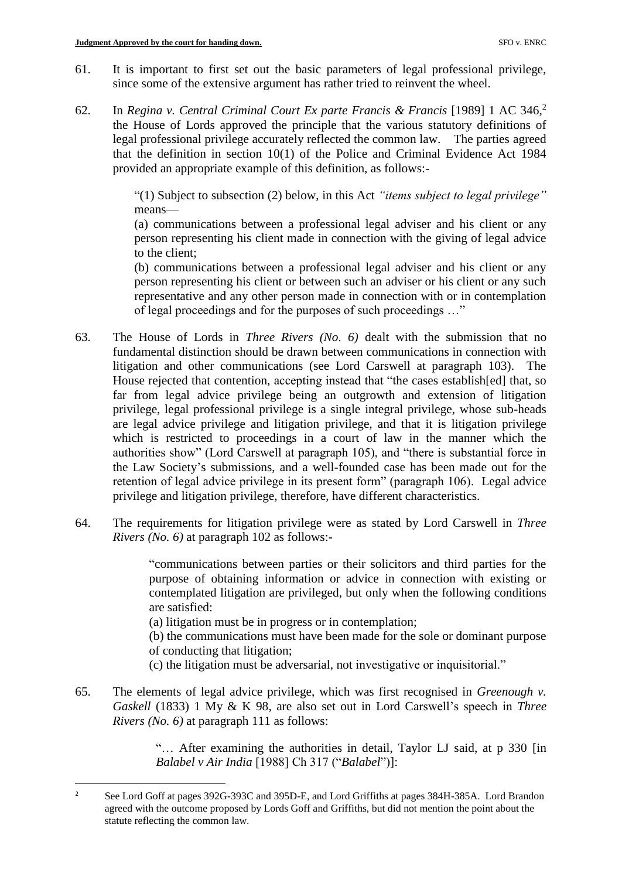61. It is important to first set out the basic parameters of legal professional privilege, since some of the extensive argument has rather tried to reinvent the wheel.

62. In *Regina v. Central Criminal Court Ex parte Francis & Francis* [1989] 1 AC 346,[2] the House of Lords approved the principle that the various statutory definitions of legal professional privilege accurately reflected the common law. The parties agreed that the definition in section 10(1) of the Police and Criminal Evidence Act 1984 provided an appropriate example of this definition, as follows:-

> "(1) Subject to subsection (2) below, in this Act *"items subject to legal privilege"* means—
>
> (a) communications between a professional legal adviser and his client or any person representing his client made in connection with the giving of legal advice to the client;
>
> (b) communications between a professional legal adviser and his client or any person representing his client or between such an adviser or his client or any such representative and any other person made in connection with or in contemplation of legal proceedings and for the purposes of such proceedings …"

63. The House of Lords in *Three Rivers (No. 6)* dealt with the submission that no fundamental distinction should be drawn between communications in connection with litigation and other communications (see Lord Carswell at paragraph 103). The House rejected that contention, accepting instead that "the cases establish[ed] that, so far from legal advice privilege being an outgrowth and extension of litigation privilege, legal professional privilege is a single integral privilege, whose sub-heads are legal advice privilege and litigation privilege, and that it is litigation privilege which is restricted to proceedings in a court of law in the manner which the authorities show" (Lord Carswell at paragraph 105), and "there is substantial force in the Law Society's submissions, and a well-founded case has been made out for the retention of legal advice privilege in its present form" (paragraph 106). Legal advice privilege and litigation privilege, therefore, have different characteristics.

64. The requirements for litigation privilege were as stated by Lord Carswell in *Three Rivers (No. 6)* at paragraph 102 as follows:-

> "communications between parties or their solicitors and third parties for the purpose of obtaining information or advice in connection with existing or contemplated litigation are privileged, but only when the following conditions are satisfied:
>
> (a) litigation must be in progress or in contemplation;
>
> (b) the communications must have been made for the sole or dominant purpose of conducting that litigation;
>
> (c) the litigation must be adversarial, not investigative or inquisitorial."

65. The elements of legal advice privilege, which was first recognised in *Greenough v. Gaskell* (1833) 1 My & K 98, are also set out in Lord Carswell's speech in *Three Rivers (No. 6)* at paragraph 111 as follows:

> "… After examining the authorities in detail, Taylor LJ said, at p 330 [in *Balabel v Air India* [1988] Ch 317 ("*Balabel*")]:

---

[2] See Lord Goff at pages 392G-393C and 395D-E, and Lord Griffiths at pages 384H-385A. Lord Brandon agreed with the outcome proposed by Lords Goff and Griffiths, but did not mention the point about the statute reflecting the common law.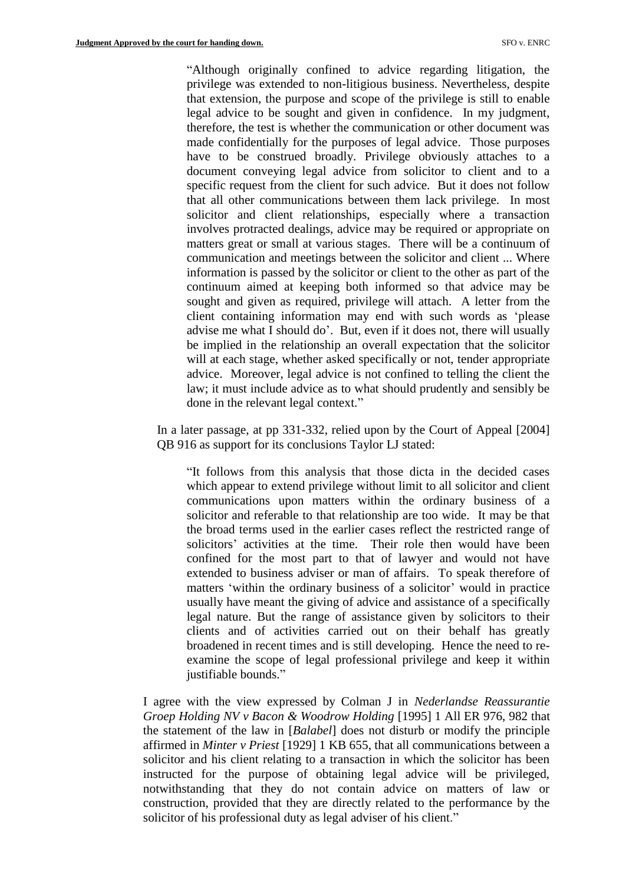> "Although originally confined to advice regarding litigation, the privilege was extended to non-litigious business. Nevertheless, despite that extension, the purpose and scope of the privilege is still to enable legal advice to be sought and given in confidence. In my judgment, therefore, the test is whether the communication or other document was made confidentially for the purposes of legal advice. Those purposes have to be construed broadly. Privilege obviously attaches to a document conveying legal advice from solicitor to client and to a specific request from the client for such advice. But it does not follow that all other communications between them lack privilege. In most solicitor and client relationships, especially where a transaction involves protracted dealings, advice may be required or appropriate on matters great or small at various stages. There will be a continuum of communication and meetings between the solicitor and client ... Where information is passed by the solicitor or client to the other as part of the continuum aimed at keeping both informed so that advice may be sought and given as required, privilege will attach. A letter from the client containing information may end with such words as 'please advise me what I should do'. But, even if it does not, there will usually be implied in the relationship an overall expectation that the solicitor will at each stage, whether asked specifically or not, tender appropriate advice. Moreover, legal advice is not confined to telling the client the law; it must include advice as to what should prudently and sensibly be done in the relevant legal context."

In a later passage, at pp 331-332, relied upon by the Court of Appeal [2004] QB 916 as support for its conclusions Taylor LJ stated:

> "It follows from this analysis that those dicta in the decided cases which appear to extend privilege without limit to all solicitor and client communications upon matters within the ordinary business of a solicitor and referable to that relationship are too wide. It may be that the broad terms used in the earlier cases reflect the restricted range of solicitors' activities at the time. Their role then would have been confined for the most part to that of lawyer and would not have extended to business adviser or man of affairs. To speak therefore of matters 'within the ordinary business of a solicitor' would in practice usually have meant the giving of advice and assistance of a specifically legal nature. But the range of assistance given by solicitors to their clients and of activities carried out on their behalf has greatly broadened in recent times and is still developing. Hence the need to re-examine the scope of legal professional privilege and keep it within justifiable bounds."

I agree with the view expressed by Colman J in *Nederlandse Reassurantie Groep Holding NV v Bacon & Woodrow Holding* [1995] 1 All ER 976, 982 that the statement of the law in [*Balabel*] does not disturb or modify the principle affirmed in *Minter v Priest* [1929] 1 KB 655, that all communications between a solicitor and his client relating to a transaction in which the solicitor has been instructed for the purpose of obtaining legal advice will be privileged, notwithstanding that they do not contain advice on matters of law or construction, provided that they are directly related to the performance by the solicitor of his professional duty as legal adviser of his client."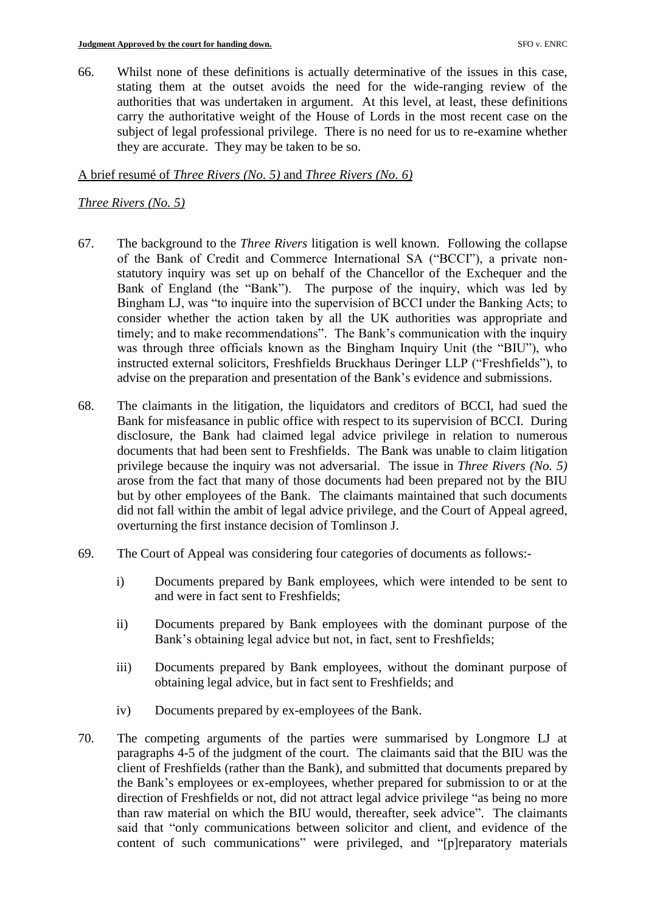66. Whilst none of these definitions is actually determinative of the issues in this case, stating them at the outset avoids the need for the wide-ranging review of the authorities that was undertaken in argument. At this level, at least, these definitions carry the authoritative weight of the House of Lords in the most recent case on the subject of legal professional privilege. There is no need for us to re-examine whether they are accurate. They may be taken to be so.

<u>A brief resumé of *Three Rivers (No. 5)* and *Three Rivers (No. 6)*</u>

<u>*Three Rivers (No. 5)*</u>

67. The background to the *Three Rivers* litigation is well known. Following the collapse of the Bank of Credit and Commerce International SA ("BCCI"), a private non-statutory inquiry was set up on behalf of the Chancellor of the Exchequer and the Bank of England (the "Bank"). The purpose of the inquiry, which was led by Bingham LJ, was "to inquire into the supervision of BCCI under the Banking Acts; to consider whether the action taken by all the UK authorities was appropriate and timely; and to make recommendations". The Bank's communication with the inquiry was through three officials known as the Bingham Inquiry Unit (the "BIU"), who instructed external solicitors, Freshfields Bruckhaus Deringer LLP ("Freshfields"), to advise on the preparation and presentation of the Bank's evidence and submissions.

68. The claimants in the litigation, the liquidators and creditors of BCCI, had sued the Bank for misfeasance in public office with respect to its supervision of BCCI. During disclosure, the Bank had claimed legal advice privilege in relation to numerous documents that had been sent to Freshfields. The Bank was unable to claim litigation privilege because the inquiry was not adversarial. The issue in *Three Rivers (No. 5)* arose from the fact that many of those documents had been prepared not by the BIU but by other employees of the Bank. The claimants maintained that such documents did not fall within the ambit of legal advice privilege, and the Court of Appeal agreed, overturning the first instance decision of Tomlinson J.

69. The Court of Appeal was considering four categories of documents as follows:-

    i) Documents prepared by Bank employees, which were intended to be sent to and were in fact sent to Freshfields;

    ii) Documents prepared by Bank employees with the dominant purpose of the Bank's obtaining legal advice but not, in fact, sent to Freshfields;

    iii) Documents prepared by Bank employees, without the dominant purpose of obtaining legal advice, but in fact sent to Freshfields; and

    iv) Documents prepared by ex-employees of the Bank.

70. The competing arguments of the parties were summarised by Longmore LJ at paragraphs 4-5 of the judgment of the court. The claimants said that the BIU was the client of Freshfields (rather than the Bank), and submitted that documents prepared by the Bank's employees or ex-employees, whether prepared for submission to or at the direction of Freshfields or not, did not attract legal advice privilege "as being no more than raw material on which the BIU would, thereafter, seek advice". The claimants said that "only communications between solicitor and client, and evidence of the content of such communications" were privileged, and "[p]reparatory materials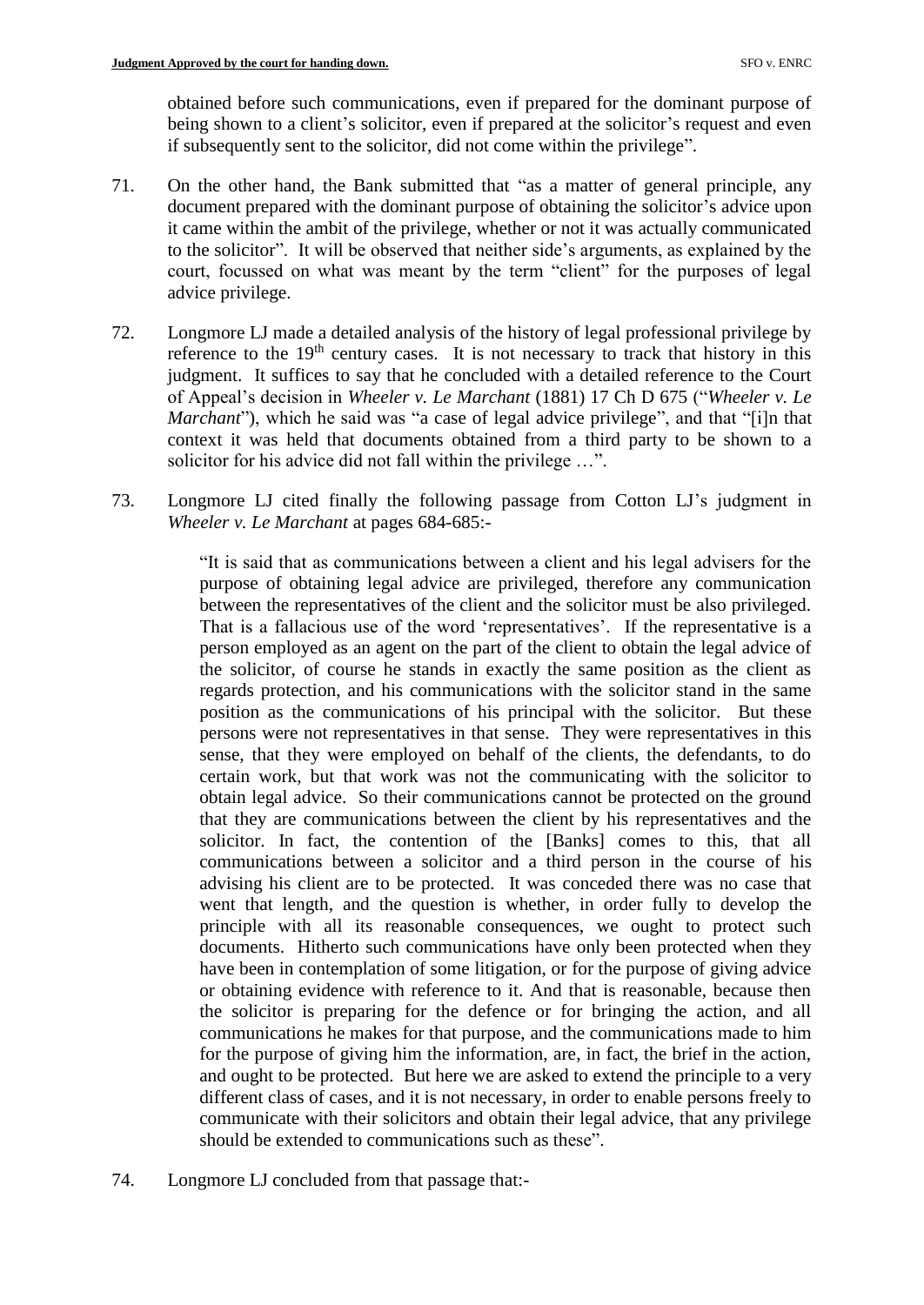obtained before such communications, even if prepared for the dominant purpose of being shown to a client's solicitor, even if prepared at the solicitor's request and even if subsequently sent to the solicitor, did not come within the privilege".

71. On the other hand, the Bank submitted that "as a matter of general principle, any document prepared with the dominant purpose of obtaining the solicitor's advice upon it came within the ambit of the privilege, whether or not it was actually communicated to the solicitor". It will be observed that neither side's arguments, as explained by the court, focussed on what was meant by the term "client" for the purposes of legal advice privilege.

72. Longmore LJ made a detailed analysis of the history of legal professional privilege by reference to the 19th century cases. It is not necessary to track that history in this judgment. It suffices to say that he concluded with a detailed reference to the Court of Appeal's decision in *Wheeler v. Le Marchant* (1881) 17 Ch D 675 ("*Wheeler v. Le Marchant*"), which he said was "a case of legal advice privilege", and that "[i]n that context it was held that documents obtained from a third party to be shown to a solicitor for his advice did not fall within the privilege …".

73. Longmore LJ cited finally the following passage from Cotton LJ's judgment in *Wheeler v. Le Marchant* at pages 684-685:-

> "It is said that as communications between a client and his legal advisers for the purpose of obtaining legal advice are privileged, therefore any communication between the representatives of the client and the solicitor must be also privileged. That is a fallacious use of the word 'representatives'. If the representative is a person employed as an agent on the part of the client to obtain the legal advice of the solicitor, of course he stands in exactly the same position as the client as regards protection, and his communications with the solicitor stand in the same position as the communications of his principal with the solicitor. But these persons were not representatives in that sense. They were representatives in this sense, that they were employed on behalf of the clients, the defendants, to do certain work, but that work was not the communicating with the solicitor to obtain legal advice. So their communications cannot be protected on the ground that they are communications between the client by his representatives and the solicitor. In fact, the contention of the [Banks] comes to this, that all communications between a solicitor and a third person in the course of his advising his client are to be protected. It was conceded there was no case that went that length, and the question is whether, in order fully to develop the principle with all its reasonable consequences, we ought to protect such documents. Hitherto such communications have only been protected when they have been in contemplation of some litigation, or for the purpose of giving advice or obtaining evidence with reference to it. And that is reasonable, because then the solicitor is preparing for the defence or for bringing the action, and all communications he makes for that purpose, and the communications made to him for the purpose of giving him the information, are, in fact, the brief in the action, and ought to be protected. But here we are asked to extend the principle to a very different class of cases, and it is not necessary, in order to enable persons freely to communicate with their solicitors and obtain their legal advice, that any privilege should be extended to communications such as these".

74. Longmore LJ concluded from that passage that:-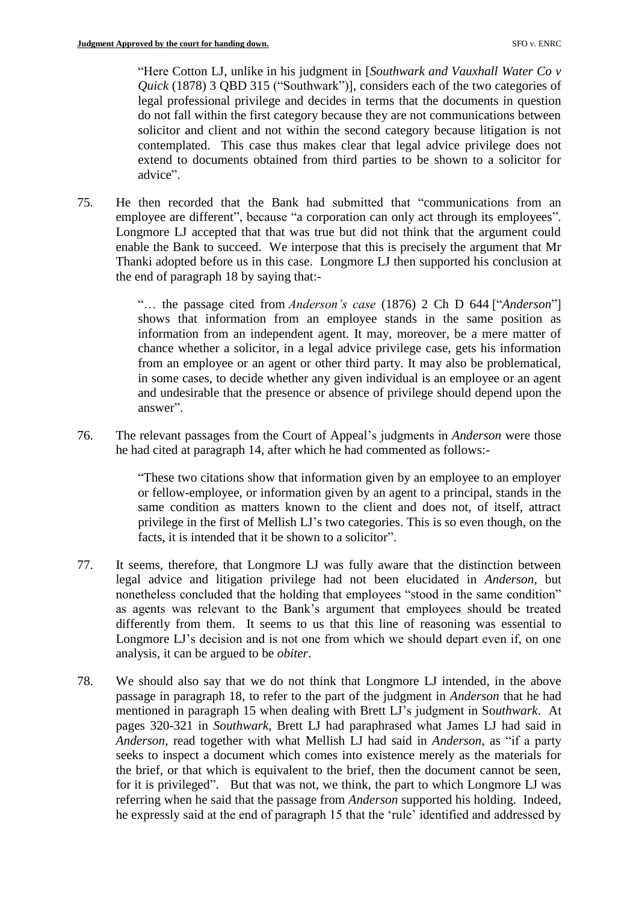"Here Cotton LJ, unlike in his judgment in [*Southwark and Vauxhall Water Co v Quick* (1878) 3 QBD 315 ("Southwark")], considers each of the two categories of legal professional privilege and decides in terms that the documents in question do not fall within the first category because they are not communications between solicitor and client and not within the second category because litigation is not contemplated. This case thus makes clear that legal advice privilege does not extend to documents obtained from third parties to be shown to a solicitor for advice".

75. He then recorded that the Bank had submitted that "communications from an employee are different", because "a corporation can only act through its employees". Longmore LJ accepted that that was true but did not think that the argument could enable the Bank to succeed. We interpose that this is precisely the argument that Mr Thanki adopted before us in this case. Longmore LJ then supported his conclusion at the end of paragraph 18 by saying that:-

   "… the passage cited from *Anderson's case* (1876) 2 Ch D 644 ["*Anderson*"] shows that information from an employee stands in the same position as information from an independent agent. It may, moreover, be a mere matter of chance whether a solicitor, in a legal advice privilege case, gets his information from an employee or an agent or other third party. It may also be problematical, in some cases, to decide whether any given individual is an employee or an agent and undesirable that the presence or absence of privilege should depend upon the answer".

76. The relevant passages from the Court of Appeal's judgments in *Anderson* were those he had cited at paragraph 14, after which he had commented as follows:-

   "These two citations show that information given by an employee to an employer or fellow-employee, or information given by an agent to a principal, stands in the same condition as matters known to the client and does not, of itself, attract privilege in the first of Mellish LJ's two categories. This is so even though, on the facts, it is intended that it be shown to a solicitor".

77. It seems, therefore, that Longmore LJ was fully aware that the distinction between legal advice and litigation privilege had not been elucidated in *Anderson*, but nonetheless concluded that the holding that employees "stood in the same condition" as agents was relevant to the Bank's argument that employees should be treated differently from them. It seems to us that this line of reasoning was essential to Longmore LJ's decision and is not one from which we should depart even if, on one analysis, it can be argued to be *obiter*.

78. We should also say that we do not think that Longmore LJ intended, in the above passage in paragraph 18, to refer to the part of the judgment in *Anderson* that he had mentioned in paragraph 15 when dealing with Brett LJ's judgment in *Southwark*. At pages 320-321 in *Southwark*, Brett LJ had paraphrased what James LJ had said in *Anderson*, read together with what Mellish LJ had said in *Anderson*, as "if a party seeks to inspect a document which comes into existence merely as the materials for the brief, or that which is equivalent to the brief, then the document cannot be seen, for it is privileged". But that was not, we think, the part to which Longmore LJ was referring when he said that the passage from *Anderson* supported his holding. Indeed, he expressly said at the end of paragraph 15 that the 'rule' identified and addressed by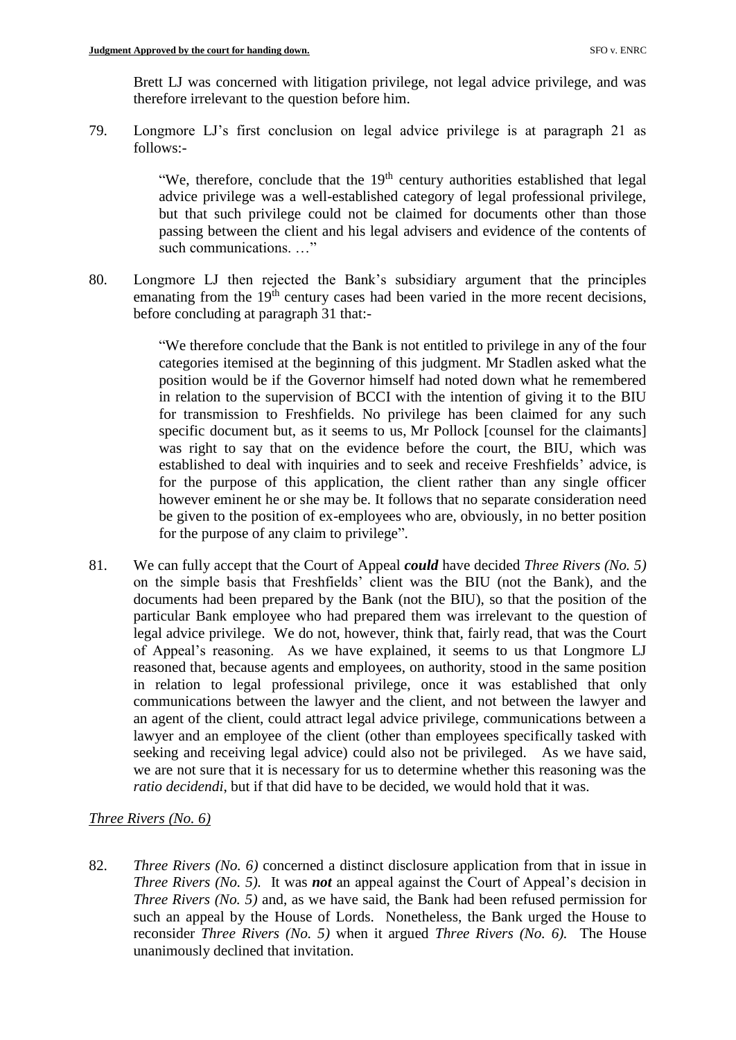Brett LJ was concerned with litigation privilege, not legal advice privilege, and was therefore irrelevant to the question before him.

79. Longmore LJ's first conclusion on legal advice privilege is at paragraph 21 as follows:-

> "We, therefore, conclude that the 19th century authorities established that legal advice privilege was a well-established category of legal professional privilege, but that such privilege could not be claimed for documents other than those passing between the client and his legal advisers and evidence of the contents of such communications. …"

80. Longmore LJ then rejected the Bank's subsidiary argument that the principles emanating from the 19th century cases had been varied in the more recent decisions, before concluding at paragraph 31 that:-

> "We therefore conclude that the Bank is not entitled to privilege in any of the four categories itemised at the beginning of this judgment. Mr Stadlen asked what the position would be if the Governor himself had noted down what he remembered in relation to the supervision of BCCI with the intention of giving it to the BIU for transmission to Freshfields. No privilege has been claimed for any such specific document but, as it seems to us, Mr Pollock [counsel for the claimants] was right to say that on the evidence before the court, the BIU, which was established to deal with inquiries and to seek and receive Freshfields' advice, is for the purpose of this application, the client rather than any single officer however eminent he or she may be. It follows that no separate consideration need be given to the position of ex-employees who are, obviously, in no better position for the purpose of any claim to privilege".

81. We can fully accept that the Court of Appeal ***could*** have decided *Three Rivers (No. 5)* on the simple basis that Freshfields' client was the BIU (not the Bank), and the documents had been prepared by the Bank (not the BIU), so that the position of the particular Bank employee who had prepared them was irrelevant to the question of legal advice privilege. We do not, however, think that, fairly read, that was the Court of Appeal's reasoning. As we have explained, it seems to us that Longmore LJ reasoned that, because agents and employees, on authority, stood in the same position in relation to legal professional privilege, once it was established that only communications between the lawyer and the client, and not between the lawyer and an agent of the client, could attract legal advice privilege, communications between a lawyer and an employee of the client (other than employees specifically tasked with seeking and receiving legal advice) could also not be privileged. As we have said, we are not sure that it is necessary for us to determine whether this reasoning was the *ratio decidendi*, but if that did have to be decided, we would hold that it was.

*Three Rivers (No. 6)*

82. *Three Rivers (No. 6)* concerned a distinct disclosure application from that in issue in *Three Rivers (No. 5).* It was ***not*** an appeal against the Court of Appeal's decision in *Three Rivers (No. 5)* and, as we have said, the Bank had been refused permission for such an appeal by the House of Lords. Nonetheless, the Bank urged the House to reconsider *Three Rivers (No. 5)* when it argued *Three Rivers (No. 6).* The House unanimously declined that invitation.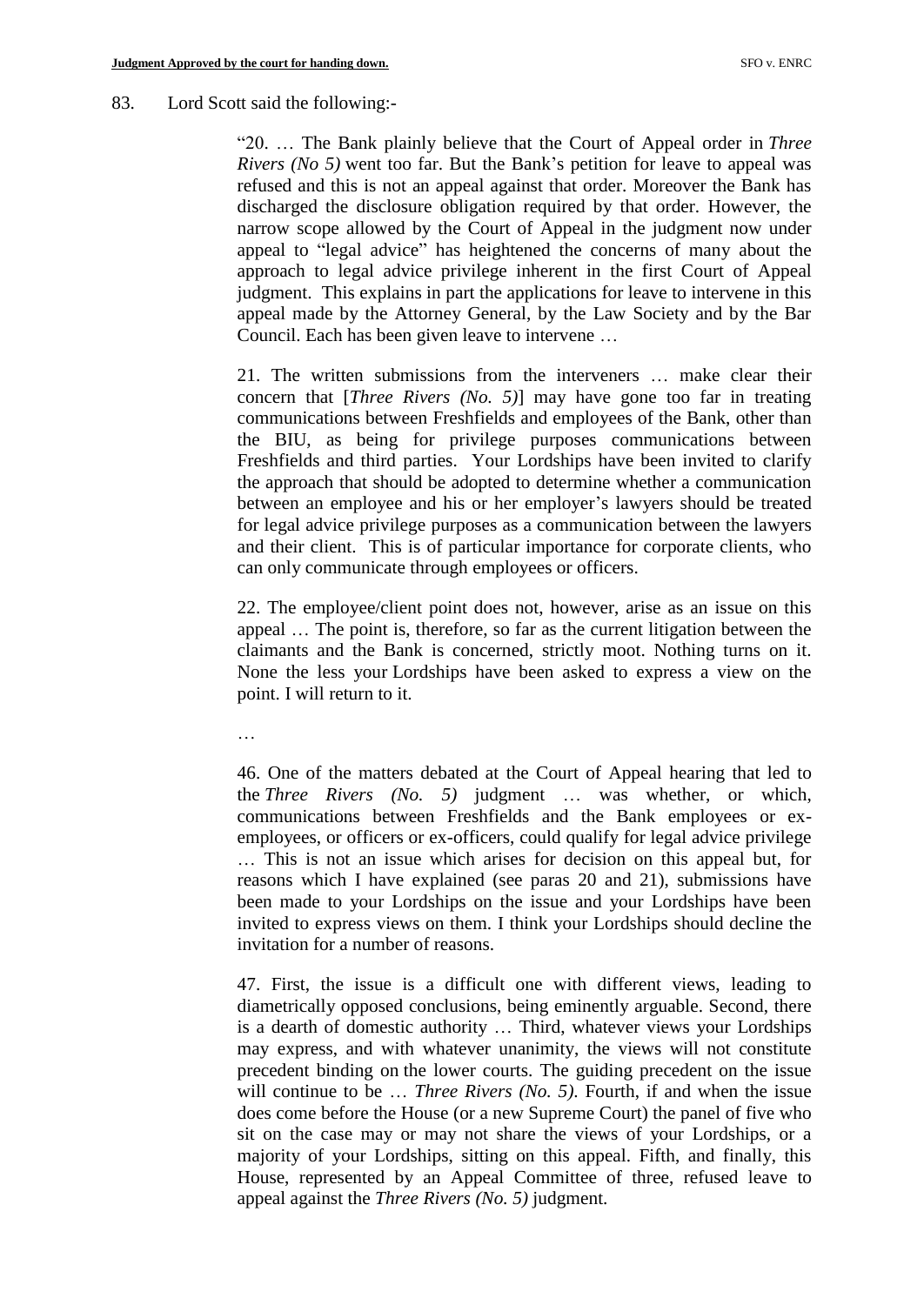83. Lord Scott said the following:-

> "20. … The Bank plainly believe that the Court of Appeal order in *Three Rivers (No 5)* went too far. But the Bank's petition for leave to appeal was refused and this is not an appeal against that order. Moreover the Bank has discharged the disclosure obligation required by that order. However, the narrow scope allowed by the Court of Appeal in the judgment now under appeal to "legal advice" has heightened the concerns of many about the approach to legal advice privilege inherent in the first Court of Appeal judgment. This explains in part the applications for leave to intervene in this appeal made by the Attorney General, by the Law Society and by the Bar Council. Each has been given leave to intervene …
>
> 21. The written submissions from the interveners … make clear their concern that [*Three Rivers (No. 5)*] may have gone too far in treating communications between Freshfields and employees of the Bank, other than the BIU, as being for privilege purposes communications between Freshfields and third parties. Your Lordships have been invited to clarify the approach that should be adopted to determine whether a communication between an employee and his or her employer's lawyers should be treated for legal advice privilege purposes as a communication between the lawyers and their client. This is of particular importance for corporate clients, who can only communicate through employees or officers.
>
> 22. The employee/client point does not, however, arise as an issue on this appeal … The point is, therefore, so far as the current litigation between the claimants and the Bank is concerned, strictly moot. Nothing turns on it. None the less your Lordships have been asked to express a view on the point. I will return to it.
>
> …
>
> 46. One of the matters debated at the Court of Appeal hearing that led to the *Three Rivers (No. 5)* judgment … was whether, or which, communications between Freshfields and the Bank employees or ex-employees, or officers or ex-officers, could qualify for legal advice privilege … This is not an issue which arises for decision on this appeal but, for reasons which I have explained (see paras 20 and 21), submissions have been made to your Lordships on the issue and your Lordships have been invited to express views on them. I think your Lordships should decline the invitation for a number of reasons.
>
> 47. First, the issue is a difficult one with different views, leading to diametrically opposed conclusions, being eminently arguable. Second, there is a dearth of domestic authority … Third, whatever views your Lordships may express, and with whatever unanimity, the views will not constitute precedent binding on the lower courts. The guiding precedent on the issue will continue to be … *Three Rivers (No. 5)*. Fourth, if and when the issue does come before the House (or a new Supreme Court) the panel of five who sit on the case may or may not share the views of your Lordships, or a majority of your Lordships, sitting on this appeal. Fifth, and finally, this House, represented by an Appeal Committee of three, refused leave to appeal against the *Three Rivers (No. 5)* judgment.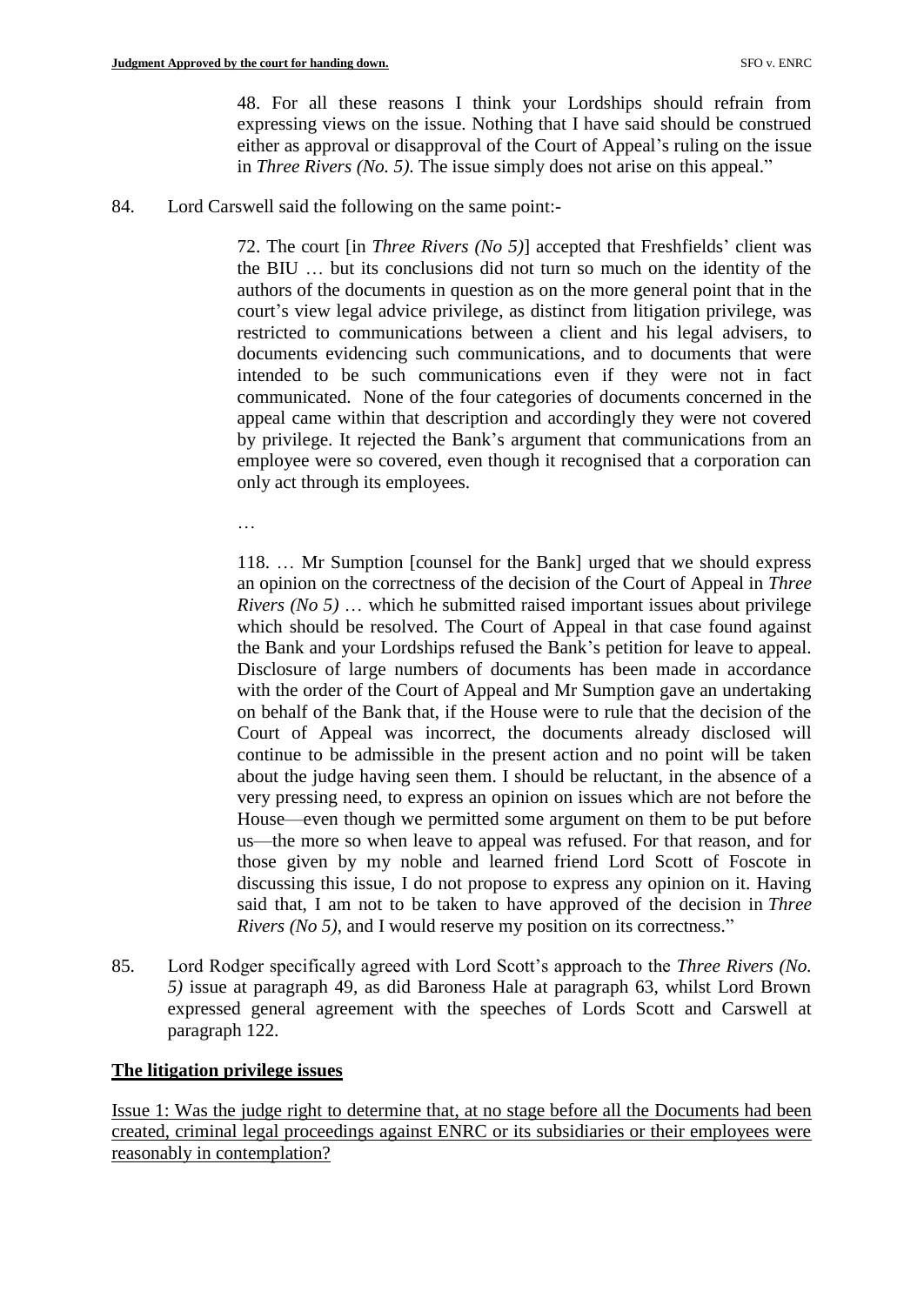> 48. For all these reasons I think your Lordships should refrain from expressing views on the issue. Nothing that I have said should be construed either as approval or disapproval of the Court of Appeal's ruling on the issue in *Three Rivers (No. 5)*. The issue simply does not arise on this appeal."

84. Lord Carswell said the following on the same point:-

> 72. The court [in *Three Rivers (No 5)*] accepted that Freshfields' client was the BIU … but its conclusions did not turn so much on the identity of the authors of the documents in question as on the more general point that in the court's view legal advice privilege, as distinct from litigation privilege, was restricted to communications between a client and his legal advisers, to documents evidencing such communications, and to documents that were intended to be such communications even if they were not in fact communicated. None of the four categories of documents concerned in the appeal came within that description and accordingly they were not covered by privilege. It rejected the Bank's argument that communications from an employee were so covered, even though it recognised that a corporation can only act through its employees.
>
> …
>
> 118. … Mr Sumption [counsel for the Bank] urged that we should express an opinion on the correctness of the decision of the Court of Appeal in *Three Rivers (No 5)* … which he submitted raised important issues about privilege which should be resolved. The Court of Appeal in that case found against the Bank and your Lordships refused the Bank's petition for leave to appeal. Disclosure of large numbers of documents has been made in accordance with the order of the Court of Appeal and Mr Sumption gave an undertaking on behalf of the Bank that, if the House were to rule that the decision of the Court of Appeal was incorrect, the documents already disclosed will continue to be admissible in the present action and no point will be taken about the judge having seen them. I should be reluctant, in the absence of a very pressing need, to express an opinion on issues which are not before the House—even though we permitted some argument on them to be put before us—the more so when leave to appeal was refused. For that reason, and for those given by my noble and learned friend Lord Scott of Foscote in discussing this issue, I do not propose to express any opinion on it. Having said that, I am not to be taken to have approved of the decision in *Three Rivers (No 5)*, and I would reserve my position on its correctness."

85. Lord Rodger specifically agreed with Lord Scott's approach to the *Three Rivers (No. 5)* issue at paragraph 49, as did Baroness Hale at paragraph 63, whilst Lord Brown expressed general agreement with the speeches of Lords Scott and Carswell at paragraph 122.

## **The litigation privilege issues**

<u>Issue 1: Was the judge right to determine that, at no stage before all the Documents had been created, criminal legal proceedings against ENRC or its subsidiaries or their employees were reasonably in contemplation?</u>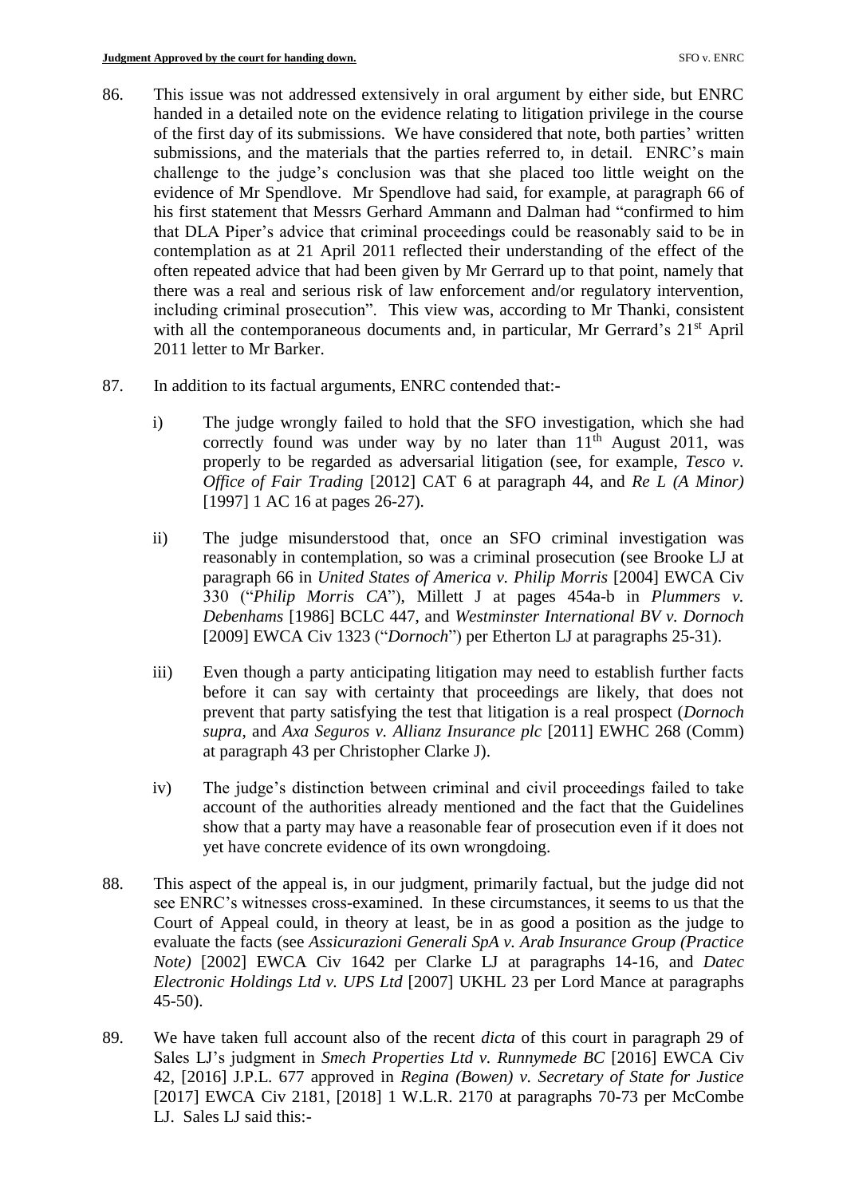86. This issue was not addressed extensively in oral argument by either side, but ENRC handed in a detailed note on the evidence relating to litigation privilege in the course of the first day of its submissions. We have considered that note, both parties' written submissions, and the materials that the parties referred to, in detail. ENRC's main challenge to the judge's conclusion was that she placed too little weight on the evidence of Mr Spendlove. Mr Spendlove had said, for example, at paragraph 66 of his first statement that Messrs Gerhard Ammann and Dalman had "confirmed to him that DLA Piper's advice that criminal proceedings could be reasonably said to be in contemplation as at 21 April 2011 reflected their understanding of the effect of the often repeated advice that had been given by Mr Gerrard up to that point, namely that there was a real and serious risk of law enforcement and/or regulatory intervention, including criminal prosecution". This view was, according to Mr Thanki, consistent with all the contemporaneous documents and, in particular, Mr Gerrard's 21st April 2011 letter to Mr Barker.

87. In addition to its factual arguments, ENRC contended that:-

    i) The judge wrongly failed to hold that the SFO investigation, which she had correctly found was under way by no later than 11th August 2011, was properly to be regarded as adversarial litigation (see, for example, *Tesco v. Office of Fair Trading* [2012] CAT 6 at paragraph 44, and *Re L (A Minor)* [1997] 1 AC 16 at pages 26-27).

    ii) The judge misunderstood that, once an SFO criminal investigation was reasonably in contemplation, so was a criminal prosecution (see Brooke LJ at paragraph 66 in *United States of America v. Philip Morris* [2004] EWCA Civ 330 ("*Philip Morris CA*"), Millett J at pages 454a-b in *Plummers v. Debenhams* [1986] BCLC 447, and *Westminster International BV v. Dornoch* [2009] EWCA Civ 1323 ("*Dornoch*") per Etherton LJ at paragraphs 25-31).

    iii) Even though a party anticipating litigation may need to establish further facts before it can say with certainty that proceedings are likely, that does not prevent that party satisfying the test that litigation is a real prospect (*Dornoch supra*, and *Axa Seguros v. Allianz Insurance plc* [2011] EWHC 268 (Comm) at paragraph 43 per Christopher Clarke J).

    iv) The judge's distinction between criminal and civil proceedings failed to take account of the authorities already mentioned and the fact that the Guidelines show that a party may have a reasonable fear of prosecution even if it does not yet have concrete evidence of its own wrongdoing.

88. This aspect of the appeal is, in our judgment, primarily factual, but the judge did not see ENRC's witnesses cross-examined. In these circumstances, it seems to us that the Court of Appeal could, in theory at least, be in as good a position as the judge to evaluate the facts (see *Assicurazioni Generali SpA v. Arab Insurance Group (Practice Note)* [2002] EWCA Civ 1642 per Clarke LJ at paragraphs 14-16, and *Datec Electronic Holdings Ltd v. UPS Ltd* [2007] UKHL 23 per Lord Mance at paragraphs 45-50).

89. We have taken full account also of the recent *dicta* of this court in paragraph 29 of Sales LJ's judgment in *Smech Properties Ltd v. Runnymede BC* [2016] EWCA Civ 42, [2016] J.P.L. 677 approved in *Regina (Bowen) v. Secretary of State for Justice* [2017] EWCA Civ 2181, [2018] 1 W.L.R. 2170 at paragraphs 70-73 per McCombe LJ. Sales LJ said this:-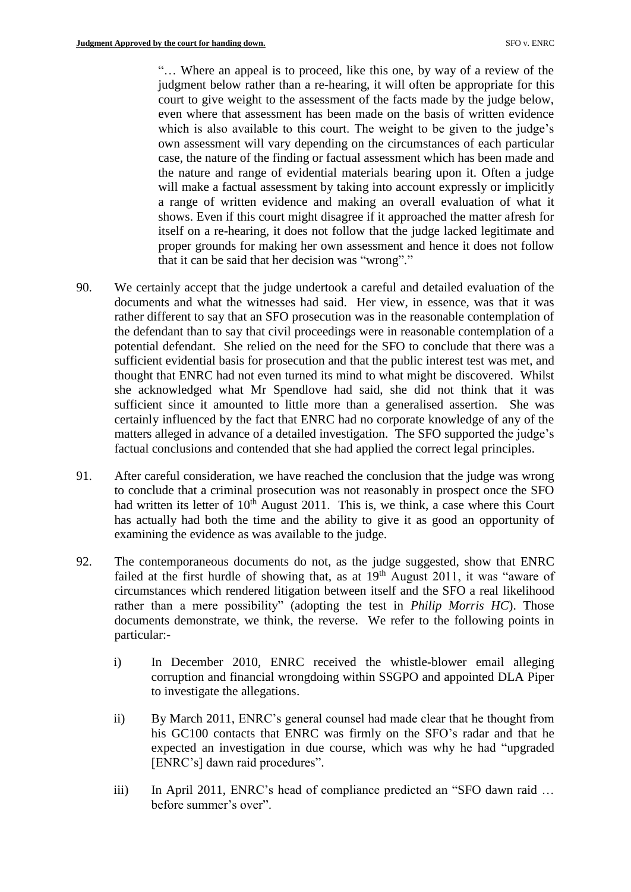> "… Where an appeal is to proceed, like this one, by way of a review of the judgment below rather than a re-hearing, it will often be appropriate for this court to give weight to the assessment of the facts made by the judge below, even where that assessment has been made on the basis of written evidence which is also available to this court. The weight to be given to the judge's own assessment will vary depending on the circumstances of each particular case, the nature of the finding or factual assessment which has been made and the nature and range of evidential materials bearing upon it. Often a judge will make a factual assessment by taking into account expressly or implicitly a range of written evidence and making an overall evaluation of what it shows. Even if this court might disagree if it approached the matter afresh for itself on a re-hearing, it does not follow that the judge lacked legitimate and proper grounds for making her own assessment and hence it does not follow that it can be said that her decision was "wrong"."

90. We certainly accept that the judge undertook a careful and detailed evaluation of the documents and what the witnesses had said. Her view, in essence, was that it was rather different to say that an SFO prosecution was in the reasonable contemplation of the defendant than to say that civil proceedings were in reasonable contemplation of a potential defendant. She relied on the need for the SFO to conclude that there was a sufficient evidential basis for prosecution and that the public interest test was met, and thought that ENRC had not even turned its mind to what might be discovered. Whilst she acknowledged what Mr Spendlove had said, she did not think that it was sufficient since it amounted to little more than a generalised assertion. She was certainly influenced by the fact that ENRC had no corporate knowledge of any of the matters alleged in advance of a detailed investigation. The SFO supported the judge's factual conclusions and contended that she had applied the correct legal principles.

91. After careful consideration, we have reached the conclusion that the judge was wrong to conclude that a criminal prosecution was not reasonably in prospect once the SFO had written its letter of 10th August 2011. This is, we think, a case where this Court has actually had both the time and the ability to give it as good an opportunity of examining the evidence as was available to the judge.

92. The contemporaneous documents do not, as the judge suggested, show that ENRC failed at the first hurdle of showing that, as at 19th August 2011, it was "aware of circumstances which rendered litigation between itself and the SFO a real likelihood rather than a mere possibility" (adopting the test in *Philip Morris HC*). Those documents demonstrate, we think, the reverse. We refer to the following points in particular:-

    i) In December 2010, ENRC received the whistle-blower email alleging corruption and financial wrongdoing within SSGPO and appointed DLA Piper to investigate the allegations.

    ii) By March 2011, ENRC's general counsel had made clear that he thought from his GC100 contacts that ENRC was firmly on the SFO's radar and that he expected an investigation in due course, which was why he had "upgraded [ENRC's] dawn raid procedures".

    iii) In April 2011, ENRC's head of compliance predicted an "SFO dawn raid … before summer's over".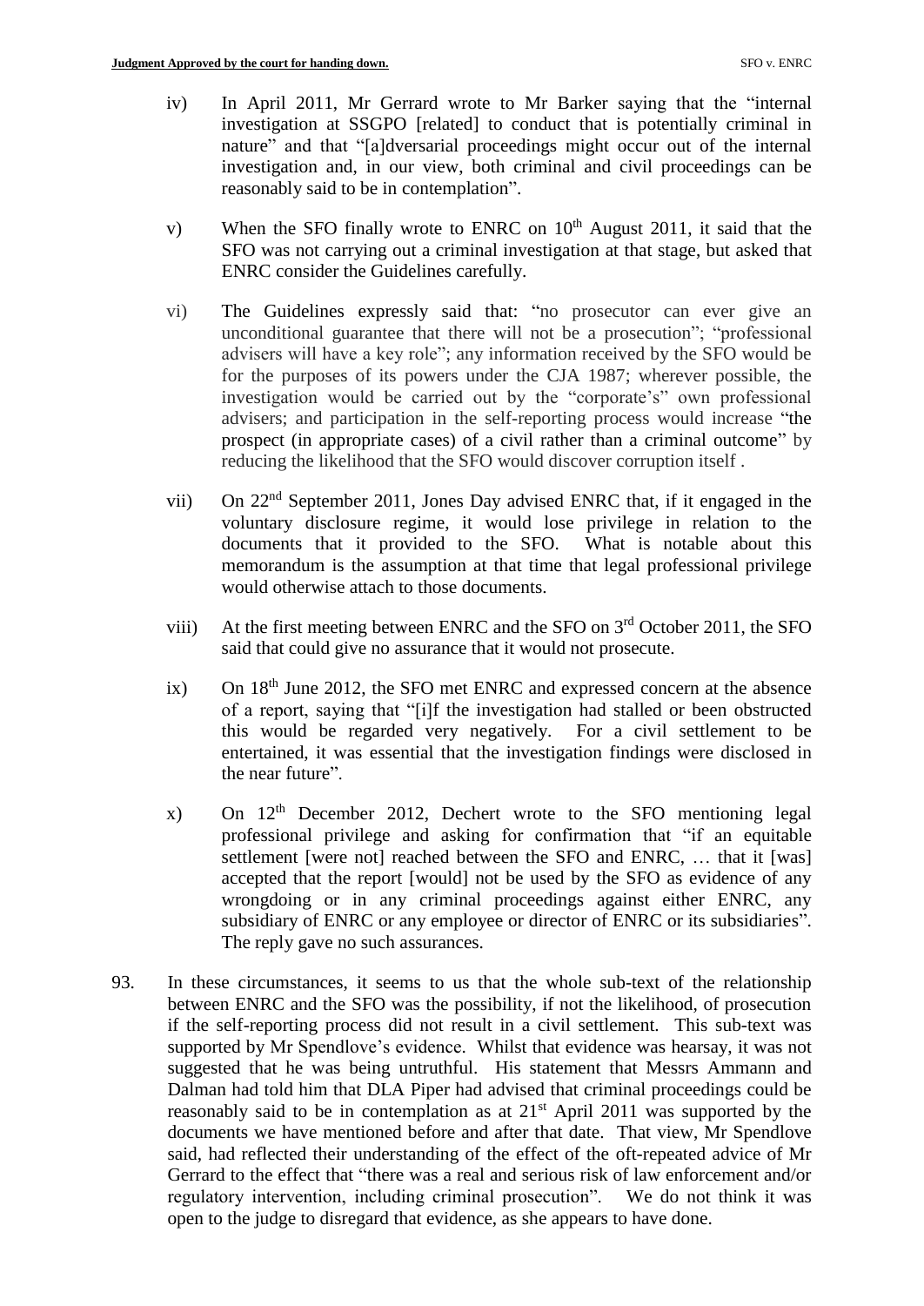iv) In April 2011, Mr Gerrard wrote to Mr Barker saying that the "internal investigation at SSGPO [related] to conduct that is potentially criminal in nature" and that "[a]dversarial proceedings might occur out of the internal investigation and, in our view, both criminal and civil proceedings can be reasonably said to be in contemplation".

v) When the SFO finally wrote to ENRC on 10[th] August 2011, it said that the SFO was not carrying out a criminal investigation at that stage, but asked that ENRC consider the Guidelines carefully.

vi) The Guidelines expressly said that: "no prosecutor can ever give an unconditional guarantee that there will not be a prosecution"; "professional advisers will have a key role"; any information received by the SFO would be for the purposes of its powers under the CJA 1987; wherever possible, the investigation would be carried out by the "corporate's" own professional advisers; and participation in the self-reporting process would increase "the prospect (in appropriate cases) of a civil rather than a criminal outcome" by reducing the likelihood that the SFO would discover corruption itself .

vii) On 22[nd] September 2011, Jones Day advised ENRC that, if it engaged in the voluntary disclosure regime, it would lose privilege in relation to the documents that it provided to the SFO. What is notable about this memorandum is the assumption at that time that legal professional privilege would otherwise attach to those documents.

viii) At the first meeting between ENRC and the SFO on 3[rd] October 2011, the SFO said that could give no assurance that it would not prosecute.

ix) On 18[th] June 2012, the SFO met ENRC and expressed concern at the absence of a report, saying that "[i]f the investigation had stalled or been obstructed this would be regarded very negatively. For a civil settlement to be entertained, it was essential that the investigation findings were disclosed in the near future".

x) On 12[th] December 2012, Dechert wrote to the SFO mentioning legal professional privilege and asking for confirmation that "if an equitable settlement [were not] reached between the SFO and ENRC, … that it [was] accepted that the report [would] not be used by the SFO as evidence of any wrongdoing or in any criminal proceedings against either ENRC, any subsidiary of ENRC or any employee or director of ENRC or its subsidiaries". The reply gave no such assurances.

93. In these circumstances, it seems to us that the whole sub-text of the relationship between ENRC and the SFO was the possibility, if not the likelihood, of prosecution if the self-reporting process did not result in a civil settlement. This sub-text was supported by Mr Spendlove's evidence. Whilst that evidence was hearsay, it was not suggested that he was being untruthful. His statement that Messrs Ammann and Dalman had told him that DLA Piper had advised that criminal proceedings could be reasonably said to be in contemplation as at 21[st] April 2011 was supported by the documents we have mentioned before and after that date. That view, Mr Spendlove said, had reflected their understanding of the effect of the oft-repeated advice of Mr Gerrard to the effect that "there was a real and serious risk of law enforcement and/or regulatory intervention, including criminal prosecution". We do not think it was open to the judge to disregard that evidence, as she appears to have done.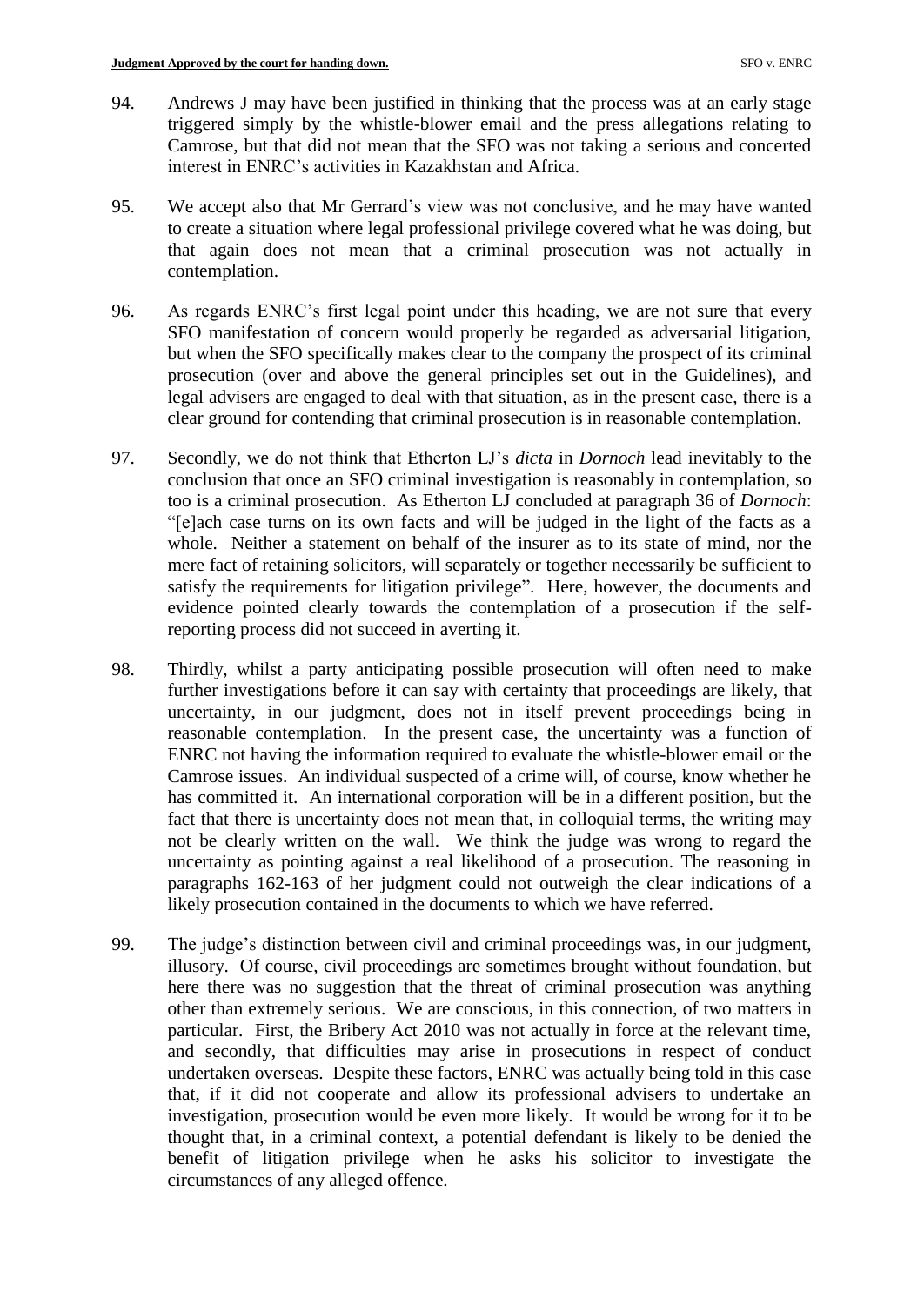94. Andrews J may have been justified in thinking that the process was at an early stage triggered simply by the whistle-blower email and the press allegations relating to Camrose, but that did not mean that the SFO was not taking a serious and concerted interest in ENRC's activities in Kazakhstan and Africa.

95. We accept also that Mr Gerrard's view was not conclusive, and he may have wanted to create a situation where legal professional privilege covered what he was doing, but that again does not mean that a criminal prosecution was not actually in contemplation.

96. As regards ENRC's first legal point under this heading, we are not sure that every SFO manifestation of concern would properly be regarded as adversarial litigation, but when the SFO specifically makes clear to the company the prospect of its criminal prosecution (over and above the general principles set out in the Guidelines), and legal advisers are engaged to deal with that situation, as in the present case, there is a clear ground for contending that criminal prosecution is in reasonable contemplation.

97. Secondly, we do not think that Etherton LJ's *dicta* in *Dornoch* lead inevitably to the conclusion that once an SFO criminal investigation is reasonably in contemplation, so too is a criminal prosecution. As Etherton LJ concluded at paragraph 36 of *Dornoch*: "[e]ach case turns on its own facts and will be judged in the light of the facts as a whole. Neither a statement on behalf of the insurer as to its state of mind, nor the mere fact of retaining solicitors, will separately or together necessarily be sufficient to satisfy the requirements for litigation privilege". Here, however, the documents and evidence pointed clearly towards the contemplation of a prosecution if the self-reporting process did not succeed in averting it.

98. Thirdly, whilst a party anticipating possible prosecution will often need to make further investigations before it can say with certainty that proceedings are likely, that uncertainty, in our judgment, does not in itself prevent proceedings being in reasonable contemplation. In the present case, the uncertainty was a function of ENRC not having the information required to evaluate the whistle-blower email or the Camrose issues. An individual suspected of a crime will, of course, know whether he has committed it. An international corporation will be in a different position, but the fact that there is uncertainty does not mean that, in colloquial terms, the writing may not be clearly written on the wall. We think the judge was wrong to regard the uncertainty as pointing against a real likelihood of a prosecution. The reasoning in paragraphs 162-163 of her judgment could not outweigh the clear indications of a likely prosecution contained in the documents to which we have referred.

99. The judge's distinction between civil and criminal proceedings was, in our judgment, illusory. Of course, civil proceedings are sometimes brought without foundation, but here there was no suggestion that the threat of criminal prosecution was anything other than extremely serious. We are conscious, in this connection, of two matters in particular. First, the Bribery Act 2010 was not actually in force at the relevant time, and secondly, that difficulties may arise in prosecutions in respect of conduct undertaken overseas. Despite these factors, ENRC was actually being told in this case that, if it did not cooperate and allow its professional advisers to undertake an investigation, prosecution would be even more likely. It would be wrong for it to be thought that, in a criminal context, a potential defendant is likely to be denied the benefit of litigation privilege when he asks his solicitor to investigate the circumstances of any alleged offence.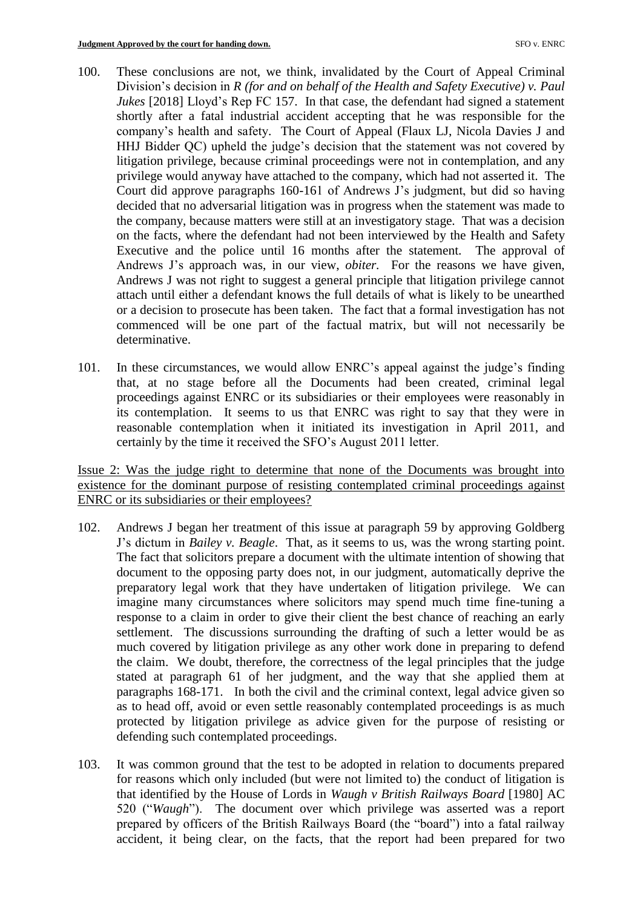100. These conclusions are not, we think, invalidated by the Court of Appeal Criminal Division's decision in *R (for and on behalf of the Health and Safety Executive) v. Paul Jukes* [2018] Lloyd's Rep FC 157. In that case, the defendant had signed a statement shortly after a fatal industrial accident accepting that he was responsible for the company's health and safety. The Court of Appeal (Flaux LJ, Nicola Davies J and HHJ Bidder QC) upheld the judge's decision that the statement was not covered by litigation privilege, because criminal proceedings were not in contemplation, and any privilege would anyway have attached to the company, which had not asserted it. The Court did approve paragraphs 160-161 of Andrews J's judgment, but did so having decided that no adversarial litigation was in progress when the statement was made to the company, because matters were still at an investigatory stage. That was a decision on the facts, where the defendant had not been interviewed by the Health and Safety Executive and the police until 16 months after the statement. The approval of Andrews J's approach was, in our view, *obiter*. For the reasons we have given, Andrews J was not right to suggest a general principle that litigation privilege cannot attach until either a defendant knows the full details of what is likely to be unearthed or a decision to prosecute has been taken. The fact that a formal investigation has not commenced will be one part of the factual matrix, but will not necessarily be determinative.

101. In these circumstances, we would allow ENRC's appeal against the judge's finding that, at no stage before all the Documents had been created, criminal legal proceedings against ENRC or its subsidiaries or their employees were reasonably in its contemplation. It seems to us that ENRC was right to say that they were in reasonable contemplation when it initiated its investigation in April 2011, and certainly by the time it received the SFO's August 2011 letter.

<u>Issue 2: Was the judge right to determine that none of the Documents was brought into existence for the dominant purpose of resisting contemplated criminal proceedings against ENRC or its subsidiaries or their employees?</u>

102. Andrews J began her treatment of this issue at paragraph 59 by approving Goldberg J's dictum in *Bailey v. Beagle*. That, as it seems to us, was the wrong starting point. The fact that solicitors prepare a document with the ultimate intention of showing that document to the opposing party does not, in our judgment, automatically deprive the preparatory legal work that they have undertaken of litigation privilege. We can imagine many circumstances where solicitors may spend much time fine-tuning a response to a claim in order to give their client the best chance of reaching an early settlement. The discussions surrounding the drafting of such a letter would be as much covered by litigation privilege as any other work done in preparing to defend the claim. We doubt, therefore, the correctness of the legal principles that the judge stated at paragraph 61 of her judgment, and the way that she applied them at paragraphs 168-171. In both the civil and the criminal context, legal advice given so as to head off, avoid or even settle reasonably contemplated proceedings is as much protected by litigation privilege as advice given for the purpose of resisting or defending such contemplated proceedings.

103. It was common ground that the test to be adopted in relation to documents prepared for reasons which only included (but were not limited to) the conduct of litigation is that identified by the House of Lords in *Waugh v British Railways Board* [1980] AC 520 ("*Waugh*"). The document over which privilege was asserted was a report prepared by officers of the British Railways Board (the "board") into a fatal railway accident, it being clear, on the facts, that the report had been prepared for two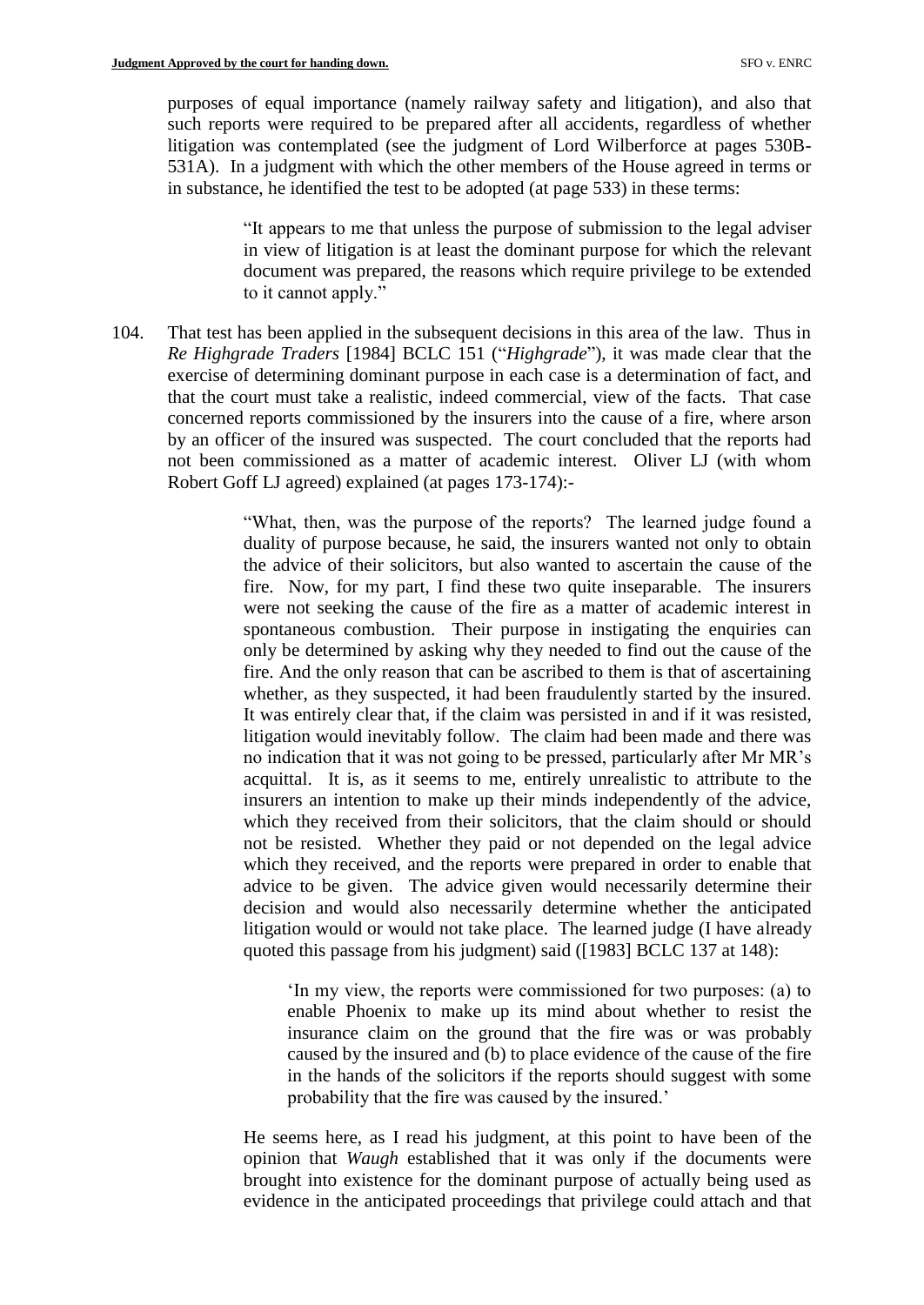purposes of equal importance (namely railway safety and litigation), and also that such reports were required to be prepared after all accidents, regardless of whether litigation was contemplated (see the judgment of Lord Wilberforce at pages 530B-531A). In a judgment with which the other members of the House agreed in terms or in substance, he identified the test to be adopted (at page 533) in these terms:

> "It appears to me that unless the purpose of submission to the legal adviser in view of litigation is at least the dominant purpose for which the relevant document was prepared, the reasons which require privilege to be extended to it cannot apply."

104. That test has been applied in the subsequent decisions in this area of the law. Thus in *Re Highgrade Traders* [1984] BCLC 151 ("*Highgrade*"), it was made clear that the exercise of determining dominant purpose in each case is a determination of fact, and that the court must take a realistic, indeed commercial, view of the facts. That case concerned reports commissioned by the insurers into the cause of a fire, where arson by an officer of the insured was suspected. The court concluded that the reports had not been commissioned as a matter of academic interest. Oliver LJ (with whom Robert Goff LJ agreed) explained (at pages 173-174):-

> "What, then, was the purpose of the reports? The learned judge found a duality of purpose because, he said, the insurers wanted not only to obtain the advice of their solicitors, but also wanted to ascertain the cause of the fire. Now, for my part, I find these two quite inseparable. The insurers were not seeking the cause of the fire as a matter of academic interest in spontaneous combustion. Their purpose in instigating the enquiries can only be determined by asking why they needed to find out the cause of the fire. And the only reason that can be ascribed to them is that of ascertaining whether, as they suspected, it had been fraudulently started by the insured. It was entirely clear that, if the claim was persisted in and if it was resisted, litigation would inevitably follow. The claim had been made and there was no indication that it was not going to be pressed, particularly after Mr MR's acquittal. It is, as it seems to me, entirely unrealistic to attribute to the insurers an intention to make up their minds independently of the advice, which they received from their solicitors, that the claim should or should not be resisted. Whether they paid or not depended on the legal advice which they received, and the reports were prepared in order to enable that advice to be given. The advice given would necessarily determine their decision and would also necessarily determine whether the anticipated litigation would or would not take place. The learned judge (I have already quoted this passage from his judgment) said ([1983] BCLC 137 at 148):
>
> > 'In my view, the reports were commissioned for two purposes: (a) to enable Phoenix to make up its mind about whether to resist the insurance claim on the ground that the fire was or was probably caused by the insured and (b) to place evidence of the cause of the fire in the hands of the solicitors if the reports should suggest with some probability that the fire was caused by the insured.'
>
> He seems here, as I read his judgment, at this point to have been of the opinion that *Waugh* established that it was only if the documents were brought into existence for the dominant purpose of actually being used as evidence in the anticipated proceedings that privilege could attach and that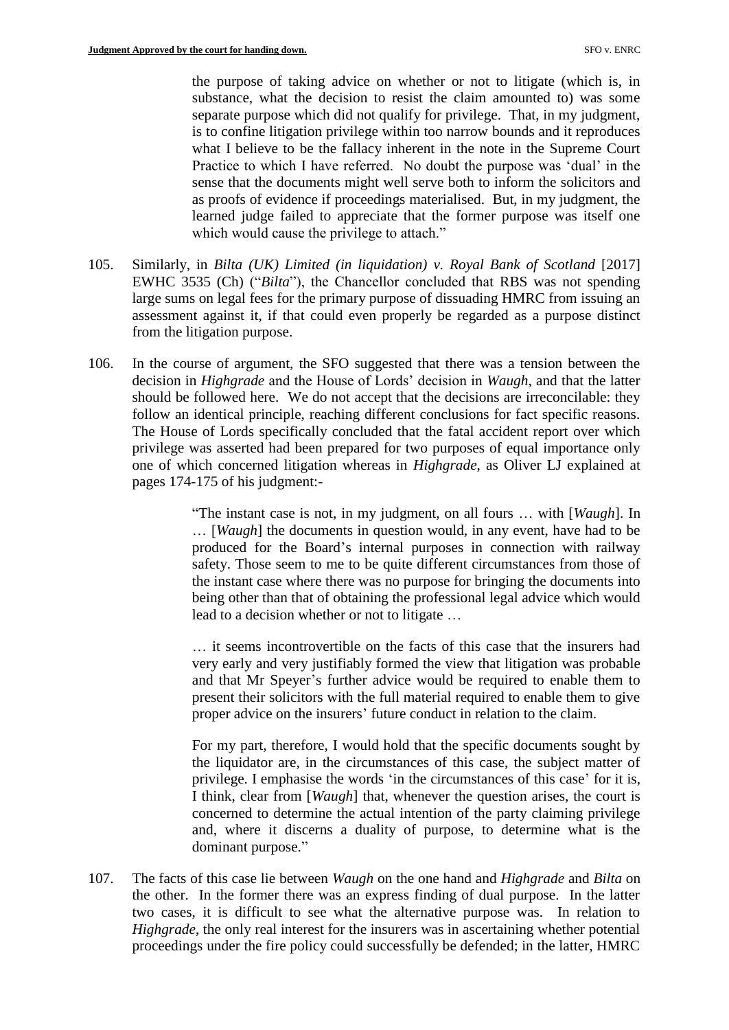the purpose of taking advice on whether or not to litigate (which is, in substance, what the decision to resist the claim amounted to) was some separate purpose which did not qualify for privilege. That, in my judgment, is to confine litigation privilege within too narrow bounds and it reproduces what I believe to be the fallacy inherent in the note in the Supreme Court Practice to which I have referred. No doubt the purpose was 'dual' in the sense that the documents might well serve both to inform the solicitors and as proofs of evidence if proceedings materialised. But, in my judgment, the learned judge failed to appreciate that the former purpose was itself one which would cause the privilege to attach."

105. Similarly, in *Bilta (UK) Limited (in liquidation) v. Royal Bank of Scotland* [2017] EWHC 3535 (Ch) ("*Bilta*"), the Chancellor concluded that RBS was not spending large sums on legal fees for the primary purpose of dissuading HMRC from issuing an assessment against it, if that could even properly be regarded as a purpose distinct from the litigation purpose.

106. In the course of argument, the SFO suggested that there was a tension between the decision in *Highgrade* and the House of Lords' decision in *Waugh*, and that the latter should be followed here. We do not accept that the decisions are irreconcilable: they follow an identical principle, reaching different conclusions for fact specific reasons. The House of Lords specifically concluded that the fatal accident report over which privilege was asserted had been prepared for two purposes of equal importance only one of which concerned litigation whereas in *Highgrade*, as Oliver LJ explained at pages 174-175 of his judgment:-

> "The instant case is not, in my judgment, on all fours … with [*Waugh*]. In … [*Waugh*] the documents in question would, in any event, have had to be produced for the Board's internal purposes in connection with railway safety. Those seem to me to be quite different circumstances from those of the instant case where there was no purpose for bringing the documents into being other than that of obtaining the professional legal advice which would lead to a decision whether or not to litigate …
>
> … it seems incontrovertible on the facts of this case that the insurers had very early and very justifiably formed the view that litigation was probable and that Mr Speyer's further advice would be required to enable them to present their solicitors with the full material required to enable them to give proper advice on the insurers' future conduct in relation to the claim.
>
> For my part, therefore, I would hold that the specific documents sought by the liquidator are, in the circumstances of this case, the subject matter of privilege. I emphasise the words 'in the circumstances of this case' for it is, I think, clear from [*Waugh*] that, whenever the question arises, the court is concerned to determine the actual intention of the party claiming privilege and, where it discerns a duality of purpose, to determine what is the dominant purpose."

107. The facts of this case lie between *Waugh* on the one hand and *Highgrade* and *Bilta* on the other. In the former there was an express finding of dual purpose. In the latter two cases, it is difficult to see what the alternative purpose was. In relation to *Highgrade*, the only real interest for the insurers was in ascertaining whether potential proceedings under the fire policy could successfully be defended; in the latter, HMRC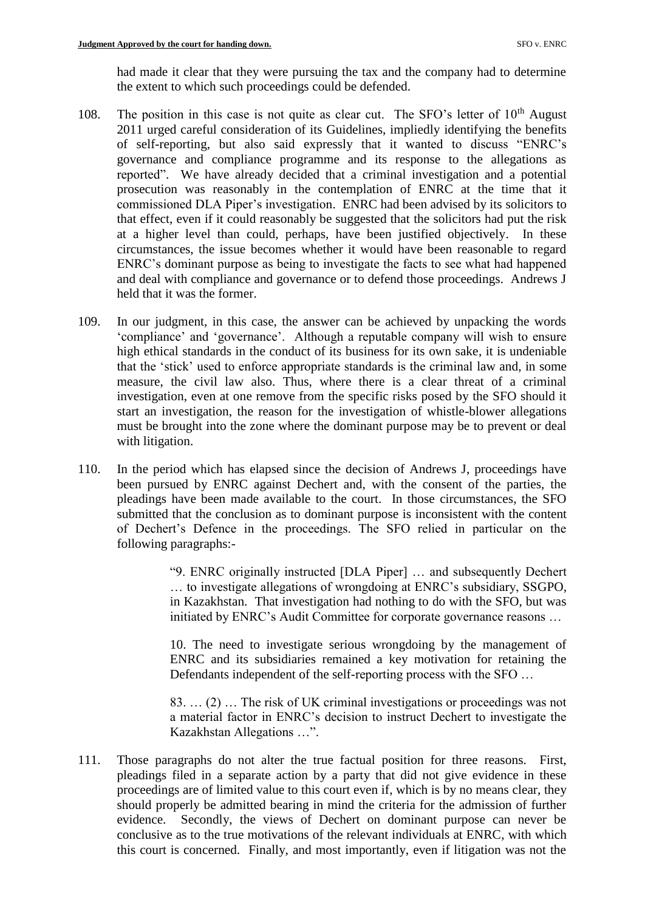had made it clear that they were pursuing the tax and the company had to determine the extent to which such proceedings could be defended.

108. The position in this case is not quite as clear cut. The SFO's letter of 10th August 2011 urged careful consideration of its Guidelines, impliedly identifying the benefits of self-reporting, but also said expressly that it wanted to discuss "ENRC's governance and compliance programme and its response to the allegations as reported". We have already decided that a criminal investigation and a potential prosecution was reasonably in the contemplation of ENRC at the time that it commissioned DLA Piper's investigation. ENRC had been advised by its solicitors to that effect, even if it could reasonably be suggested that the solicitors had put the risk at a higher level than could, perhaps, have been justified objectively. In these circumstances, the issue becomes whether it would have been reasonable to regard ENRC's dominant purpose as being to investigate the facts to see what had happened and deal with compliance and governance or to defend those proceedings. Andrews J held that it was the former.

109. In our judgment, in this case, the answer can be achieved by unpacking the words 'compliance' and 'governance'. Although a reputable company will wish to ensure high ethical standards in the conduct of its business for its own sake, it is undeniable that the 'stick' used to enforce appropriate standards is the criminal law and, in some measure, the civil law also. Thus, where there is a clear threat of a criminal investigation, even at one remove from the specific risks posed by the SFO should it start an investigation, the reason for the investigation of whistle-blower allegations must be brought into the zone where the dominant purpose may be to prevent or deal with litigation.

110. In the period which has elapsed since the decision of Andrews J, proceedings have been pursued by ENRC against Dechert and, with the consent of the parties, the pleadings have been made available to the court. In those circumstances, the SFO submitted that the conclusion as to dominant purpose is inconsistent with the content of Dechert's Defence in the proceedings. The SFO relied in particular on the following paragraphs:-

> "9. ENRC originally instructed [DLA Piper] … and subsequently Dechert … to investigate allegations of wrongdoing at ENRC's subsidiary, SSGPO, in Kazakhstan. That investigation had nothing to do with the SFO, but was initiated by ENRC's Audit Committee for corporate governance reasons …
>
> 10. The need to investigate serious wrongdoing by the management of ENRC and its subsidiaries remained a key motivation for retaining the Defendants independent of the self-reporting process with the SFO …
>
> 83. … (2) … The risk of UK criminal investigations or proceedings was not a material factor in ENRC's decision to instruct Dechert to investigate the Kazakhstan Allegations …".

111. Those paragraphs do not alter the true factual position for three reasons. First, pleadings filed in a separate action by a party that did not give evidence in these proceedings are of limited value to this court even if, which is by no means clear, they should properly be admitted bearing in mind the criteria for the admission of further evidence. Secondly, the views of Dechert on dominant purpose can never be conclusive as to the true motivations of the relevant individuals at ENRC, with which this court is concerned. Finally, and most importantly, even if litigation was not the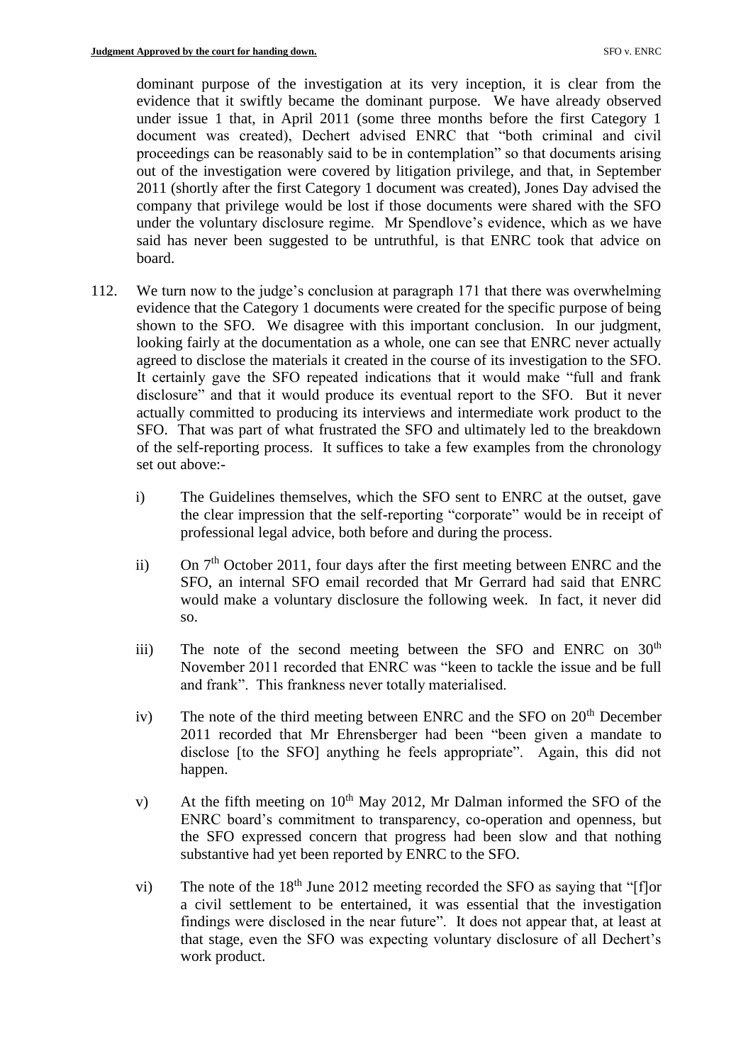dominant purpose of the investigation at its very inception, it is clear from the evidence that it swiftly became the dominant purpose. We have already observed under issue 1 that, in April 2011 (some three months before the first Category 1 document was created), Dechert advised ENRC that "both criminal and civil proceedings can be reasonably said to be in contemplation" so that documents arising out of the investigation were covered by litigation privilege, and that, in September 2011 (shortly after the first Category 1 document was created), Jones Day advised the company that privilege would be lost if those documents were shared with the SFO under the voluntary disclosure regime. Mr Spendlove's evidence, which as we have said has never been suggested to be untruthful, is that ENRC took that advice on board.

112. We turn now to the judge's conclusion at paragraph 171 that there was overwhelming evidence that the Category 1 documents were created for the specific purpose of being shown to the SFO. We disagree with this important conclusion. In our judgment, looking fairly at the documentation as a whole, one can see that ENRC never actually agreed to disclose the materials it created in the course of its investigation to the SFO. It certainly gave the SFO repeated indications that it would make "full and frank disclosure" and that it would produce its eventual report to the SFO. But it never actually committed to producing its interviews and intermediate work product to the SFO. That was part of what frustrated the SFO and ultimately led to the breakdown of the self-reporting process. It suffices to take a few examples from the chronology set out above:-

   i) The Guidelines themselves, which the SFO sent to ENRC at the outset, gave the clear impression that the self-reporting "corporate" would be in receipt of professional legal advice, both before and during the process.

   ii) On 7th October 2011, four days after the first meeting between ENRC and the SFO, an internal SFO email recorded that Mr Gerrard had said that ENRC would make a voluntary disclosure the following week. In fact, it never did so.

   iii) The note of the second meeting between the SFO and ENRC on 30th November 2011 recorded that ENRC was "keen to tackle the issue and be full and frank". This frankness never totally materialised.

   iv) The note of the third meeting between ENRC and the SFO on 20th December 2011 recorded that Mr Ehrensberger had been "been given a mandate to disclose [to the SFO] anything he feels appropriate". Again, this did not happen.

   v) At the fifth meeting on 10th May 2012, Mr Dalman informed the SFO of the ENRC board's commitment to transparency, co-operation and openness, but the SFO expressed concern that progress had been slow and that nothing substantive had yet been reported by ENRC to the SFO.

   vi) The note of the 18th June 2012 meeting recorded the SFO as saying that "[f]or a civil settlement to be entertained, it was essential that the investigation findings were disclosed in the near future". It does not appear that, at least at that stage, even the SFO was expecting voluntary disclosure of all Dechert's work product.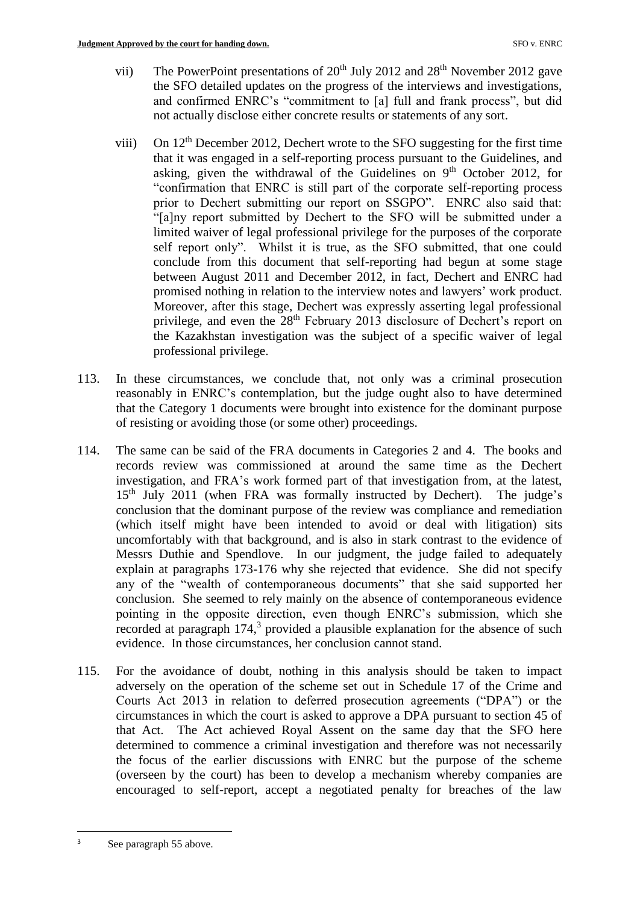vii) The PowerPoint presentations of 20th July 2012 and 28th November 2012 gave the SFO detailed updates on the progress of the interviews and investigations, and confirmed ENRC's "commitment to [a] full and frank process", but did not actually disclose either concrete results or statements of any sort.

viii) On 12th December 2012, Dechert wrote to the SFO suggesting for the first time that it was engaged in a self-reporting process pursuant to the Guidelines, and asking, given the withdrawal of the Guidelines on 9th October 2012, for "confirmation that ENRC is still part of the corporate self-reporting process prior to Dechert submitting our report on SSGPO". ENRC also said that: "[a]ny report submitted by Dechert to the SFO will be submitted under a limited waiver of legal professional privilege for the purposes of the corporate self report only". Whilst it is true, as the SFO submitted, that one could conclude from this document that self-reporting had begun at some stage between August 2011 and December 2012, in fact, Dechert and ENRC had promised nothing in relation to the interview notes and lawyers' work product. Moreover, after this stage, Dechert was expressly asserting legal professional privilege, and even the 28th February 2013 disclosure of Dechert's report on the Kazakhstan investigation was the subject of a specific waiver of legal professional privilege.

113. In these circumstances, we conclude that, not only was a criminal prosecution reasonably in ENRC's contemplation, but the judge ought also to have determined that the Category 1 documents were brought into existence for the dominant purpose of resisting or avoiding those (or some other) proceedings.

114. The same can be said of the FRA documents in Categories 2 and 4. The books and records review was commissioned at around the same time as the Dechert investigation, and FRA's work formed part of that investigation from, at the latest, 15th July 2011 (when FRA was formally instructed by Dechert). The judge's conclusion that the dominant purpose of the review was compliance and remediation (which itself might have been intended to avoid or deal with litigation) sits uncomfortably with that background, and is also in stark contrast to the evidence of Messrs Duthie and Spendlove. In our judgment, the judge failed to adequately explain at paragraphs 173-176 why she rejected that evidence. She did not specify any of the "wealth of contemporaneous documents" that she said supported her conclusion. She seemed to rely mainly on the absence of contemporaneous evidence pointing in the opposite direction, even though ENRC's submission, which she recorded at paragraph 174,[3] provided a plausible explanation for the absence of such evidence. In those circumstances, her conclusion cannot stand.

115. For the avoidance of doubt, nothing in this analysis should be taken to impact adversely on the operation of the scheme set out in Schedule 17 of the Crime and Courts Act 2013 in relation to deferred prosecution agreements ("DPA") or the circumstances in which the court is asked to approve a DPA pursuant to section 45 of that Act. The Act achieved Royal Assent on the same day that the SFO here determined to commence a criminal investigation and therefore was not necessarily the focus of the earlier discussions with ENRC but the purpose of the scheme (overseen by the court) has been to develop a mechanism whereby companies are encouraged to self-report, accept a negotiated penalty for breaches of the law

[3] See paragraph 55 above.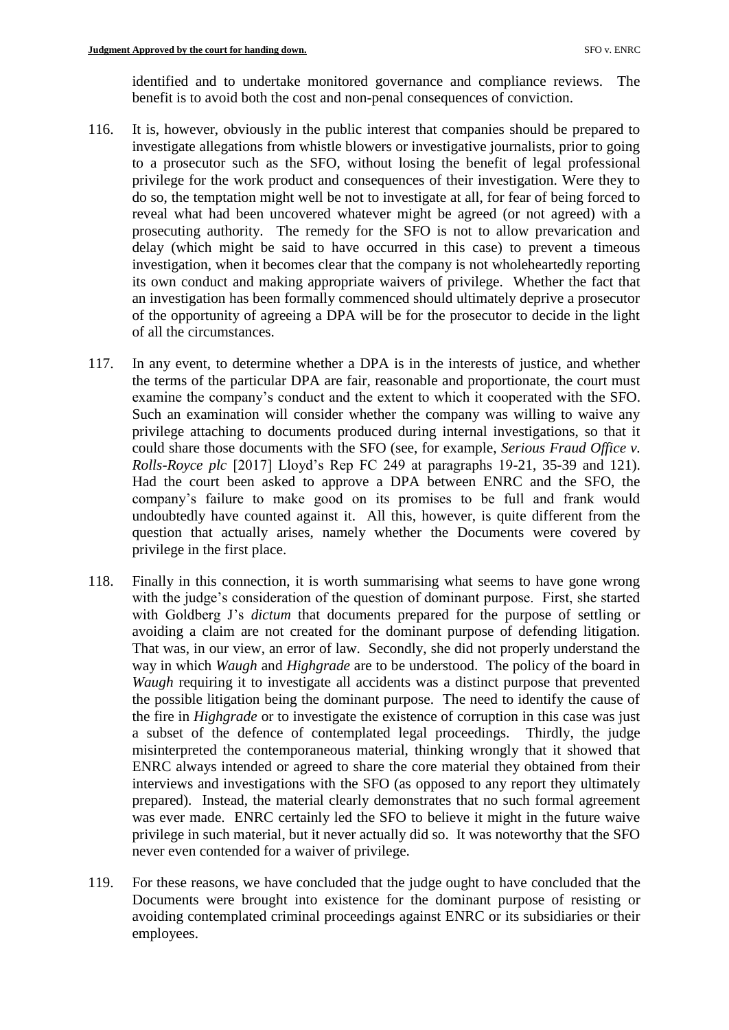identified and to undertake monitored governance and compliance reviews. The benefit is to avoid both the cost and non-penal consequences of conviction.

116. It is, however, obviously in the public interest that companies should be prepared to investigate allegations from whistle blowers or investigative journalists, prior to going to a prosecutor such as the SFO, without losing the benefit of legal professional privilege for the work product and consequences of their investigation. Were they to do so, the temptation might well be not to investigate at all, for fear of being forced to reveal what had been uncovered whatever might be agreed (or not agreed) with a prosecuting authority. The remedy for the SFO is not to allow prevarication and delay (which might be said to have occurred in this case) to prevent a timeous investigation, when it becomes clear that the company is not wholeheartedly reporting its own conduct and making appropriate waivers of privilege. Whether the fact that an investigation has been formally commenced should ultimately deprive a prosecutor of the opportunity of agreeing a DPA will be for the prosecutor to decide in the light of all the circumstances.

117. In any event, to determine whether a DPA is in the interests of justice, and whether the terms of the particular DPA are fair, reasonable and proportionate, the court must examine the company's conduct and the extent to which it cooperated with the SFO. Such an examination will consider whether the company was willing to waive any privilege attaching to documents produced during internal investigations, so that it could share those documents with the SFO (see, for example, *Serious Fraud Office v. Rolls-Royce plc* [2017] Lloyd's Rep FC 249 at paragraphs 19-21, 35-39 and 121). Had the court been asked to approve a DPA between ENRC and the SFO, the company's failure to make good on its promises to be full and frank would undoubtedly have counted against it. All this, however, is quite different from the question that actually arises, namely whether the Documents were covered by privilege in the first place.

118. Finally in this connection, it is worth summarising what seems to have gone wrong with the judge's consideration of the question of dominant purpose. First, she started with Goldberg J's *dictum* that documents prepared for the purpose of settling or avoiding a claim are not created for the dominant purpose of defending litigation. That was, in our view, an error of law. Secondly, she did not properly understand the way in which *Waugh* and *Highgrade* are to be understood. The policy of the board in *Waugh* requiring it to investigate all accidents was a distinct purpose that prevented the possible litigation being the dominant purpose. The need to identify the cause of the fire in *Highgrade* or to investigate the existence of corruption in this case was just a subset of the defence of contemplated legal proceedings. Thirdly, the judge misinterpreted the contemporaneous material, thinking wrongly that it showed that ENRC always intended or agreed to share the core material they obtained from their interviews and investigations with the SFO (as opposed to any report they ultimately prepared). Instead, the material clearly demonstrates that no such formal agreement was ever made. ENRC certainly led the SFO to believe it might in the future waive privilege in such material, but it never actually did so. It was noteworthy that the SFO never even contended for a waiver of privilege.

119. For these reasons, we have concluded that the judge ought to have concluded that the Documents were brought into existence for the dominant purpose of resisting or avoiding contemplated criminal proceedings against ENRC or its subsidiaries or their employees.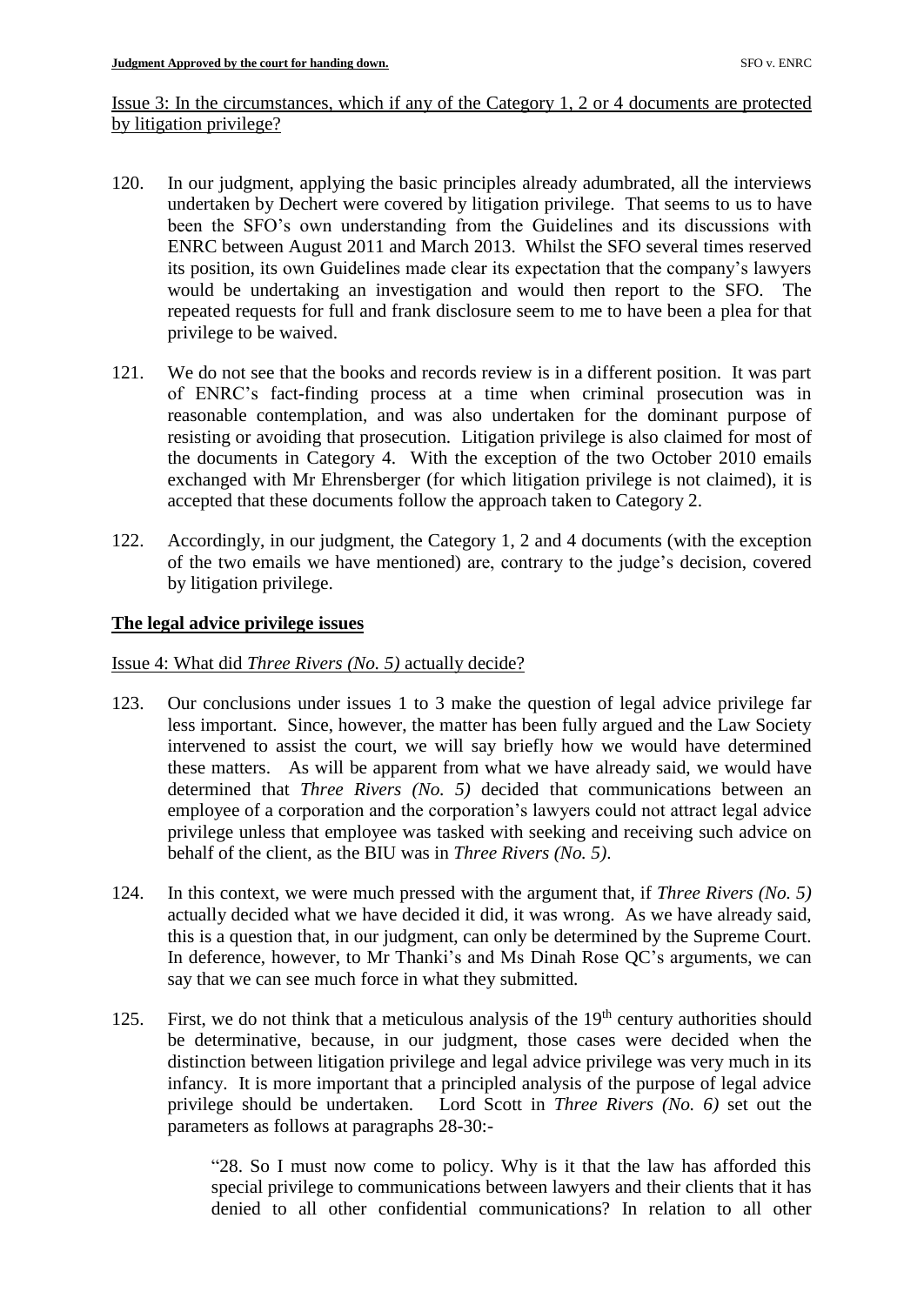Issue 3: In the circumstances, which if any of the Category 1, 2 or 4 documents are protected by litigation privilege?

120. In our judgment, applying the basic principles already adumbrated, all the interviews undertaken by Dechert were covered by litigation privilege. That seems to us to have been the SFO's own understanding from the Guidelines and its discussions with ENRC between August 2011 and March 2013. Whilst the SFO several times reserved its position, its own Guidelines made clear its expectation that the company's lawyers would be undertaking an investigation and would then report to the SFO. The repeated requests for full and frank disclosure seem to me to have been a plea for that privilege to be waived.

121. We do not see that the books and records review is in a different position. It was part of ENRC's fact-finding process at a time when criminal prosecution was in reasonable contemplation, and was also undertaken for the dominant purpose of resisting or avoiding that prosecution. Litigation privilege is also claimed for most of the documents in Category 4. With the exception of the two October 2010 emails exchanged with Mr Ehrensberger (for which litigation privilege is not claimed), it is accepted that these documents follow the approach taken to Category 2.

122. Accordingly, in our judgment, the Category 1, 2 and 4 documents (with the exception of the two emails we have mentioned) are, contrary to the judge's decision, covered by litigation privilege.

## The legal advice privilege issues

Issue 4: What did *Three Rivers (No. 5)* actually decide?

123. Our conclusions under issues 1 to 3 make the question of legal advice privilege far less important. Since, however, the matter has been fully argued and the Law Society intervened to assist the court, we will say briefly how we would have determined these matters. As will be apparent from what we have already said, we would have determined that *Three Rivers (No. 5)* decided that communications between an employee of a corporation and the corporation's lawyers could not attract legal advice privilege unless that employee was tasked with seeking and receiving such advice on behalf of the client, as the BIU was in *Three Rivers (No. 5)*.

124. In this context, we were much pressed with the argument that, if *Three Rivers (No. 5)* actually decided what we have decided it did, it was wrong. As we have already said, this is a question that, in our judgment, can only be determined by the Supreme Court. In deference, however, to Mr Thanki's and Ms Dinah Rose QC's arguments, we can say that we can see much force in what they submitted.

125. First, we do not think that a meticulous analysis of the 19th century authorities should be determinative, because, in our judgment, those cases were decided when the distinction between litigation privilege and legal advice privilege was very much in its infancy. It is more important that a principled analysis of the purpose of legal advice privilege should be undertaken. Lord Scott in *Three Rivers (No. 6)* set out the parameters as follows at paragraphs 28-30:-

> "28. So I must now come to policy. Why is it that the law has afforded this special privilege to communications between lawyers and their clients that it has denied to all other confidential communications? In relation to all other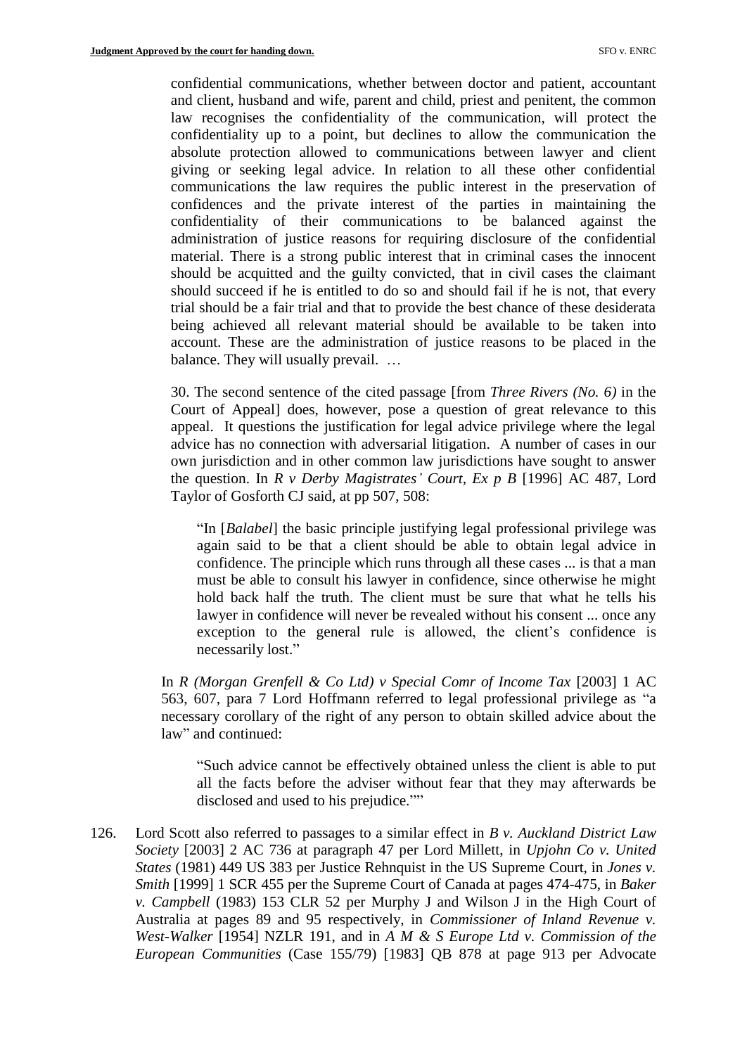confidential communications, whether between doctor and patient, accountant and client, husband and wife, parent and child, priest and penitent, the common law recognises the confidentiality of the communication, will protect the confidentiality up to a point, but declines to allow the communication the absolute protection allowed to communications between lawyer and client giving or seeking legal advice. In relation to all these other confidential communications the law requires the public interest in the preservation of confidences and the private interest of the parties in maintaining the confidentiality of their communications to be balanced against the administration of justice reasons for requiring disclosure of the confidential material. There is a strong public interest that in criminal cases the innocent should be acquitted and the guilty convicted, that in civil cases the claimant should succeed if he is entitled to do so and should fail if he is not, that every trial should be a fair trial and that to provide the best chance of these desiderata being achieved all relevant material should be available to be taken into account. These are the administration of justice reasons to be placed in the balance. They will usually prevail. …

30. The second sentence of the cited passage [from *Three Rivers (No. 6)* in the Court of Appeal] does, however, pose a question of great relevance to this appeal. It questions the justification for legal advice privilege where the legal advice has no connection with adversarial litigation. A number of cases in our own jurisdiction and in other common law jurisdictions have sought to answer the question. In *R v Derby Magistrates' Court, Ex p B* [1996] AC 487, Lord Taylor of Gosforth CJ said, at pp 507, 508:

> "In [*Balabel*] the basic principle justifying legal professional privilege was again said to be that a client should be able to obtain legal advice in confidence. The principle which runs through all these cases ... is that a man must be able to consult his lawyer in confidence, since otherwise he might hold back half the truth. The client must be sure that what he tells his lawyer in confidence will never be revealed without his consent ... once any exception to the general rule is allowed, the client's confidence is necessarily lost."

In *R (Morgan Grenfell & Co Ltd) v Special Comr of Income Tax* [2003] 1 AC 563, 607, para 7 Lord Hoffmann referred to legal professional privilege as "a necessary corollary of the right of any person to obtain skilled advice about the law" and continued:

> "Such advice cannot be effectively obtained unless the client is able to put all the facts before the adviser without fear that they may afterwards be disclosed and used to his prejudice.""

126. Lord Scott also referred to passages to a similar effect in *B v. Auckland District Law Society* [2003] 2 AC 736 at paragraph 47 per Lord Millett, in *Upjohn Co v. United States* (1981) 449 US 383 per Justice Rehnquist in the US Supreme Court, in *Jones v. Smith* [1999] 1 SCR 455 per the Supreme Court of Canada at pages 474-475, in *Baker v. Campbell* (1983) 153 CLR 52 per Murphy J and Wilson J in the High Court of Australia at pages 89 and 95 respectively, in *Commissioner of Inland Revenue v. West-Walker* [1954] NZLR 191, and in *A M & S Europe Ltd v. Commission of the European Communities* (Case 155/79) [1983] QB 878 at page 913 per Advocate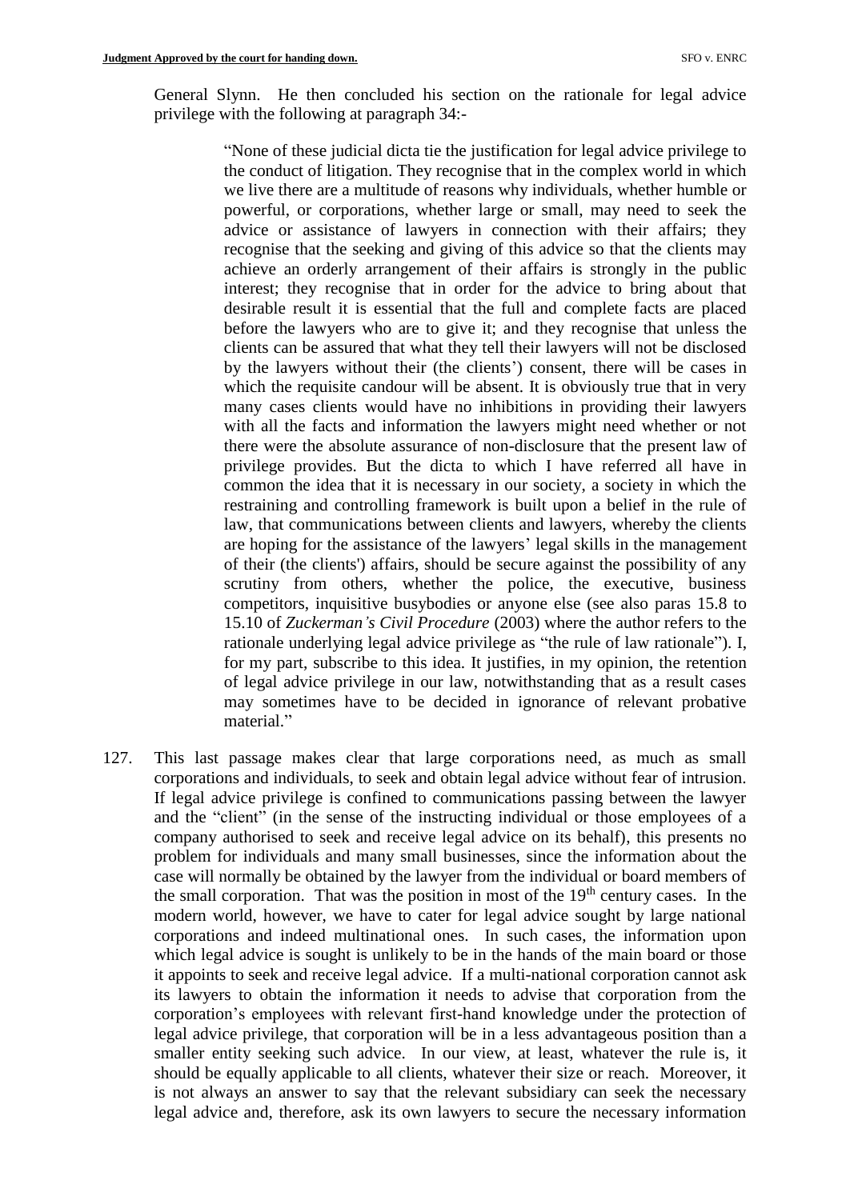General Slynn. He then concluded his section on the rationale for legal advice privilege with the following at paragraph 34:-

> "None of these judicial dicta tie the justification for legal advice privilege to the conduct of litigation. They recognise that in the complex world in which we live there are a multitude of reasons why individuals, whether humble or powerful, or corporations, whether large or small, may need to seek the advice or assistance of lawyers in connection with their affairs; they recognise that the seeking and giving of this advice so that the clients may achieve an orderly arrangement of their affairs is strongly in the public interest; they recognise that in order for the advice to bring about that desirable result it is essential that the full and complete facts are placed before the lawyers who are to give it; and they recognise that unless the clients can be assured that what they tell their lawyers will not be disclosed by the lawyers without their (the clients') consent, there will be cases in which the requisite candour will be absent. It is obviously true that in very many cases clients would have no inhibitions in providing their lawyers with all the facts and information the lawyers might need whether or not there were the absolute assurance of non-disclosure that the present law of privilege provides. But the dicta to which I have referred all have in common the idea that it is necessary in our society, a society in which the restraining and controlling framework is built upon a belief in the rule of law, that communications between clients and lawyers, whereby the clients are hoping for the assistance of the lawyers' legal skills in the management of their (the clients') affairs, should be secure against the possibility of any scrutiny from others, whether the police, the executive, business competitors, inquisitive busybodies or anyone else (see also paras 15.8 to 15.10 of *Zuckerman's Civil Procedure* (2003) where the author refers to the rationale underlying legal advice privilege as "the rule of law rationale"). I, for my part, subscribe to this idea. It justifies, in my opinion, the retention of legal advice privilege in our law, notwithstanding that as a result cases may sometimes have to be decided in ignorance of relevant probative material."

127. This last passage makes clear that large corporations need, as much as small corporations and individuals, to seek and obtain legal advice without fear of intrusion. If legal advice privilege is confined to communications passing between the lawyer and the "client" (in the sense of the instructing individual or those employees of a company authorised to seek and receive legal advice on its behalf), this presents no problem for individuals and many small businesses, since the information about the case will normally be obtained by the lawyer from the individual or board members of the small corporation. That was the position in most of the 19th century cases. In the modern world, however, we have to cater for legal advice sought by large national corporations and indeed multinational ones. In such cases, the information upon which legal advice is sought is unlikely to be in the hands of the main board or those it appoints to seek and receive legal advice. If a multi-national corporation cannot ask its lawyers to obtain the information it needs to advise that corporation from the corporation's employees with relevant first-hand knowledge under the protection of legal advice privilege, that corporation will be in a less advantageous position than a smaller entity seeking such advice. In our view, at least, whatever the rule is, it should be equally applicable to all clients, whatever their size or reach. Moreover, it is not always an answer to say that the relevant subsidiary can seek the necessary legal advice and, therefore, ask its own lawyers to secure the necessary information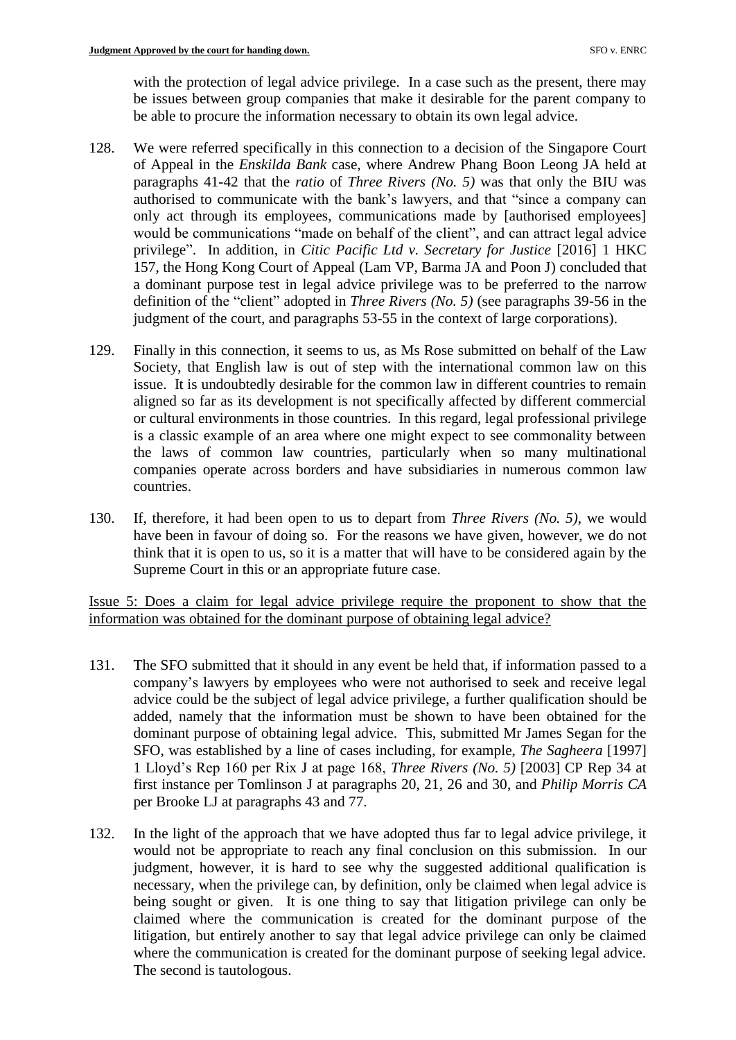with the protection of legal advice privilege. In a case such as the present, there may be issues between group companies that make it desirable for the parent company to be able to procure the information necessary to obtain its own legal advice.

128. We were referred specifically in this connection to a decision of the Singapore Court of Appeal in the *Enskilda Bank* case, where Andrew Phang Boon Leong JA held at paragraphs 41-42 that the *ratio* of *Three Rivers (No. 5)* was that only the BIU was authorised to communicate with the bank's lawyers, and that "since a company can only act through its employees, communications made by [authorised employees] would be communications "made on behalf of the client", and can attract legal advice privilege". In addition, in *Citic Pacific Ltd v. Secretary for Justice* [2016] 1 HKC 157, the Hong Kong Court of Appeal (Lam VP, Barma JA and Poon J) concluded that a dominant purpose test in legal advice privilege was to be preferred to the narrow definition of the "client" adopted in *Three Rivers (No. 5)* (see paragraphs 39-56 in the judgment of the court, and paragraphs 53-55 in the context of large corporations).

129. Finally in this connection, it seems to us, as Ms Rose submitted on behalf of the Law Society, that English law is out of step with the international common law on this issue. It is undoubtedly desirable for the common law in different countries to remain aligned so far as its development is not specifically affected by different commercial or cultural environments in those countries. In this regard, legal professional privilege is a classic example of an area where one might expect to see commonality between the laws of common law countries, particularly when so many multinational companies operate across borders and have subsidiaries in numerous common law countries.

130. If, therefore, it had been open to us to depart from *Three Rivers (No. 5)*, we would have been in favour of doing so. For the reasons we have given, however, we do not think that it is open to us, so it is a matter that will have to be considered again by the Supreme Court in this or an appropriate future case.

<u>Issue 5: Does a claim for legal advice privilege require the proponent to show that the information was obtained for the dominant purpose of obtaining legal advice?</u>

131. The SFO submitted that it should in any event be held that, if information passed to a company's lawyers by employees who were not authorised to seek and receive legal advice could be the subject of legal advice privilege, a further qualification should be added, namely that the information must be shown to have been obtained for the dominant purpose of obtaining legal advice. This, submitted Mr James Segan for the SFO, was established by a line of cases including, for example, *The Sagheera* [1997] 1 Lloyd's Rep 160 per Rix J at page 168, *Three Rivers (No. 5)* [2003] CP Rep 34 at first instance per Tomlinson J at paragraphs 20, 21, 26 and 30, and *Philip Morris CA* per Brooke LJ at paragraphs 43 and 77.

132. In the light of the approach that we have adopted thus far to legal advice privilege, it would not be appropriate to reach any final conclusion on this submission. In our judgment, however, it is hard to see why the suggested additional qualification is necessary, when the privilege can, by definition, only be claimed when legal advice is being sought or given. It is one thing to say that litigation privilege can only be claimed where the communication is created for the dominant purpose of the litigation, but entirely another to say that legal advice privilege can only be claimed where the communication is created for the dominant purpose of seeking legal advice. The second is tautologous.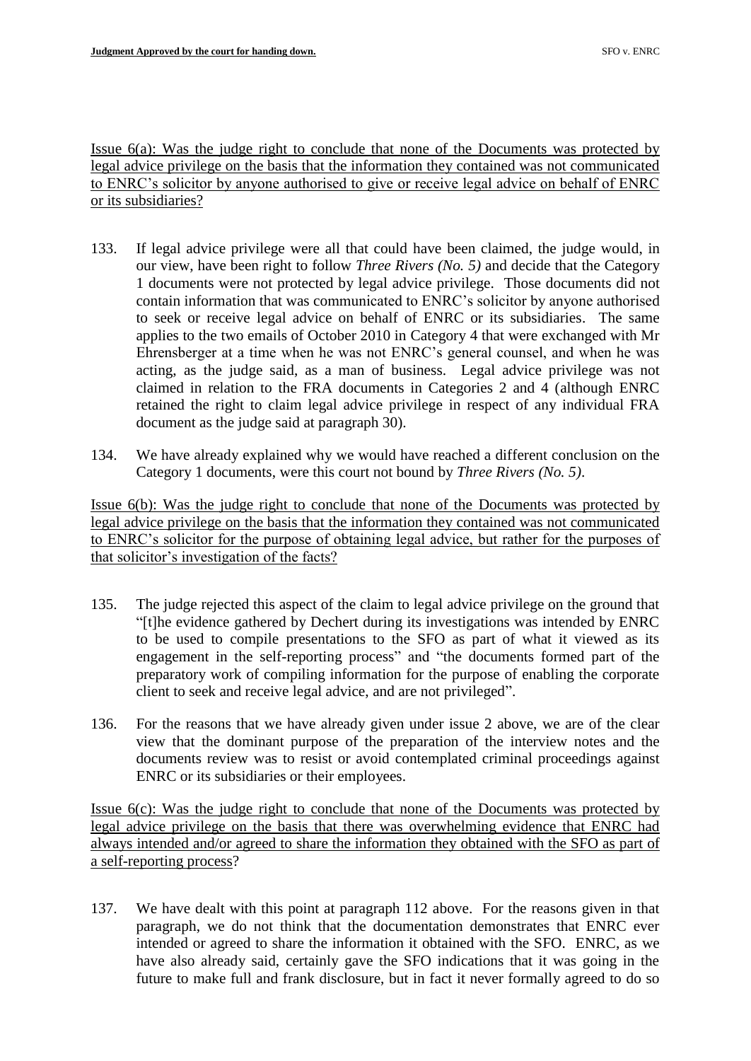Issue 6(a): Was the judge right to conclude that none of the Documents was protected by legal advice privilege on the basis that the information they contained was not communicated to ENRC's solicitor by anyone authorised to give or receive legal advice on behalf of ENRC or its subsidiaries?

133. If legal advice privilege were all that could have been claimed, the judge would, in our view, have been right to follow *Three Rivers (No. 5)* and decide that the Category 1 documents were not protected by legal advice privilege. Those documents did not contain information that was communicated to ENRC's solicitor by anyone authorised to seek or receive legal advice on behalf of ENRC or its subsidiaries. The same applies to the two emails of October 2010 in Category 4 that were exchanged with Mr Ehrensberger at a time when he was not ENRC's general counsel, and when he was acting, as the judge said, as a man of business. Legal advice privilege was not claimed in relation to the FRA documents in Categories 2 and 4 (although ENRC retained the right to claim legal advice privilege in respect of any individual FRA document as the judge said at paragraph 30).

134. We have already explained why we would have reached a different conclusion on the Category 1 documents, were this court not bound by *Three Rivers (No. 5)*.

Issue 6(b): Was the judge right to conclude that none of the Documents was protected by legal advice privilege on the basis that the information they contained was not communicated to ENRC's solicitor for the purpose of obtaining legal advice, but rather for the purposes of that solicitor's investigation of the facts?

135. The judge rejected this aspect of the claim to legal advice privilege on the ground that "[t]he evidence gathered by Dechert during its investigations was intended by ENRC to be used to compile presentations to the SFO as part of what it viewed as its engagement in the self-reporting process" and "the documents formed part of the preparatory work of compiling information for the purpose of enabling the corporate client to seek and receive legal advice, and are not privileged".

136. For the reasons that we have already given under issue 2 above, we are of the clear view that the dominant purpose of the preparation of the interview notes and the documents review was to resist or avoid contemplated criminal proceedings against ENRC or its subsidiaries or their employees.

Issue 6(c): Was the judge right to conclude that none of the Documents was protected by legal advice privilege on the basis that there was overwhelming evidence that ENRC had always intended and/or agreed to share the information they obtained with the SFO as part of a self-reporting process?

137. We have dealt with this point at paragraph 112 above. For the reasons given in that paragraph, we do not think that the documentation demonstrates that ENRC ever intended or agreed to share the information it obtained with the SFO. ENRC, as we have also already said, certainly gave the SFO indications that it was going in the future to make full and frank disclosure, but in fact it never formally agreed to do so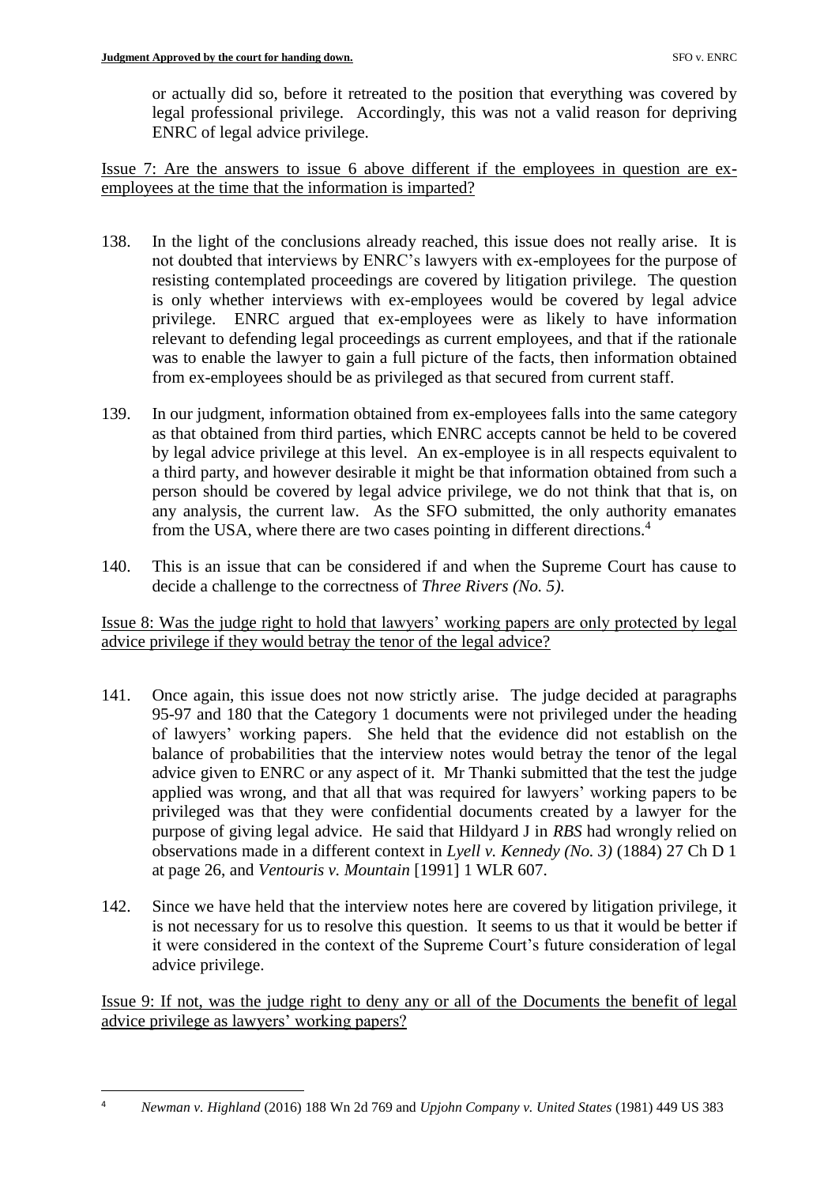or actually did so, before it retreated to the position that everything was covered by legal professional privilege. Accordingly, this was not a valid reason for depriving ENRC of legal advice privilege.

Issue 7: Are the answers to issue 6 above different if the employees in question are ex-employees at the time that the information is imparted?

138. In the light of the conclusions already reached, this issue does not really arise. It is not doubted that interviews by ENRC's lawyers with ex-employees for the purpose of resisting contemplated proceedings are covered by litigation privilege. The question is only whether interviews with ex-employees would be covered by legal advice privilege. ENRC argued that ex-employees were as likely to have information relevant to defending legal proceedings as current employees, and that if the rationale was to enable the lawyer to gain a full picture of the facts, then information obtained from ex-employees should be as privileged as that secured from current staff.

139. In our judgment, information obtained from ex-employees falls into the same category as that obtained from third parties, which ENRC accepts cannot be held to be covered by legal advice privilege at this level. An ex-employee is in all respects equivalent to a third party, and however desirable it might be that information obtained from such a person should be covered by legal advice privilege, we do not think that that is, on any analysis, the current law. As the SFO submitted, the only authority emanates from the USA, where there are two cases pointing in different directions.[4]

140. This is an issue that can be considered if and when the Supreme Court has cause to decide a challenge to the correctness of *Three Rivers (No. 5)*.

Issue 8: Was the judge right to hold that lawyers' working papers are only protected by legal advice privilege if they would betray the tenor of the legal advice?

141. Once again, this issue does not now strictly arise. The judge decided at paragraphs 95-97 and 180 that the Category 1 documents were not privileged under the heading of lawyers' working papers. She held that the evidence did not establish on the balance of probabilities that the interview notes would betray the tenor of the legal advice given to ENRC or any aspect of it. Mr Thanki submitted that the test the judge applied was wrong, and that all that was required for lawyers' working papers to be privileged was that they were confidential documents created by a lawyer for the purpose of giving legal advice. He said that Hildyard J in *RBS* had wrongly relied on observations made in a different context in *Lyell v. Kennedy (No. 3)* (1884) 27 Ch D 1 at page 26, and *Ventouris v. Mountain* [1991] 1 WLR 607.

142. Since we have held that the interview notes here are covered by litigation privilege, it is not necessary for us to resolve this question. It seems to us that it would be better if it were considered in the context of the Supreme Court's future consideration of legal advice privilege.

Issue 9: If not, was the judge right to deny any or all of the Documents the benefit of legal advice privilege as lawyers' working papers?

---

[4] *Newman v. Highland* (2016) 188 Wn 2d 769 and *Upjohn Company v. United States* (1981) 449 US 383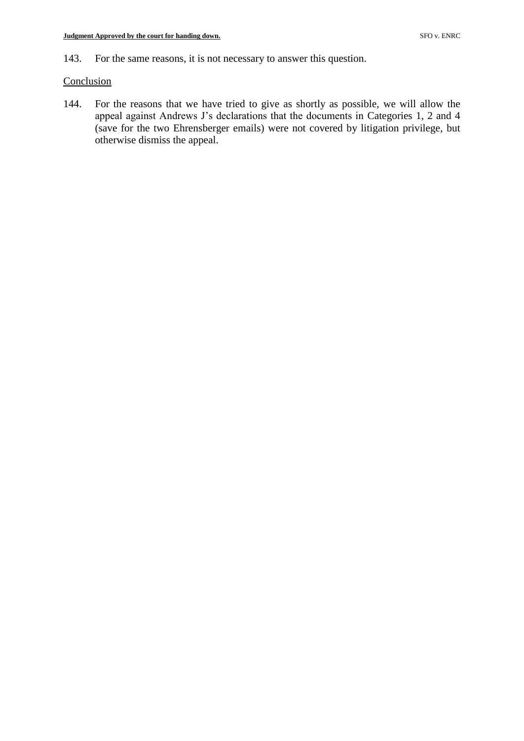143. For the same reasons, it is not necessary to answer this question.

Conclusion

144. For the reasons that we have tried to give as shortly as possible, we will allow the appeal against Andrews J's declarations that the documents in Categories 1, 2 and 4 (save for the two Ehrensberger emails) were not covered by litigation privilege, but otherwise dismiss the appeal.